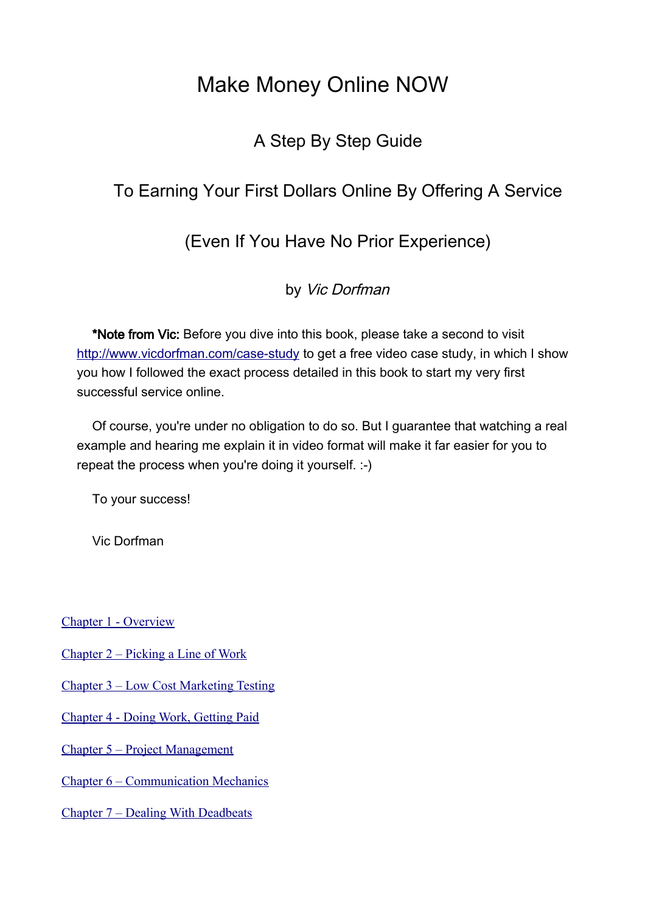# Make Money Online NOW

## A Step By Step Guide

## To Earning Your First Dollars Online By Offering A Service

## (Even If You Have No Prior Experience)

by *Vic Dorfman*

**\*Note from Vic:** Before you dive into this book, please take a second to visit [http://www.vicdorfman.com/case-study](http://www.vicdorfman.com/case-study) to get a free video case study, in which I show you how I followed the exact process detailed in this book to start my very first successful service online.

Of course, you're under no obligation to do so. But I guarantee that watching a real example and hearing me explain it in video format will make it far easier for you to repeat the process when you're doing it yourself. :-)

To your success!

Vic Dorfman

[Chapter 1 - Overview]()

[Chapter 2 – Picking a Line of Work]()

[Chapter 3 – Low Cost Marketing Testing]()

[Chapter 4 - Doing Work, Getting Paid]()

[Chapter 5 – Project Management]()

[Chapter 6 – Communication Mechanics]()

[Chapter 7 – Dealing With Deadbeats]()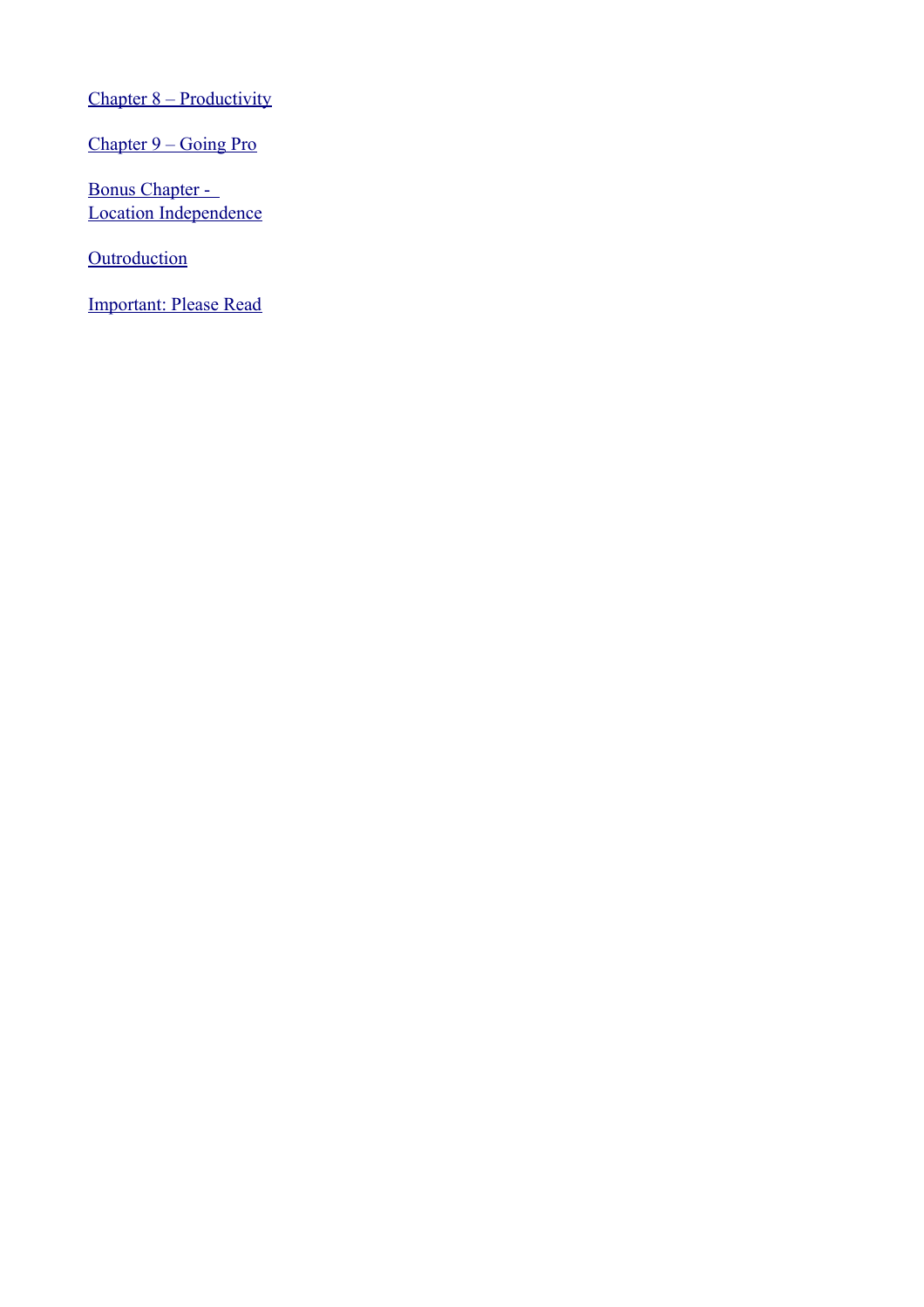Chapter 8 – Productivity

Chapter 9 – Going Pro

Bonus Chapter - 
Location Independence

Outroduction

Important: Please Read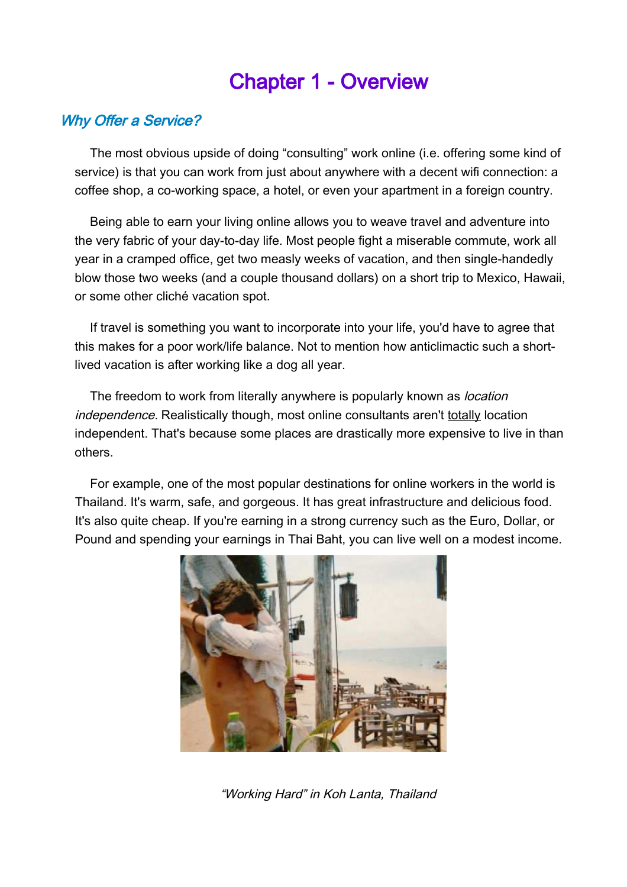# Chapter 1 - Overview

## *Why Offer a Service?*

The most obvious upside of doing “consulting” work online (i.e. offering some kind of service) is that you can work from just about anywhere with a decent wifi connection: a coffee shop, a co-working space, a hotel, or even your apartment in a foreign country.

Being able to earn your living online allows you to weave travel and adventure into the very fabric of your day-to-day life. Most people fight a miserable commute, work all year in a cramped office, get two measly weeks of vacation, and then single-handedly blow those two weeks (and a couple thousand dollars) on a short trip to Mexico, Hawaii, or some other cliché vacation spot.

If travel is something you want to incorporate into your life, you'd have to agree that this makes for a poor work/life balance. Not to mention how anticlimactic such a short-lived vacation is after working like a dog all year.

The freedom to work from literally anywhere is popularly known as *location independence.* Realistically though, most online consultants aren't <u>totally</u> location independent. That's because some places are drastically more expensive to live in than others.

For example, one of the most popular destinations for online workers in the world is Thailand. It's warm, safe, and gorgeous. It has great infrastructure and delicious food. It's also quite cheap. If you're earning in a strong currency such as the Euro, Dollar, or Pound and spending your earnings in Thai Baht, you can live well on a modest income.

*“Working Hard” in Koh Lanta, Thailand*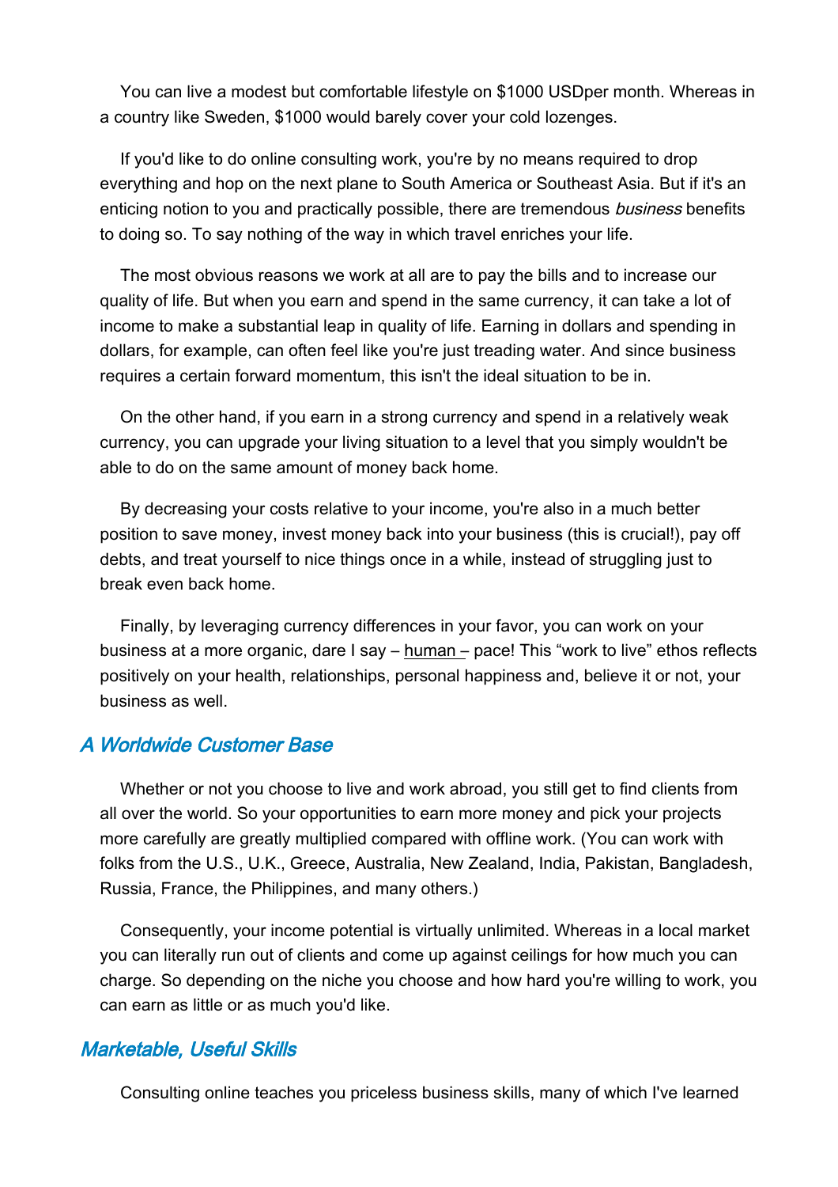You can live a modest but comfortable lifestyle on $1000 USDper month. Whereas in a country like Sweden, $1000 would barely cover your cold lozenges.

If you'd like to do online consulting work, you're by no means required to drop everything and hop on the next plane to South America or Southeast Asia. But if it's an enticing notion to you and practically possible, there are tremendous *business* benefits to doing so. To say nothing of the way in which travel enriches your life.

The most obvious reasons we work at all are to pay the bills and to increase our quality of life. But when you earn and spend in the same currency, it can take a lot of income to make a substantial leap in quality of life. Earning in dollars and spending in dollars, for example, can often feel like you're just treading water. And since business requires a certain forward momentum, this isn't the ideal situation to be in.

On the other hand, if you earn in a strong currency and spend in a relatively weak currency, you can upgrade your living situation to a level that you simply wouldn't be able to do on the same amount of money back home.

By decreasing your costs relative to your income, you're also in a much better position to save money, invest money back into your business (this is crucial!), pay off debts, and treat yourself to nice things once in a while, instead of struggling just to break even back home.

Finally, by leveraging currency differences in your favor, you can work on your business at a more organic, dare I say – human – pace! This "work to live" ethos reflects positively on your health, relationships, personal happiness and, believe it or not, your business as well.

## A Worldwide Customer Base

Whether or not you choose to live and work abroad, you still get to find clients from all over the world. So your opportunities to earn more money and pick your projects more carefully are greatly multiplied compared with offline work. (You can work with folks from the U.S., U.K., Greece, Australia, New Zealand, India, Pakistan, Bangladesh, Russia, France, the Philippines, and many others.)

Consequently, your income potential is virtually unlimited. Whereas in a local market you can literally run out of clients and come up against ceilings for how much you can charge. So depending on the niche you choose and how hard you're willing to work, you can earn as little or as much you'd like.

## Marketable, Useful Skills

Consulting online teaches you priceless business skills, many of which I've learned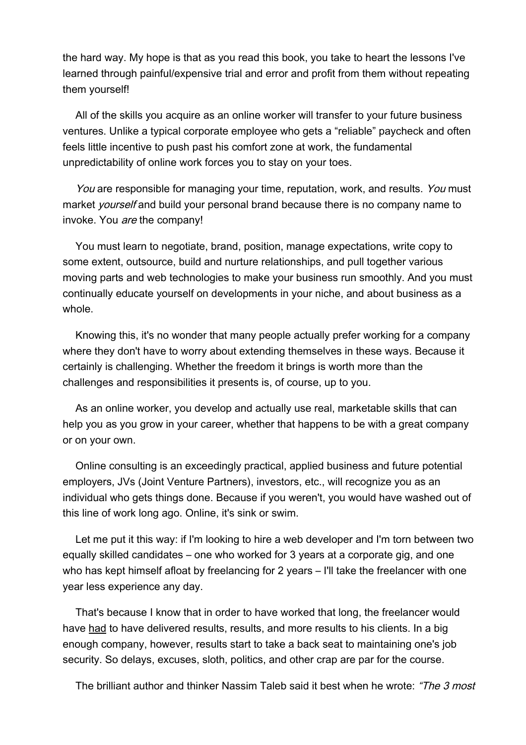the hard way. My hope is that as you read this book, you take to heart the lessons I've learned through painful/expensive trial and error and profit from them without repeating them yourself!

All of the skills you acquire as an online worker will transfer to your future business ventures. Unlike a typical corporate employee who gets a "reliable" paycheck and often feels little incentive to push past his comfort zone at work, the fundamental unpredictability of online work forces you to stay on your toes.

*You* are responsible for managing your time, reputation, work, and results. *You* must market *yourself* and build your personal brand because there is no company name to invoke. You *are* the company!

You must learn to negotiate, brand, position, manage expectations, write copy to some extent, outsource, build and nurture relationships, and pull together various moving parts and web technologies to make your business run smoothly. And you must continually educate yourself on developments in your niche, and about business as a whole.

Knowing this, it's no wonder that many people actually prefer working for a company where they don't have to worry about extending themselves in these ways. Because it certainly is challenging. Whether the freedom it brings is worth more than the challenges and responsibilities it presents is, of course, up to you.

As an online worker, you develop and actually use real, marketable skills that can help you as you grow in your career, whether that happens to be with a great company or on your own.

Online consulting is an exceedingly practical, applied business and future potential employers, JVs (Joint Venture Partners), investors, etc., will recognize you as an individual who gets things done. Because if you weren't, you would have washed out of this line of work long ago. Online, it's sink or swim.

Let me put it this way: if I'm looking to hire a web developer and I'm torn between two equally skilled candidates – one who worked for 3 years at a corporate gig, and one who has kept himself afloat by freelancing for 2 years – I'll take the freelancer with one year less experience any day.

That's because I know that in order to have worked that long, the freelancer would have <u>had</u> to have delivered results, results, and more results to his clients. In a big enough company, however, results start to take a back seat to maintaining one's job security. So delays, excuses, sloth, politics, and other crap are par for the course.

The brilliant author and thinker Nassim Taleb said it best when he wrote: *"The 3 most*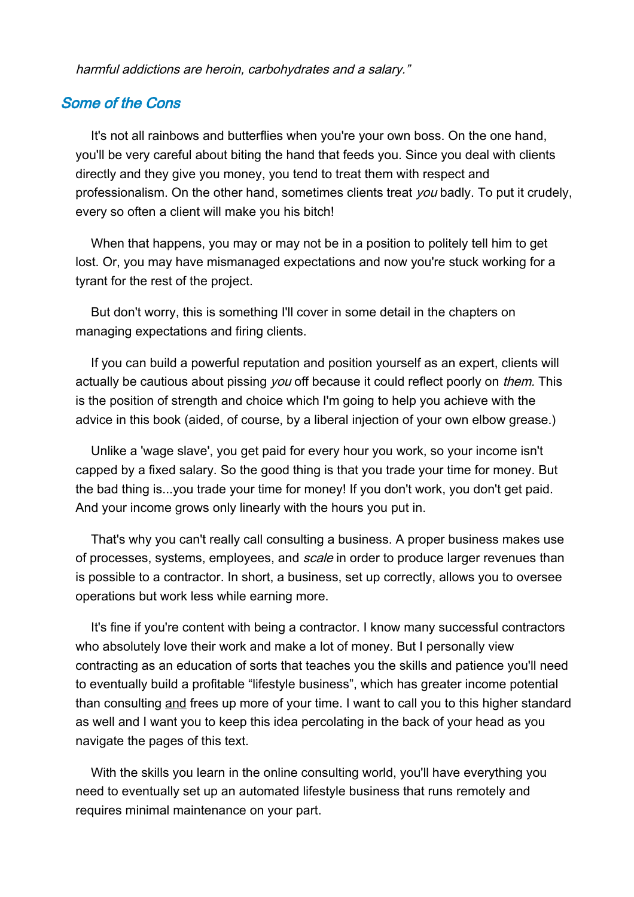*harmful addictions are heroin, carbohydrates and a salary."*

## Some of the Cons

It's not all rainbows and butterflies when you're your own boss. On the one hand, you'll be very careful about biting the hand that feeds you. Since you deal with clients directly and they give you money, you tend to treat them with respect and professionalism. On the other hand, sometimes clients treat *you* badly. To put it crudely, every so often a client will make you his bitch!

When that happens, you may or may not be in a position to politely tell him to get lost. Or, you may have mismanaged expectations and now you're stuck working for a tyrant for the rest of the project.

But don't worry, this is something I'll cover in some detail in the chapters on managing expectations and firing clients.

If you can build a powerful reputation and position yourself as an expert, clients will actually be cautious about pissing *you* off because it could reflect poorly on *them.* This is the position of strength and choice which I'm going to help you achieve with the advice in this book (aided, of course, by a liberal injection of your own elbow grease.)

Unlike a 'wage slave', you get paid for every hour you work, so your income isn't capped by a fixed salary. So the good thing is that you trade your time for money. But the bad thing is...you trade your time for money! If you don't work, you don't get paid. And your income grows only linearly with the hours you put in.

That's why you can't really call consulting a business. A proper business makes use of processes, systems, employees, and *scale* in order to produce larger revenues than is possible to a contractor. In short, a business, set up correctly, allows you to oversee operations but work less while earning more.

It's fine if you're content with being a contractor. I know many successful contractors who absolutely love their work and make a lot of money. But I personally view contracting as an education of sorts that teaches you the skills and patience you'll need to eventually build a profitable "lifestyle business", which has greater income potential than consulting and frees up more of your time. I want to call you to this higher standard as well and I want you to keep this idea percolating in the back of your head as you navigate the pages of this text.

With the skills you learn in the online consulting world, you'll have everything you need to eventually set up an automated lifestyle business that runs remotely and requires minimal maintenance on your part.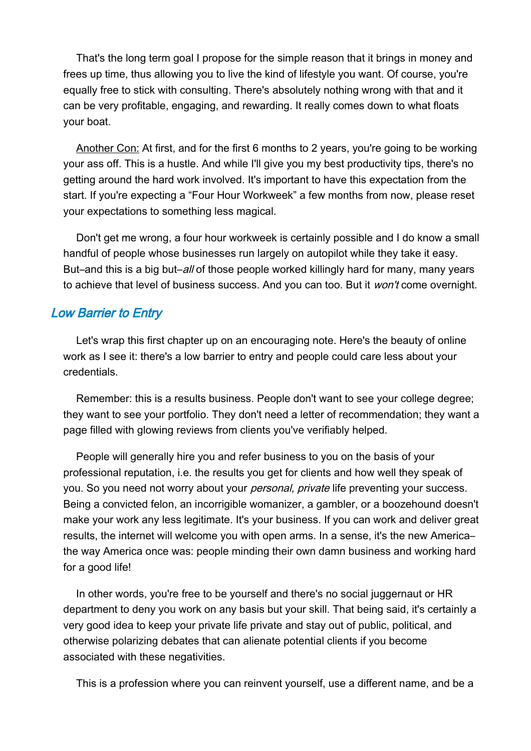That's the long term goal I propose for the simple reason that it brings in money and frees up time, thus allowing you to live the kind of lifestyle you want. Of course, you're equally free to stick with consulting. There's absolutely nothing wrong with that and it can be very profitable, engaging, and rewarding. It really comes down to what floats your boat.

<u>Another Con:</u> At first, and for the first 6 months to 2 years, you're going to be working your ass off. This is a hustle. And while I'll give you my best productivity tips, there's no getting around the hard work involved. It's important to have this expectation from the start. If you're expecting a "Four Hour Workweek" a few months from now, please reset your expectations to something less magical.

Don't get me wrong, a four hour workweek is certainly possible and I do know a small handful of people whose businesses run largely on autopilot while they take it easy. But–and this is a big but–*all* of those people worked killingly hard for many, many years to achieve that level of business success. And you can too. But it *won't* come overnight.

## *Low Barrier to Entry*

Let's wrap this first chapter up on an encouraging note. Here's the beauty of online work as I see it: there's a low barrier to entry and people could care less about your credentials.

Remember: this is a results business. People don't want to see your college degree; they want to see your portfolio. They don't need a letter of recommendation; they want a page filled with glowing reviews from clients you've verifiably helped.

People will generally hire you and refer business to you on the basis of your professional reputation, i.e. the results you get for clients and how well they speak of you. So you need not worry about your *personal, private* life preventing your success. Being a convicted felon, an incorrigible womanizer, a gambler, or a boozehound doesn't make your work any less legitimate. It's your business. If you can work and deliver great results, the internet will welcome you with open arms. In a sense, it's the new America–the way America once was: people minding their own damn business and working hard for a good life!

In other words, you're free to be yourself and there's no social juggernaut or HR department to deny you work on any basis but your skill. That being said, it's certainly a very good idea to keep your private life private and stay out of public, political, and otherwise polarizing debates that can alienate potential clients if you become associated with these negativities.

This is a profession where you can reinvent yourself, use a different name, and be a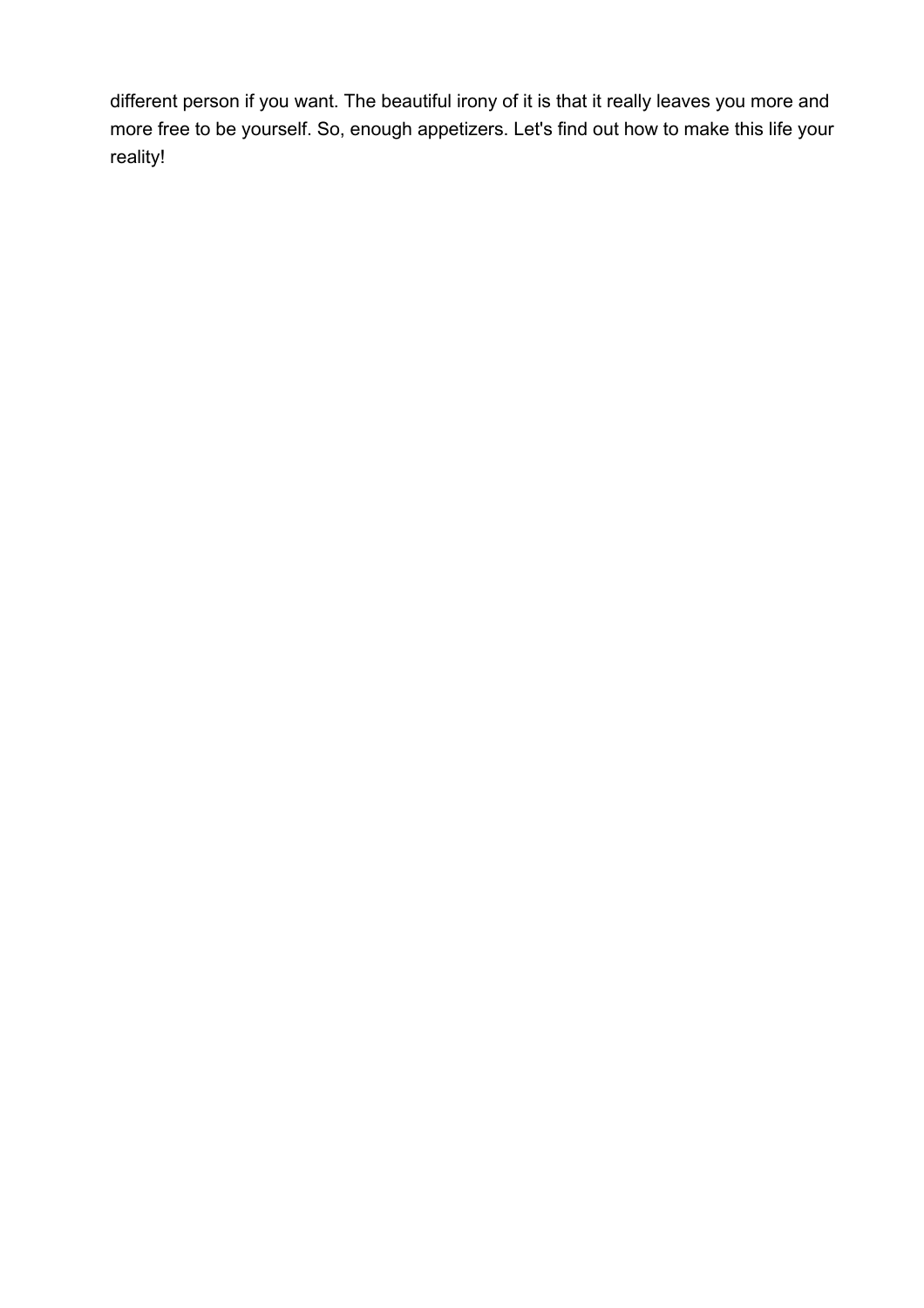different person if you want. The beautiful irony of it is that it really leaves you more and more free to be yourself. So, enough appetizers. Let's find out how to make this life your reality!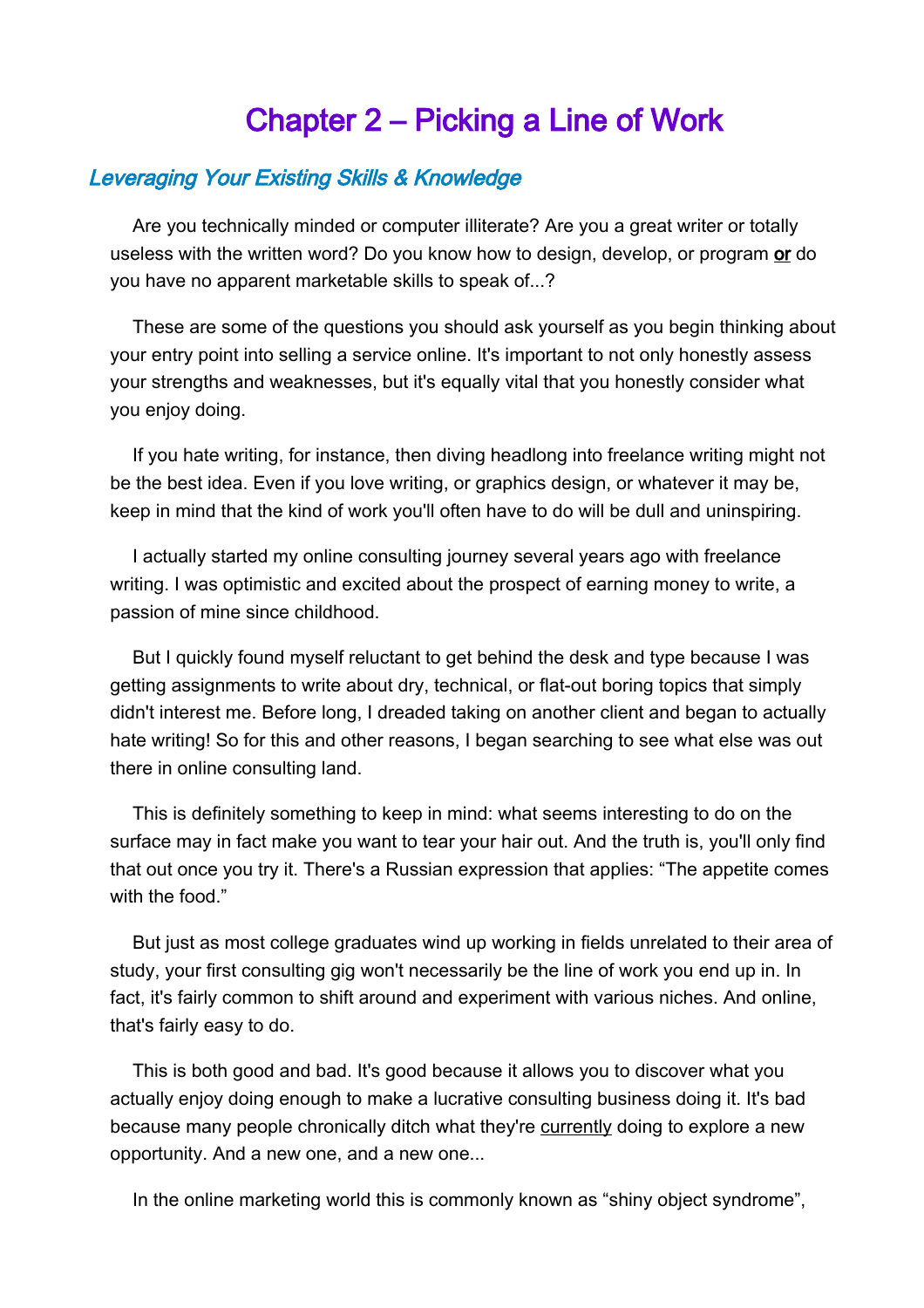# Chapter 2 – Picking a Line of Work

## *Leveraging Your Existing Skills & Knowledge*

Are you technically minded or computer illiterate? Are you a great writer or totally useless with the written word? Do you know how to design, develop, or program **or** do you have no apparent marketable skills to speak of...?

These are some of the questions you should ask yourself as you begin thinking about your entry point into selling a service online. It's important to not only honestly assess your strengths and weaknesses, but it's equally vital that you honestly consider what you enjoy doing.

If you hate writing, for instance, then diving headlong into freelance writing might not be the best idea. Even if you love writing, or graphics design, or whatever it may be, keep in mind that the kind of work you'll often have to do will be dull and uninspiring.

I actually started my online consulting journey several years ago with freelance writing. I was optimistic and excited about the prospect of earning money to write, a passion of mine since childhood.

But I quickly found myself reluctant to get behind the desk and type because I was getting assignments to write about dry, technical, or flat-out boring topics that simply didn't interest me. Before long, I dreaded taking on another client and began to actually hate writing! So for this and other reasons, I began searching to see what else was out there in online consulting land.

This is definitely something to keep in mind: what seems interesting to do on the surface may in fact make you want to tear your hair out. And the truth is, you'll only find that out once you try it. There's a Russian expression that applies: "The appetite comes with the food."

But just as most college graduates wind up working in fields unrelated to their area of study, your first consulting gig won't necessarily be the line of work you end up in. In fact, it's fairly common to shift around and experiment with various niches. And online, that's fairly easy to do.

This is both good and bad. It's good because it allows you to discover what you actually enjoy doing enough to make a lucrative consulting business doing it. It's bad because many people chronically ditch what they're currently doing to explore a new opportunity. And a new one, and a new one...

In the online marketing world this is commonly known as "shiny object syndrome",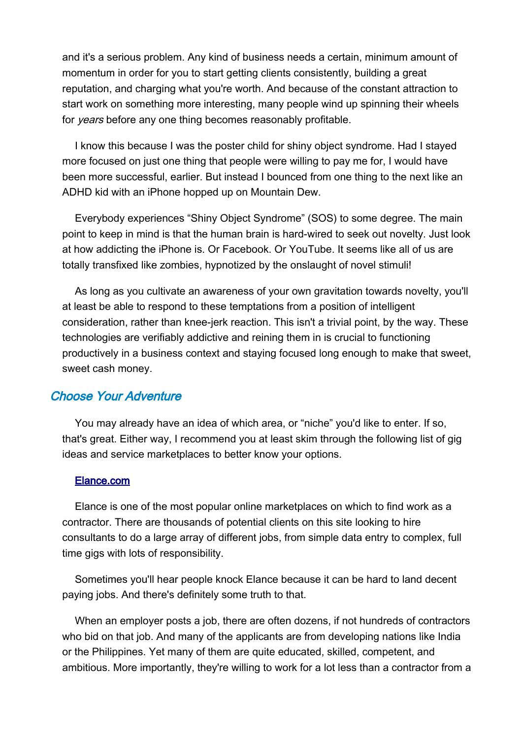and it's a serious problem. Any kind of business needs a certain, minimum amount of momentum in order for you to start getting clients consistently, building a great reputation, and charging what you're worth. And because of the constant attraction to start work on something more interesting, many people wind up spinning their wheels for *years* before any one thing becomes reasonably profitable.

I know this because I was the poster child for shiny object syndrome. Had I stayed more focused on just one thing that people were willing to pay me for, I would have been more successful, earlier. But instead I bounced from one thing to the next like an ADHD kid with an iPhone hopped up on Mountain Dew.

Everybody experiences "Shiny Object Syndrome" (SOS) to some degree. The main point to keep in mind is that the human brain is hard-wired to seek out novelty. Just look at how addicting the iPhone is. Or Facebook. Or YouTube. It seems like all of us are totally transfixed like zombies, hypnotized by the onslaught of novel stimuli!

As long as you cultivate an awareness of your own gravitation towards novelty, you'll at least be able to respond to these temptations from a position of intelligent consideration, rather than knee-jerk reaction. This isn't a trivial point, by the way. These technologies are verifiably addictive and reining them in is crucial to functioning productively in a business context and staying focused long enough to make that sweet, sweet cash money.

## *Choose Your Adventure*

You may already have an idea of which area, or "niche" you'd like to enter. If so, that's great. Either way, I recommend you at least skim through the following list of gig ideas and service marketplaces to better know your options.

### Elance.com

Elance is one of the most popular online marketplaces on which to find work as a contractor. There are thousands of potential clients on this site looking to hire consultants to do a large array of different jobs, from simple data entry to complex, full time gigs with lots of responsibility.

Sometimes you'll hear people knock Elance because it can be hard to land decent paying jobs. And there's definitely some truth to that.

When an employer posts a job, there are often dozens, if not hundreds of contractors who bid on that job. And many of the applicants are from developing nations like India or the Philippines. Yet many of them are quite educated, skilled, competent, and ambitious. More importantly, they're willing to work for a lot less than a contractor from a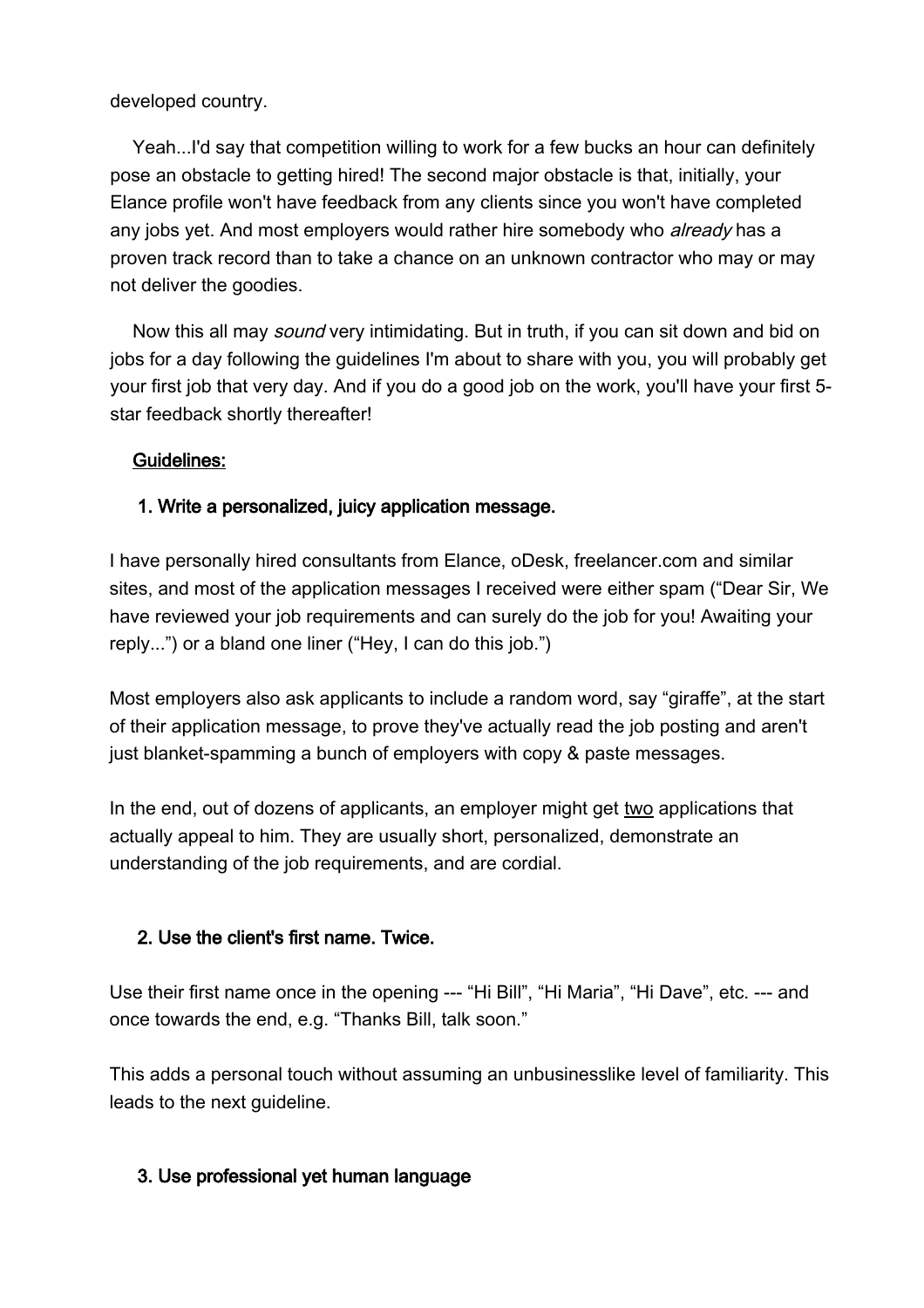developed country.

Yeah...I'd say that competition willing to work for a few bucks an hour can definitely pose an obstacle to getting hired! The second major obstacle is that, initially, your Elance profile won't have feedback from any clients since you won't have completed any jobs yet. And most employers would rather hire somebody who *already* has a proven track record than to take a chance on an unknown contractor who may or may not deliver the goodies.

Now this all may *sound* very intimidating. But in truth, if you can sit down and bid on jobs for a day following the guidelines I'm about to share with you, you will probably get your first job that very day. And if you do a good job on the work, you'll have your first 5-star feedback shortly thereafter!

<u>Guidelines:</u>

### 1. Write a personalized, juicy application message.

I have personally hired consultants from Elance, oDesk, freelancer.com and similar sites, and most of the application messages I received were either spam ("Dear Sir, We have reviewed your job requirements and can surely do the job for you! Awaiting your reply...") or a bland one liner ("Hey, I can do this job.")

Most employers also ask applicants to include a random word, say "giraffe", at the start of their application message, to prove they've actually read the job posting and aren't just blanket-spamming a bunch of employers with copy & paste messages.

In the end, out of dozens of applicants, an employer might get <u>two</u> applications that actually appeal to him. They are usually short, personalized, demonstrate an understanding of the job requirements, and are cordial.

### 2. Use the client's first name. Twice.

Use their first name once in the opening --- "Hi Bill", "Hi Maria", "Hi Dave", etc. --- and once towards the end, e.g. "Thanks Bill, talk soon."

This adds a personal touch without assuming an unbusinesslike level of familiarity. This leads to the next guideline.

### 3. Use professional yet human language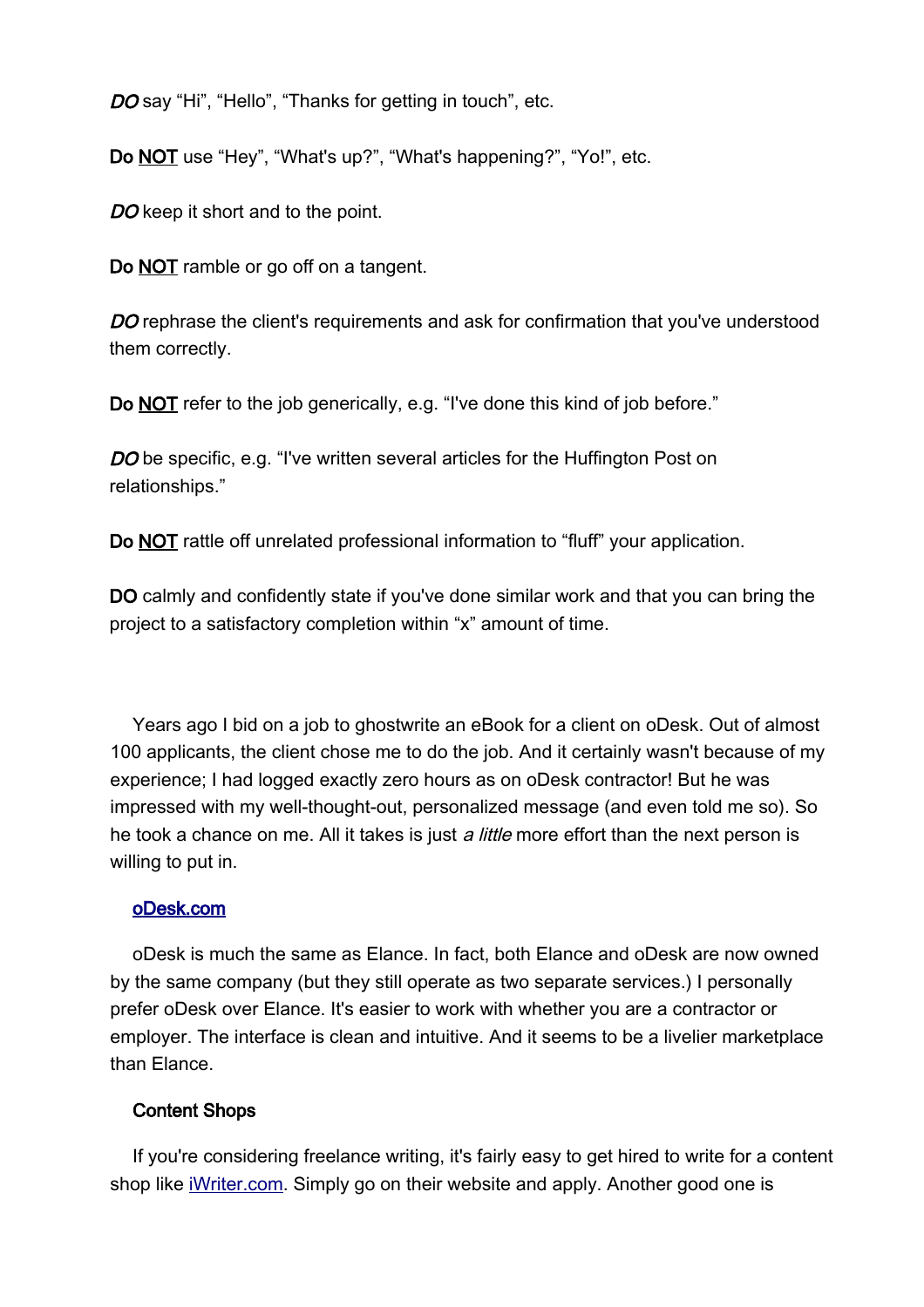*DO* say “Hi”, “Hello”, “Thanks for getting in touch”, etc.

Do <u>NOT</u> use “Hey”, “What's up?”, “What's happening?”, “Yo!”, etc.

*DO* keep it short and to the point.

Do <u>NOT</u> ramble or go off on a tangent.

*DO* rephrase the client's requirements and ask for confirmation that you've understood them correctly.

Do <u>NOT</u> refer to the job generically, e.g. “I've done this kind of job before.”

*DO* be specific, e.g. “I've written several articles for the Huffington Post on relationships.”

Do <u>NOT</u> rattle off unrelated professional information to “fluff” your application.

DO calmly and confidently state if you've done similar work and that you can bring the project to a satisfactory completion within “x” amount of time.

Years ago I bid on a job to ghostwrite an eBook for a client on oDesk. Out of almost 100 applicants, the client chose me to do the job. And it certainly wasn't because of my experience; I had logged exactly zero hours as on oDesk contractor! But he was impressed with my well-thought-out, personalized message (and even told me so). So he took a chance on me. All it takes is just *a little* more effort than the next person is willing to put in.

### oDesk.com

oDesk is much the same as Elance. In fact, both Elance and oDesk are now owned by the same company (but they still operate as two separate services.) I personally prefer oDesk over Elance. It's easier to work with whether you are a contractor or employer. The interface is clean and intuitive. And it seems to be a livelier marketplace than Elance.

### Content Shops

If you're considering freelance writing, it's fairly easy to get hired to write for a content shop like iWriter.com. Simply go on their website and apply. Another good one is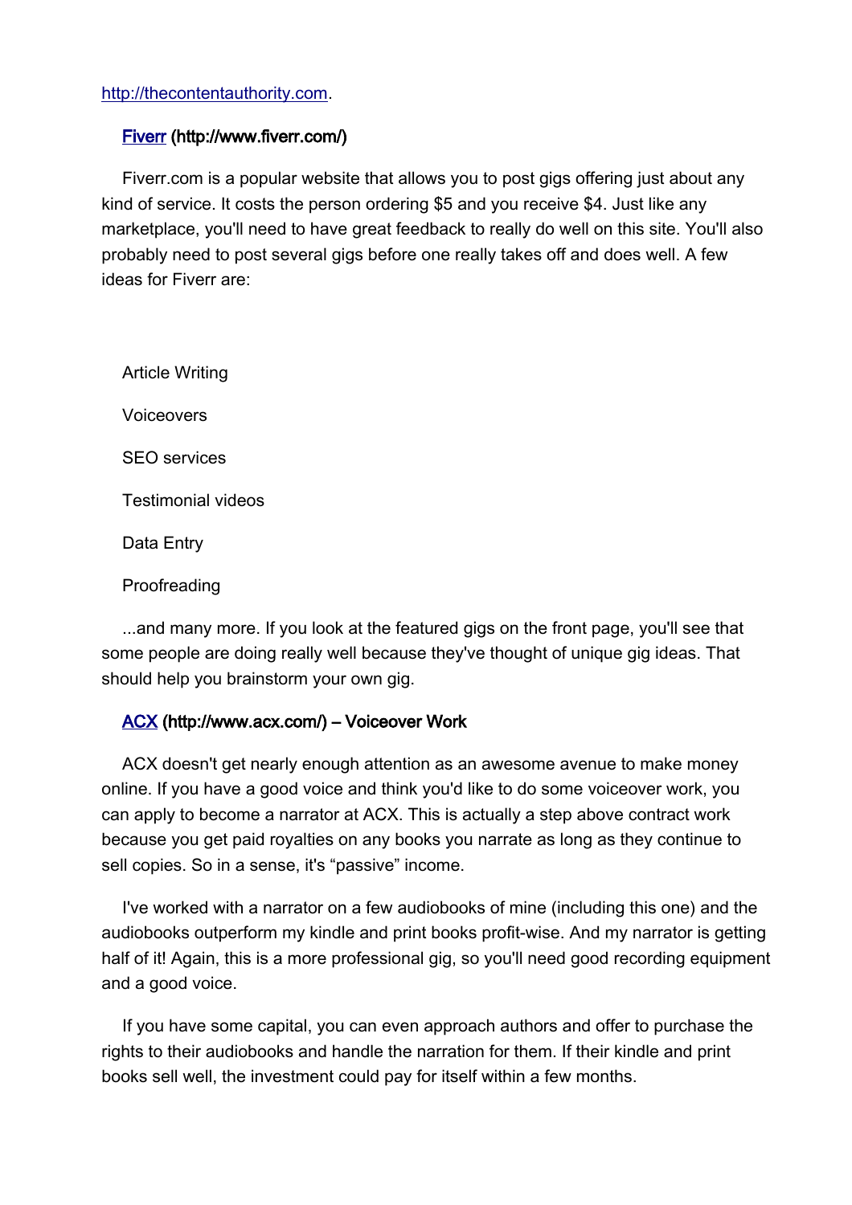http://thecontentauthority.com.

### [Fiverr](http://www.fiverr.com/) (http://www.fiverr.com/)

Fiverr.com is a popular website that allows you to post gigs offering just about any kind of service. It costs the person ordering $5 and you receive $4. Just like any marketplace, you'll need to have great feedback to really do well on this site. You'll also probably need to post several gigs before one really takes off and does well. A few ideas for Fiverr are:

- Article Writing
- Voiceovers
- SEO services
- Testimonial videos
- Data Entry
- Proofreading

...and many more. If you look at the featured gigs on the front page, you'll see that some people are doing really well because they've thought of unique gig ideas. That should help you brainstorm your own gig.

### [ACX](http://www.acx.com/) (http://www.acx.com/) – Voiceover Work

ACX doesn't get nearly enough attention as an awesome avenue to make money online. If you have a good voice and think you'd like to do some voiceover work, you can apply to become a narrator at ACX. This is actually a step above contract work because you get paid royalties on any books you narrate as long as they continue to sell copies. So in a sense, it's "passive" income.

I've worked with a narrator on a few audiobooks of mine (including this one) and the audiobooks outperform my kindle and print books profit-wise. And my narrator is getting half of it! Again, this is a more professional gig, so you'll need good recording equipment and a good voice.

If you have some capital, you can even approach authors and offer to purchase the rights to their audiobooks and handle the narration for them. If their kindle and print books sell well, the investment could pay for itself within a few months.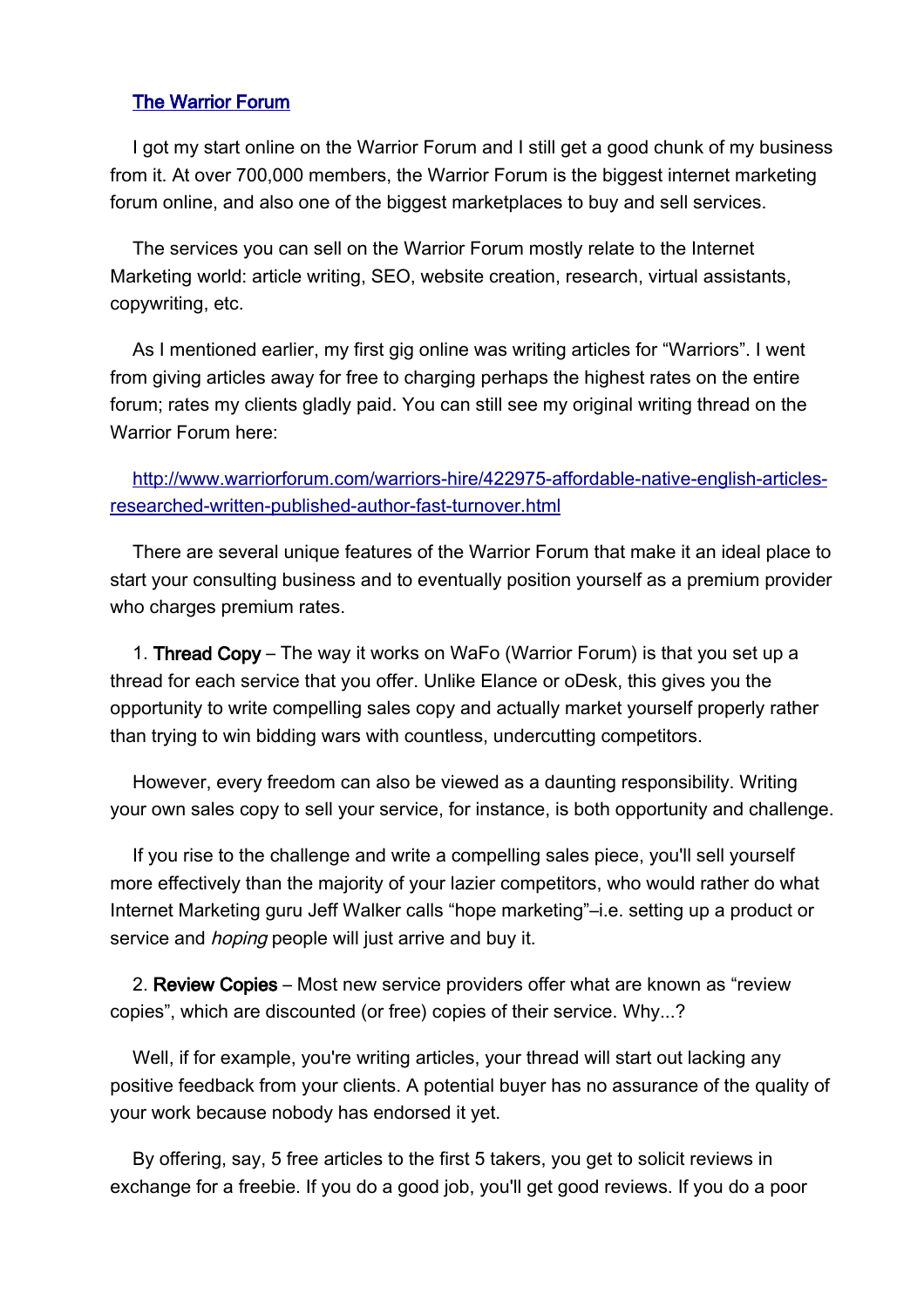[The Warrior Forum](http://www.warriorforum.com)

I got my start online on the Warrior Forum and I still get a good chunk of my business from it. At over 700,000 members, the Warrior Forum is the biggest internet marketing forum online, and also one of the biggest marketplaces to buy and sell services.

The services you can sell on the Warrior Forum mostly relate to the Internet Marketing world: article writing, SEO, website creation, research, virtual assistants, copywriting, etc.

As I mentioned earlier, my first gig online was writing articles for “Warriors”. I went from giving articles away for free to charging perhaps the highest rates on the entire forum; rates my clients gladly paid. You can still see my original writing thread on the Warrior Forum here:

[http://www.warriorforum.com/warriors-hire/422975-affordable-native-english-articles-researched-written-published-author-fast-turnover.html](http://www.warriorforum.com/warriors-hire/422975-affordable-native-english-articles-researched-written-published-author-fast-turnover.html)

There are several unique features of the Warrior Forum that make it an ideal place to start your consulting business and to eventually position yourself as a premium provider who charges premium rates.

1. **Thread Copy** – The way it works on WaFo (Warrior Forum) is that you set up a thread for each service that you offer. Unlike Elance or oDesk, this gives you the opportunity to write compelling sales copy and actually market yourself properly rather than trying to win bidding wars with countless, undercutting competitors.

However, every freedom can also be viewed as a daunting responsibility. Writing your own sales copy to sell your service, for instance, is both opportunity and challenge.

If you rise to the challenge and write a compelling sales piece, you'll sell yourself more effectively than the majority of your lazier competitors, who would rather do what Internet Marketing guru Jeff Walker calls “hope marketing”–i.e. setting up a product or service and *hoping* people will just arrive and buy it.

2. **Review Copies** – Most new service providers offer what are known as “review copies”, which are discounted (or free) copies of their service. Why...?

Well, if for example, you're writing articles, your thread will start out lacking any positive feedback from your clients. A potential buyer has no assurance of the quality of your work because nobody has endorsed it yet.

By offering, say, 5 free articles to the first 5 takers, you get to solicit reviews in exchange for a freebie. If you do a good job, you'll get good reviews. If you do a poor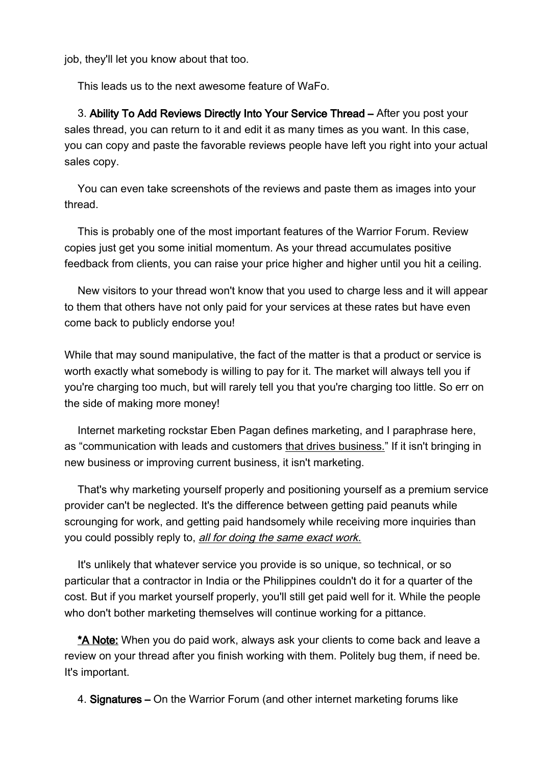job, they'll let you know about that too.

This leads us to the next awesome feature of WaFo.

3. **Ability To Add Reviews Directly Into Your Service Thread –** After you post your sales thread, you can return to it and edit it as many times as you want. In this case, you can copy and paste the favorable reviews people have left you right into your actual sales copy.

You can even take screenshots of the reviews and paste them as images into your thread.

This is probably one of the most important features of the Warrior Forum. Review copies just get you some initial momentum. As your thread accumulates positive feedback from clients, you can raise your price higher and higher until you hit a ceiling.

New visitors to your thread won't know that you used to charge less and it will appear to them that others have not only paid for your services at these rates but have even come back to publicly endorse you!

While that may sound manipulative, the fact of the matter is that a product or service is worth exactly what somebody is willing to pay for it. The market will always tell you if you're charging too much, but will rarely tell you that you're charging too little. So err on the side of making more money!

Internet marketing rockstar Eben Pagan defines marketing, and I paraphrase here, as "communication with leads and customers that drives business." If it isn't bringing in new business or improving current business, it isn't marketing.

That's why marketing yourself properly and positioning yourself as a premium service provider can't be neglected. It's the difference between getting paid peanuts while scrounging for work, and getting paid handsomely while receiving more inquiries than you could possibly reply to, *all for doing the same exact work.*

It's unlikely that whatever service you provide is so unique, so technical, or so particular that a contractor in India or the Philippines couldn't do it for a quarter of the cost. But if you market yourself properly, you'll still get paid well for it. While the people who don't bother marketing themselves will continue working for a pittance.

**\*A Note:** When you do paid work, always ask your clients to come back and leave a review on your thread after you finish working with them. Politely bug them, if need be. It's important.

4. **Signatures –** On the Warrior Forum (and other internet marketing forums like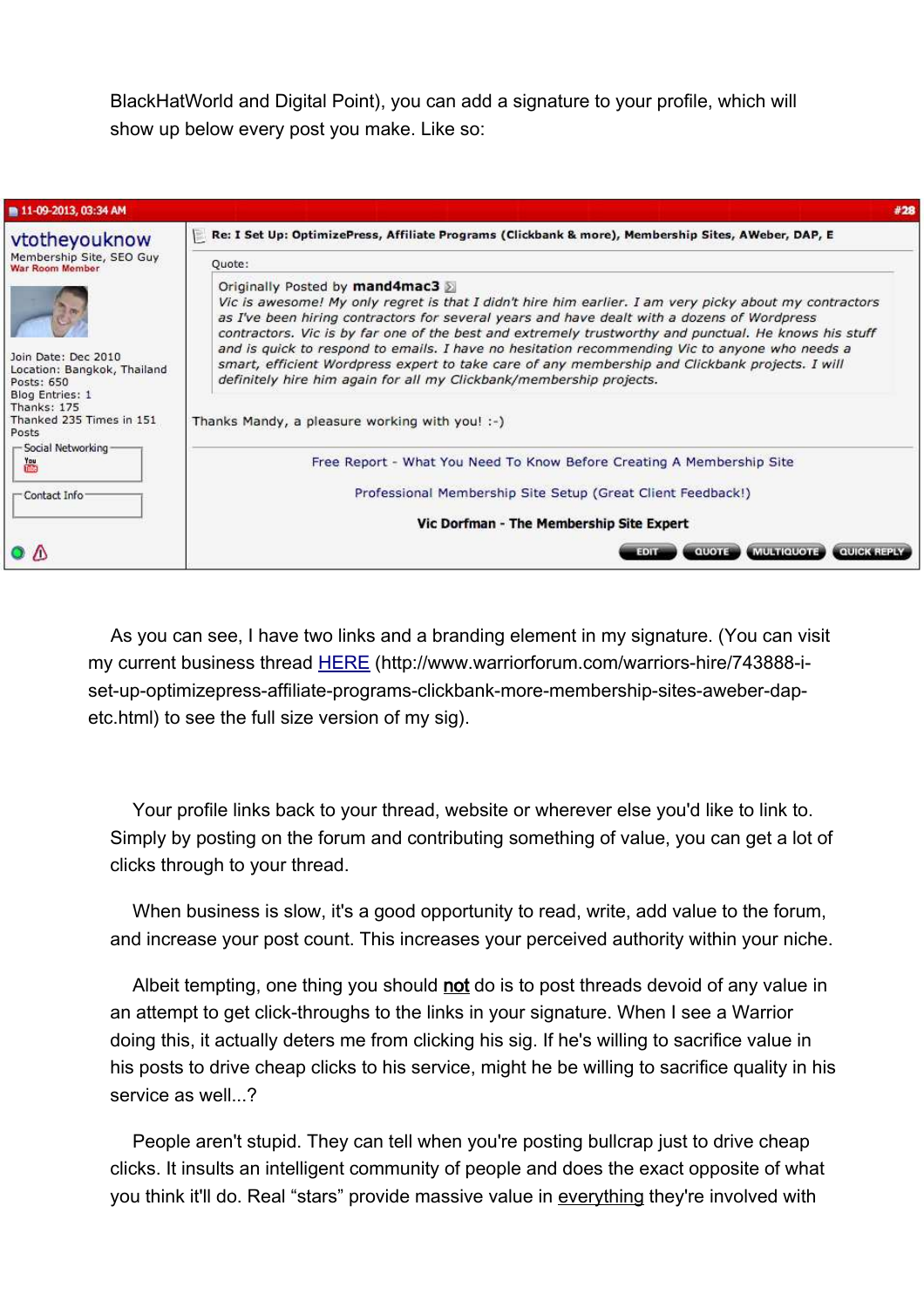BlackHatWorld and Digital Point), you can add a signature to your profile, which will show up below every post you make. Like so:

11-09-2013, 03:34 AM #28

vtotheyouknow
Membership Site, SEO Guy
War Room Member

Join Date: Dec 2010
Location: Bangkok, Thailand
Posts: 650
Blog Entries: 1
Thanks: 175
Thanked 235 Times in 151 Posts

Social Networking

Contact Info

Re: I Set Up: OptimizePress, Affiliate Programs (Clickbank & more), Membership Sites, AWeber, DAP, E

Quote:

> Originally Posted by **mand4mac3**
> *Vic is awesome! My only regret is that I didn't hire him earlier. I am very picky about my contractors as I've been hiring contractors for several years and have dealt with a dozens of Wordpress contractors. Vic is by far one of the best and extremely trustworthy and punctual. He knows his stuff and is quick to respond to emails. I have no hesitation recommending Vic to anyone who needs a smart, efficient Wordpress expert to take care of any membership and Clickbank projects. I will definitely hire him again for all my Clickbank/membership projects.*

Thanks Mandy, a pleasure working with you! :-)

Free Report - What You Need To Know Before Creating A Membership Site

Professional Membership Site Setup (Great Client Feedback!)

**Vic Dorfman - The Membership Site Expert**

EDIT QUOTE MULTIQUOTE QUICK REPLY

As you can see, I have two links and a branding element in my signature. (You can visit my current business thread [HERE](http://www.warriorforum.com/warriors-hire/743888-i-set-up-optimizepress-affiliate-programs-clickbank-more-membership-sites-aweber-dap-etc.html) (http://www.warriorforum.com/warriors-hire/743888-i-set-up-optimizepress-affiliate-programs-clickbank-more-membership-sites-aweber-dap-etc.html) to see the full size version of my sig).

Your profile links back to your thread, website or wherever else you'd like to link to. Simply by posting on the forum and contributing something of value, you can get a lot of clicks through to your thread.

When business is slow, it's a good opportunity to read, write, add value to the forum, and increase your post count. This increases your perceived authority within your niche.

Albeit tempting, one thing you should **not** do is to post threads devoid of any value in an attempt to get click-throughs to the links in your signature. When I see a Warrior doing this, it actually deters me from clicking his sig. If he's willing to sacrifice value in his posts to drive cheap clicks to his service, might he be willing to sacrifice quality in his service as well...?

People aren't stupid. They can tell when you're posting bullcrap just to drive cheap clicks. It insults an intelligent community of people and does the exact opposite of what you think it'll do. Real "stars" provide massive value in everything they're involved with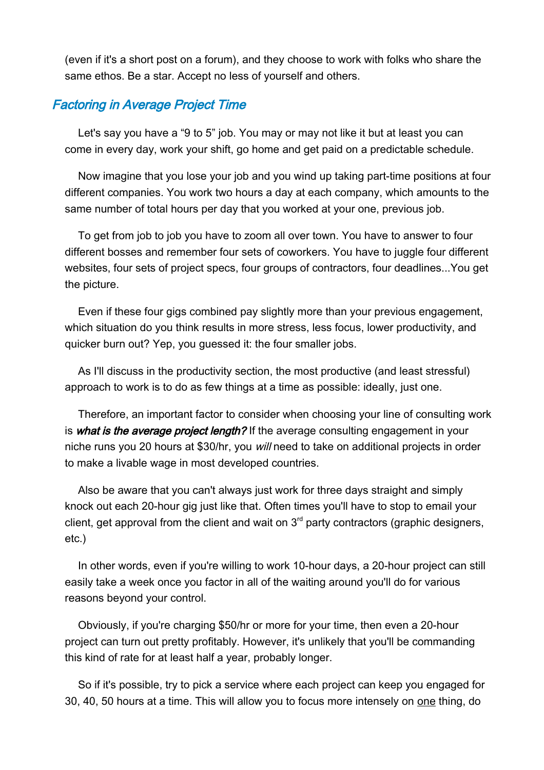(even if it's a short post on a forum), and they choose to work with folks who share the same ethos. Be a star. Accept no less of yourself and others.

## *Factoring in Average Project Time*

Let's say you have a “9 to 5” job. You may or may not like it but at least you can come in every day, work your shift, go home and get paid on a predictable schedule.

Now imagine that you lose your job and you wind up taking part-time positions at four different companies. You work two hours a day at each company, which amounts to the same number of total hours per day that you worked at your one, previous job.

To get from job to job you have to zoom all over town. You have to answer to four different bosses and remember four sets of coworkers. You have to juggle four different websites, four sets of project specs, four groups of contractors, four deadlines...You get the picture.

Even if these four gigs combined pay slightly more than your previous engagement, which situation do you think results in more stress, less focus, lower productivity, and quicker burn out? Yep, you guessed it: the four smaller jobs.

As I'll discuss in the productivity section, the most productive (and least stressful) approach to work is to do as few things at a time as possible: ideally, just one.

Therefore, an important factor to consider when choosing your line of consulting work is ***what is the average project length?*** If the average consulting engagement in your niche runs you 20 hours at $30/hr, you *will* need to take on additional projects in order to make a livable wage in most developed countries.

Also be aware that you can't always just work for three days straight and simply knock out each 20-hour gig just like that. Often times you'll have to stop to email your client, get approval from the client and wait on 3rd party contractors (graphic designers, etc.)

In other words, even if you're willing to work 10-hour days, a 20-hour project can still easily take a week once you factor in all of the waiting around you'll do for various reasons beyond your control.

Obviously, if you're charging $50/hr or more for your time, then even a 20-hour project can turn out pretty profitably. However, it's unlikely that you'll be commanding this kind of rate for at least half a year, probably longer.

So if it's possible, try to pick a service where each project can keep you engaged for 30, 40, 50 hours at a time. This will allow you to focus more intensely on <u>one</u> thing, do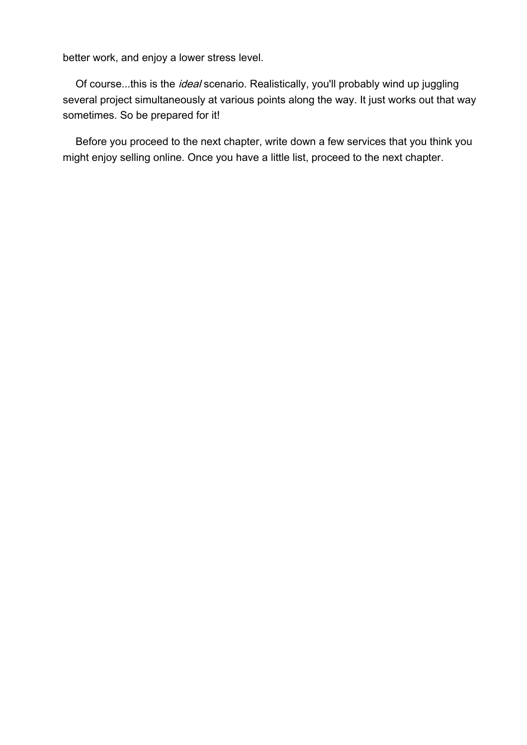better work, and enjoy a lower stress level.

Of course...this is the *ideal* scenario. Realistically, you'll probably wind up juggling several project simultaneously at various points along the way. It just works out that way sometimes. So be prepared for it!

Before you proceed to the next chapter, write down a few services that you think you might enjoy selling online. Once you have a little list, proceed to the next chapter.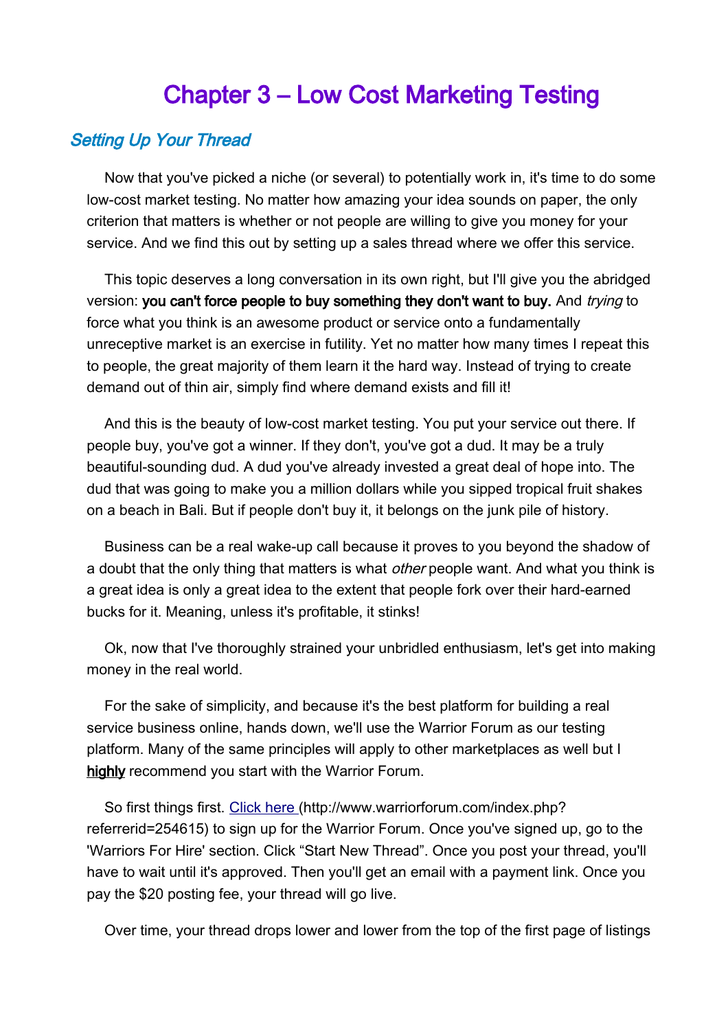# Chapter 3 – Low Cost Marketing Testing

## *Setting Up Your Thread*

Now that you've picked a niche (or several) to potentially work in, it's time to do some low-cost market testing. No matter how amazing your idea sounds on paper, the only criterion that matters is whether or not people are willing to give you money for your service. And we find this out by setting up a sales thread where we offer this service.

This topic deserves a long conversation in its own right, but I'll give you the abridged version: **you can't force people to buy something they don't want to buy.** And *trying* to force what you think is an awesome product or service onto a fundamentally unreceptive market is an exercise in futility. Yet no matter how many times I repeat this to people, the great majority of them learn it the hard way. Instead of trying to create demand out of thin air, simply find where demand exists and fill it!

And this is the beauty of low-cost market testing. You put your service out there. If people buy, you've got a winner. If they don't, you've got a dud. It may be a truly beautiful-sounding dud. A dud you've already invested a great deal of hope into. The dud that was going to make you a million dollars while you sipped tropical fruit shakes on a beach in Bali. But if people don't buy it, it belongs on the junk pile of history.

Business can be a real wake-up call because it proves to you beyond the shadow of a doubt that the only thing that matters is what *other* people want. And what you think is a great idea is only a great idea to the extent that people fork over their hard-earned bucks for it. Meaning, unless it's profitable, it stinks!

Ok, now that I've thoroughly strained your unbridled enthusiasm, let's get into making money in the real world.

For the sake of simplicity, and because it's the best platform for building a real service business online, hands down, we'll use the Warrior Forum as our testing platform. Many of the same principles will apply to other marketplaces as well but I **highly** recommend you start with the Warrior Forum.

So first things first. [Click here](http://www.warriorforum.com/index.php?referrerid=254615) (http://www.warriorforum.com/index.php?referrerid=254615) to sign up for the Warrior Forum. Once you've signed up, go to the 'Warriors For Hire' section. Click "Start New Thread". Once you post your thread, you'll have to wait until it's approved. Then you'll get an email with a payment link. Once you pay the $20 posting fee, your thread will go live.

Over time, your thread drops lower and lower from the top of the first page of listings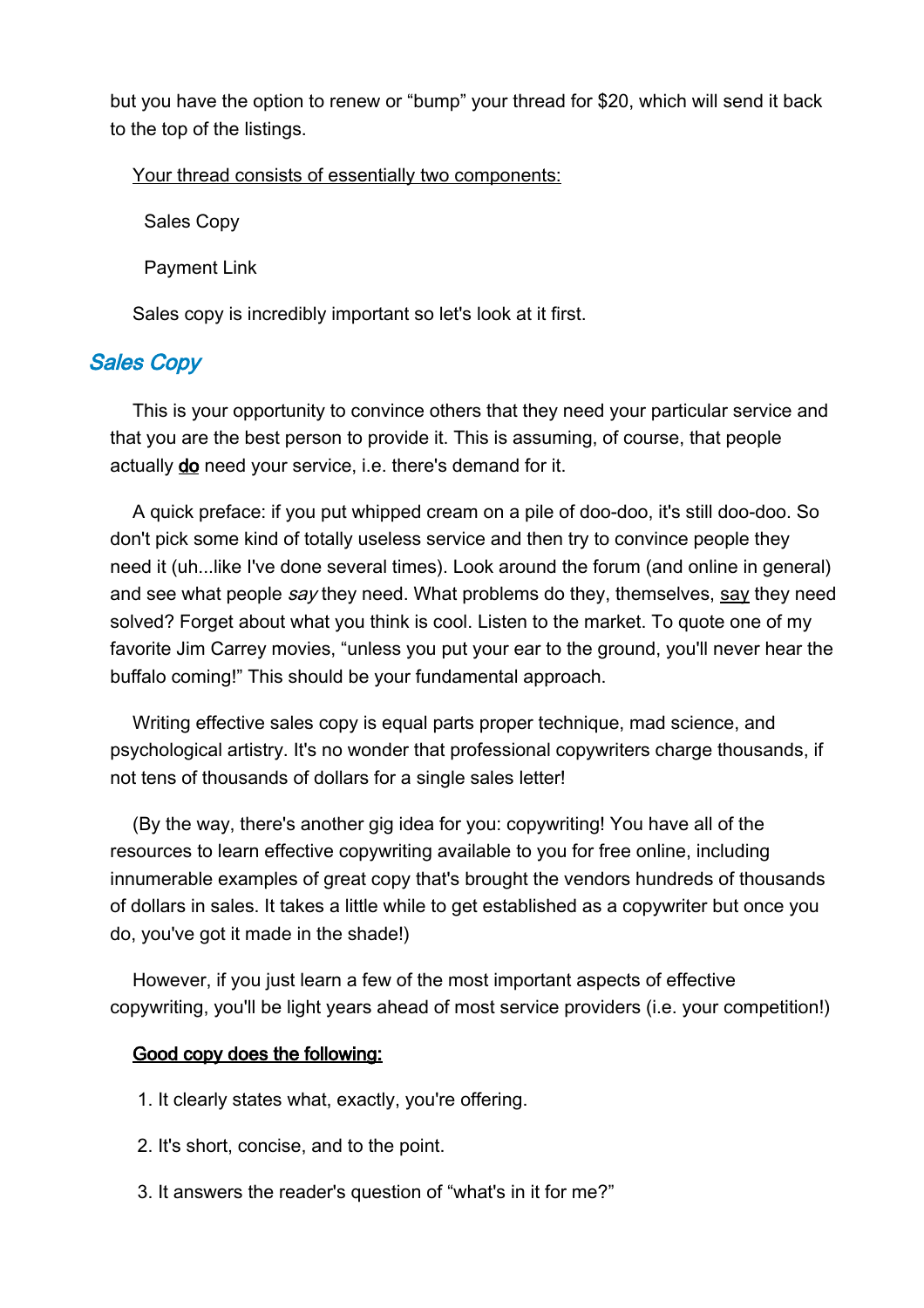but you have the option to renew or "bump" your thread for $20, which will send it back to the top of the listings.

Your thread consists of essentially two components:

Sales Copy

Payment Link

Sales copy is incredibly important so let's look at it first.

## Sales Copy

This is your opportunity to convince others that they need your particular service and that you are the best person to provide it. This is assuming, of course, that people actually **do** need your service, i.e. there's demand for it.

A quick preface: if you put whipped cream on a pile of doo-doo, it's still doo-doo. So don't pick some kind of totally useless service and then try to convince people they need it (uh...like I've done several times). Look around the forum (and online in general) and see what people *say* they need. What problems do they, themselves, say they need solved? Forget about what you think is cool. Listen to the market. To quote one of my favorite Jim Carrey movies, "unless you put your ear to the ground, you'll never hear the buffalo coming!" This should be your fundamental approach.

Writing effective sales copy is equal parts proper technique, mad science, and psychological artistry. It's no wonder that professional copywriters charge thousands, if not tens of thousands of dollars for a single sales letter!

(By the way, there's another gig idea for you: copywriting! You have all of the resources to learn effective copywriting available to you for free online, including innumerable examples of great copy that's brought the vendors hundreds of thousands of dollars in sales. It takes a little while to get established as a copywriter but once you do, you've got it made in the shade!)

However, if you just learn a few of the most important aspects of effective copywriting, you'll be light years ahead of most service providers (i.e. your competition!)

**Good copy does the following:**

1. It clearly states what, exactly, you're offering.
2. It's short, concise, and to the point.
3. It answers the reader's question of "what's in it for me?"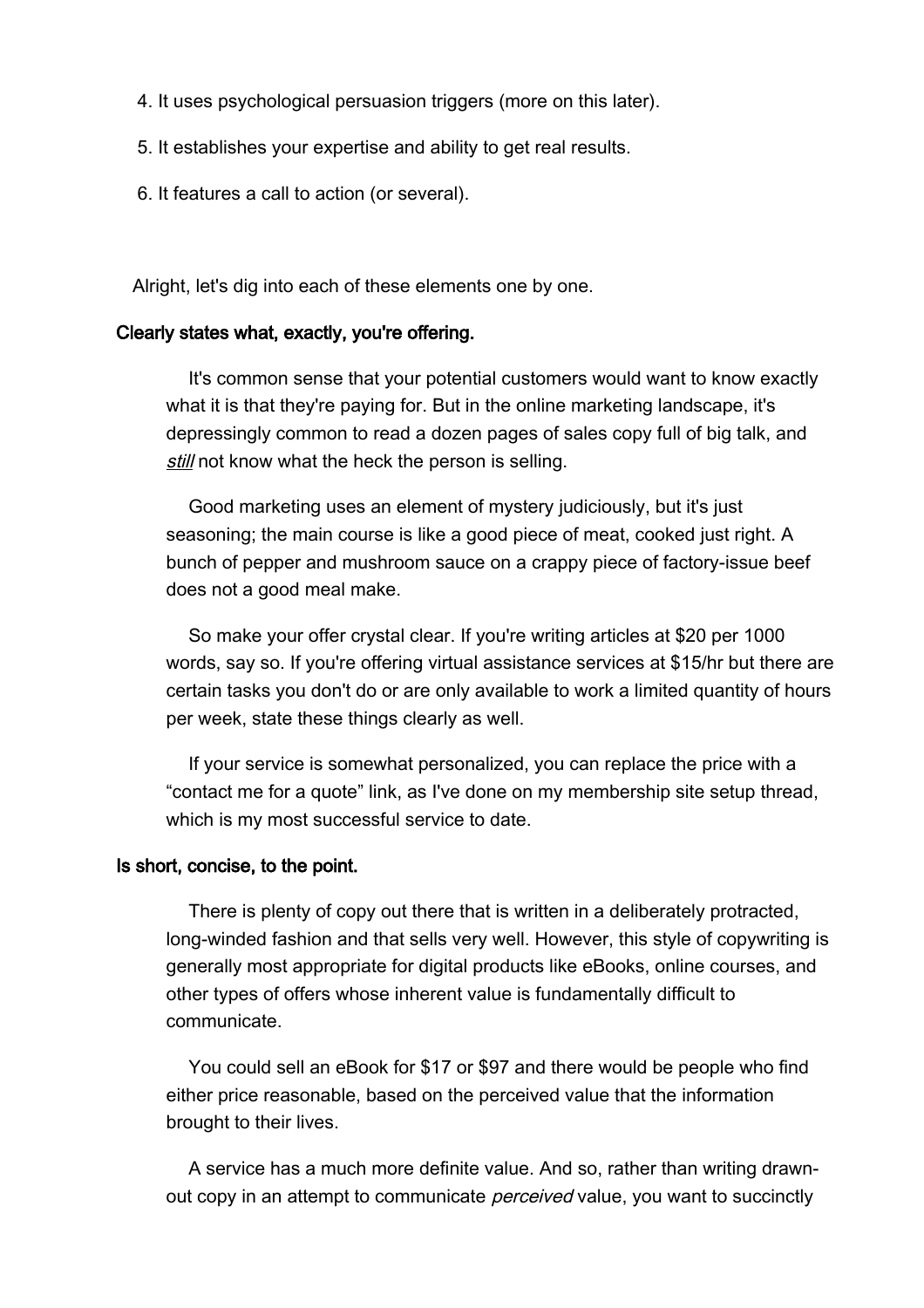4. It uses psychological persuasion triggers (more on this later).
5. It establishes your expertise and ability to get real results.
6. It features a call to action (or several).

Alright, let's dig into each of these elements one by one.

### Clearly states what, exactly, you're offering.

It's common sense that your potential customers would want to know exactly what it is that they're paying for. But in the online marketing landscape, it's depressingly common to read a dozen pages of sales copy full of big talk, and ***still*** not know what the heck the person is selling.

Good marketing uses an element of mystery judiciously, but it's just seasoning; the main course is like a good piece of meat, cooked just right. A bunch of pepper and mushroom sauce on a crappy piece of factory-issue beef does not a good meal make.

So make your offer crystal clear. If you're writing articles at $20 per 1000 words, say so. If you're offering virtual assistance services at $15/hr but there are certain tasks you don't do or are only available to work a limited quantity of hours per week, state these things clearly as well.

If your service is somewhat personalized, you can replace the price with a "contact me for a quote" link, as I've done on my membership site setup thread, which is my most successful service to date.

### Is short, concise, to the point.

There is plenty of copy out there that is written in a deliberately protracted, long-winded fashion and that sells very well. However, this style of copywriting is generally most appropriate for digital products like eBooks, online courses, and other types of offers whose inherent value is fundamentally difficult to communicate.

You could sell an eBook for $17 or $97 and there would be people who find either price reasonable, based on the perceived value that the information brought to their lives.

A service has a much more definite value. And so, rather than writing drawn-out copy in an attempt to communicate *perceived* value, you want to succinctly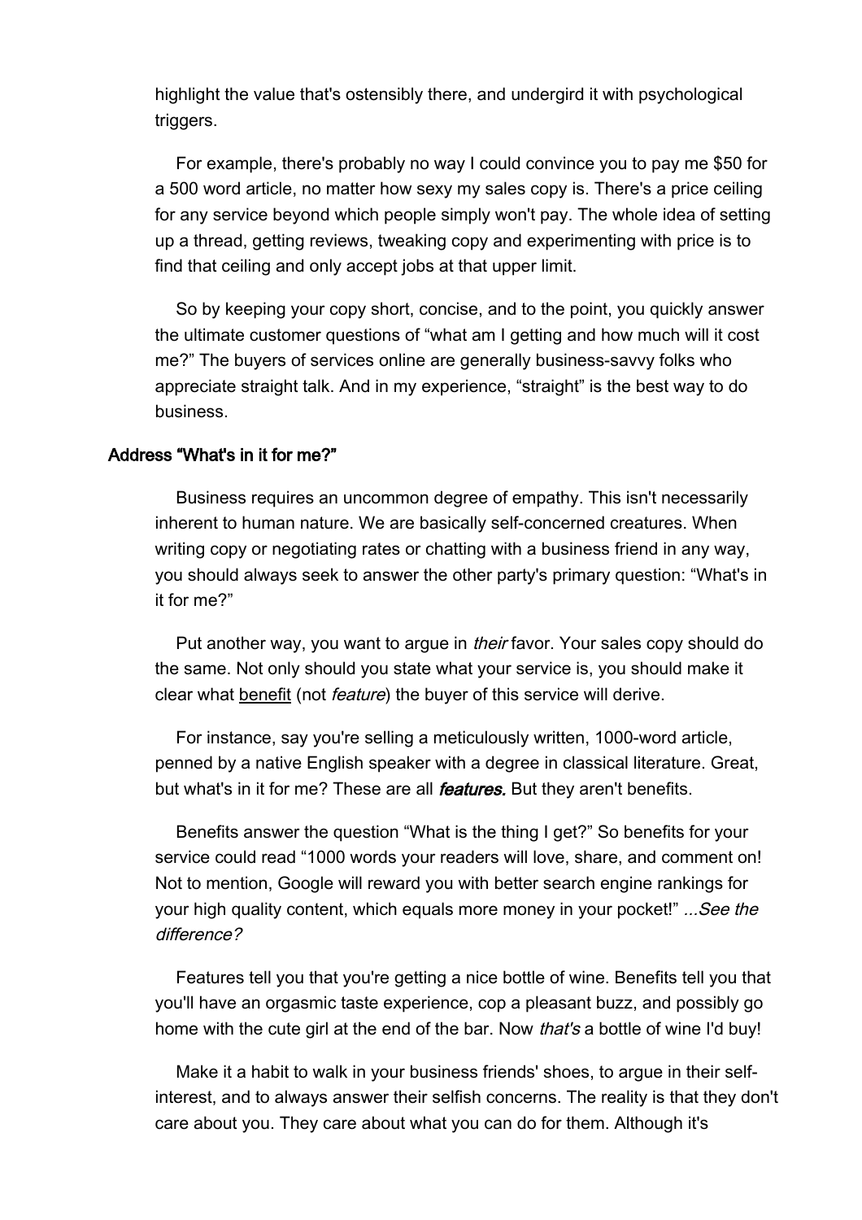highlight the value that's ostensibly there, and undergird it with psychological triggers.

For example, there's probably no way I could convince you to pay me $50 for a 500 word article, no matter how sexy my sales copy is. There's a price ceiling for any service beyond which people simply won't pay. The whole idea of setting up a thread, getting reviews, tweaking copy and experimenting with price is to find that ceiling and only accept jobs at that upper limit.

So by keeping your copy short, concise, and to the point, you quickly answer the ultimate customer questions of "what am I getting and how much will it cost me?" The buyers of services online are generally business-savvy folks who appreciate straight talk. And in my experience, "straight" is the best way to do business.

### Address "What's in it for me?"

Business requires an uncommon degree of empathy. This isn't necessarily inherent to human nature. We are basically self-concerned creatures. When writing copy or negotiating rates or chatting with a business friend in any way, you should always seek to answer the other party's primary question: "What's in it for me?"

Put another way, you want to argue in *their* favor. Your sales copy should do the same. Not only should you state what your service is, you should make it clear what <u>benefit</u> (not *feature*) the buyer of this service will derive.

For instance, say you're selling a meticulously written, 1000-word article, penned by a native English speaker with a degree in classical literature. Great, but what's in it for me? These are all ***features.*** But they aren't benefits.

Benefits answer the question "What is the thing I get?" So benefits for your service could read "1000 words your readers will love, share, and comment on! Not to mention, Google will reward you with better search engine rankings for your high quality content, which equals more money in your pocket!" *...See the difference?*

Features tell you that you're getting a nice bottle of wine. Benefits tell you that you'll have an orgasmic taste experience, cop a pleasant buzz, and possibly go home with the cute girl at the end of the bar. Now *that's* a bottle of wine I'd buy!

Make it a habit to walk in your business friends' shoes, to argue in their self-interest, and to always answer their selfish concerns. The reality is that they don't care about you. They care about what you can do for them. Although it's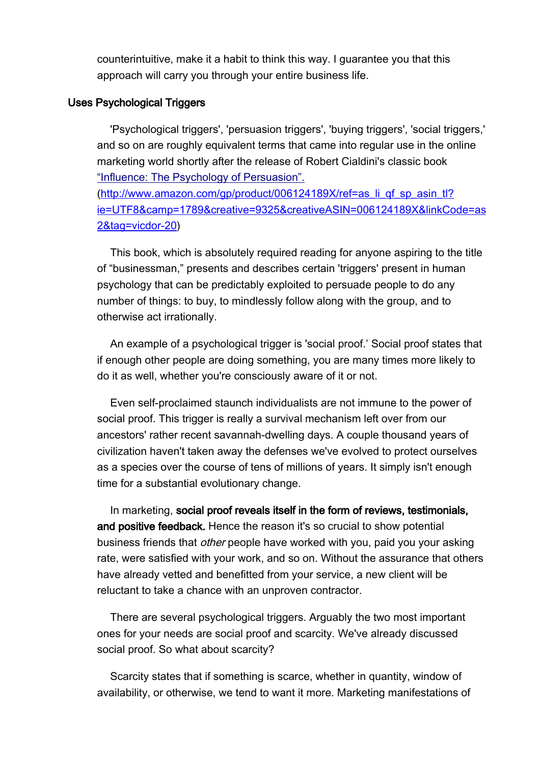counterintuitive, make it a habit to think this way. I guarantee you that this approach will carry you through your entire business life.

### Uses Psychological Triggers

'Psychological triggers', 'persuasion triggers', 'buying triggers', 'social triggers,' and so on are roughly equivalent terms that came into regular use in the online marketing world shortly after the release of Robert Cialdini's classic book [“Influence: The Psychology of Persuasion”.](http://www.amazon.com/gp/product/006124189X/ref=as_li_qf_sp_asin_tl?ie=UTF8&camp=1789&creative=9325&creativeASIN=006124189X&linkCode=as2&tag=vicdor-20) ([http://www.amazon.com/gp/product/006124189X/ref=as_li_qf_sp_asin_tl?ie=UTF8&camp=1789&creative=9325&creativeASIN=006124189X&linkCode=as2&tag=vicdor-20](http://www.amazon.com/gp/product/006124189X/ref=as_li_qf_sp_asin_tl?ie=UTF8&camp=1789&creative=9325&creativeASIN=006124189X&linkCode=as2&tag=vicdor-20))

This book, which is absolutely required reading for anyone aspiring to the title of “businessman,” presents and describes certain 'triggers' present in human psychology that can be predictably exploited to persuade people to do any number of things: to buy, to mindlessly follow along with the group, and to otherwise act irrationally.

An example of a psychological trigger is 'social proof.' Social proof states that if enough other people are doing something, you are many times more likely to do it as well, whether you're consciously aware of it or not.

Even self-proclaimed staunch individualists are not immune to the power of social proof. This trigger is really a survival mechanism left over from our ancestors' rather recent savannah-dwelling days. A couple thousand years of civilization haven't taken away the defenses we've evolved to protect ourselves as a species over the course of tens of millions of years. It simply isn't enough time for a substantial evolutionary change.

In marketing, **social proof reveals itself in the form of reviews, testimonials, and positive feedback.** Hence the reason it's so crucial to show potential business friends that *other* people have worked with you, paid you your asking rate, were satisfied with your work, and so on. Without the assurance that others have already vetted and benefitted from your service, a new client will be reluctant to take a chance with an unproven contractor.

There are several psychological triggers. Arguably the two most important ones for your needs are social proof and scarcity. We've already discussed social proof. So what about scarcity?

Scarcity states that if something is scarce, whether in quantity, window of availability, or otherwise, we tend to want it more. Marketing manifestations of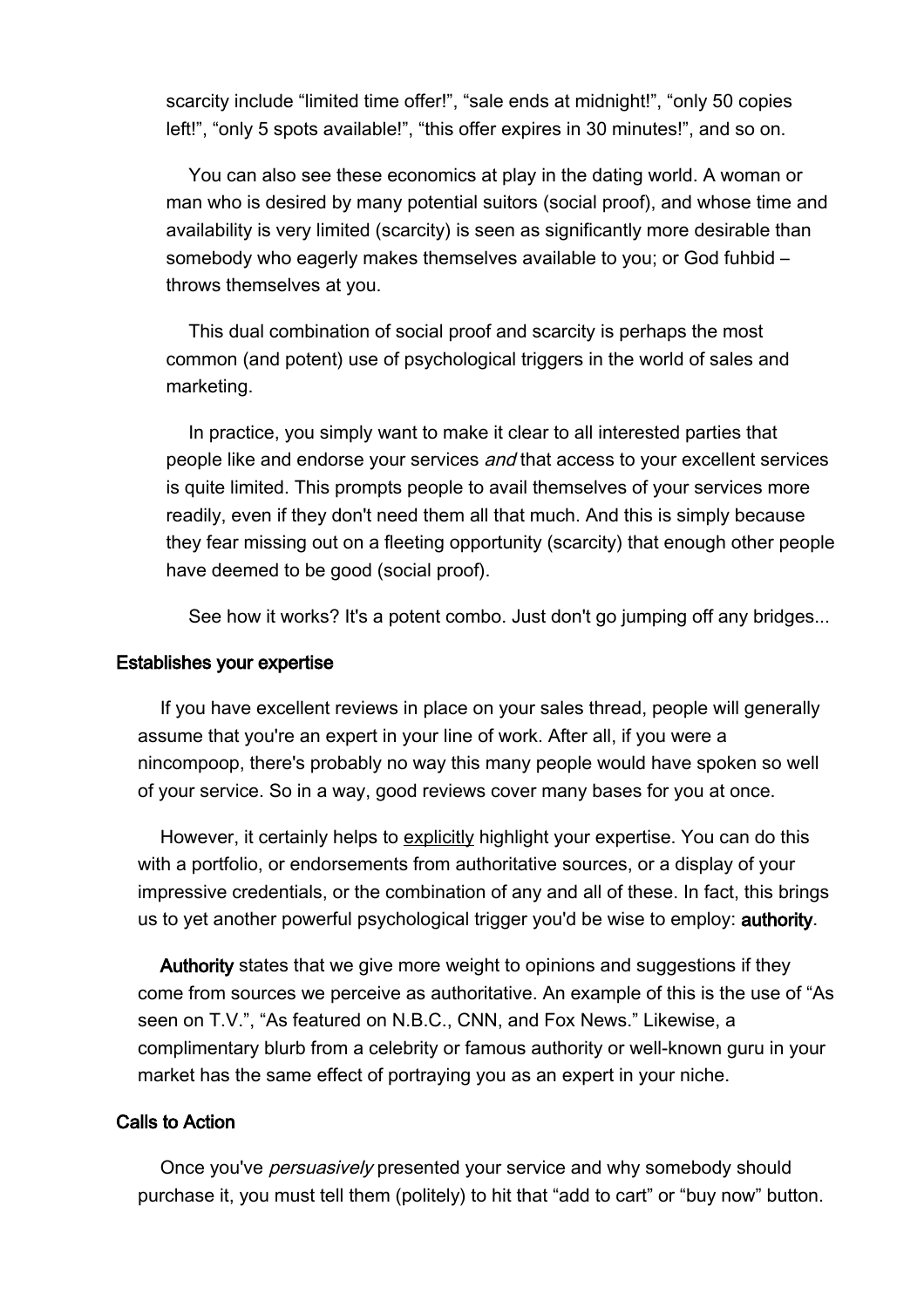scarcity include “limited time offer!”, “sale ends at midnight!”, “only 50 copies left!”, “only 5 spots available!”, “this offer expires in 30 minutes!”, and so on.

You can also see these economics at play in the dating world. A woman or man who is desired by many potential suitors (social proof), and whose time and availability is very limited (scarcity) is seen as significantly more desirable than somebody who eagerly makes themselves available to you; or God fuhbid – throws themselves at you.

This dual combination of social proof and scarcity is perhaps the most common (and potent) use of psychological triggers in the world of sales and marketing.

In practice, you simply want to make it clear to all interested parties that people like and endorse your services *and* that access to your excellent services is quite limited. This prompts people to avail themselves of your services more readily, even if they don't need them all that much. And this is simply because they fear missing out on a fleeting opportunity (scarcity) that enough other people have deemed to be good (social proof).

See how it works? It's a potent combo. Just don't go jumping off any bridges...

### Establishes your expertise

If you have excellent reviews in place on your sales thread, people will generally assume that you're an expert in your line of work. After all, if you were a nincompoop, there's probably no way this many people would have spoken so well of your service. So in a way, good reviews cover many bases for you at once.

However, it certainly helps to explicitly highlight your expertise. You can do this with a portfolio, or endorsements from authoritative sources, or a display of your impressive credentials, or the combination of any and all of these. In fact, this brings us to yet another powerful psychological trigger you'd be wise to employ: **authority**.

**Authority** states that we give more weight to opinions and suggestions if they come from sources we perceive as authoritative. An example of this is the use of “As seen on T.V.”, “As featured on N.B.C., CNN, and Fox News.” Likewise, a complimentary blurb from a celebrity or famous authority or well-known guru in your market has the same effect of portraying you as an expert in your niche.

### Calls to Action

Once you've *persuasively* presented your service and why somebody should purchase it, you must tell them (politely) to hit that “add to cart” or “buy now” button.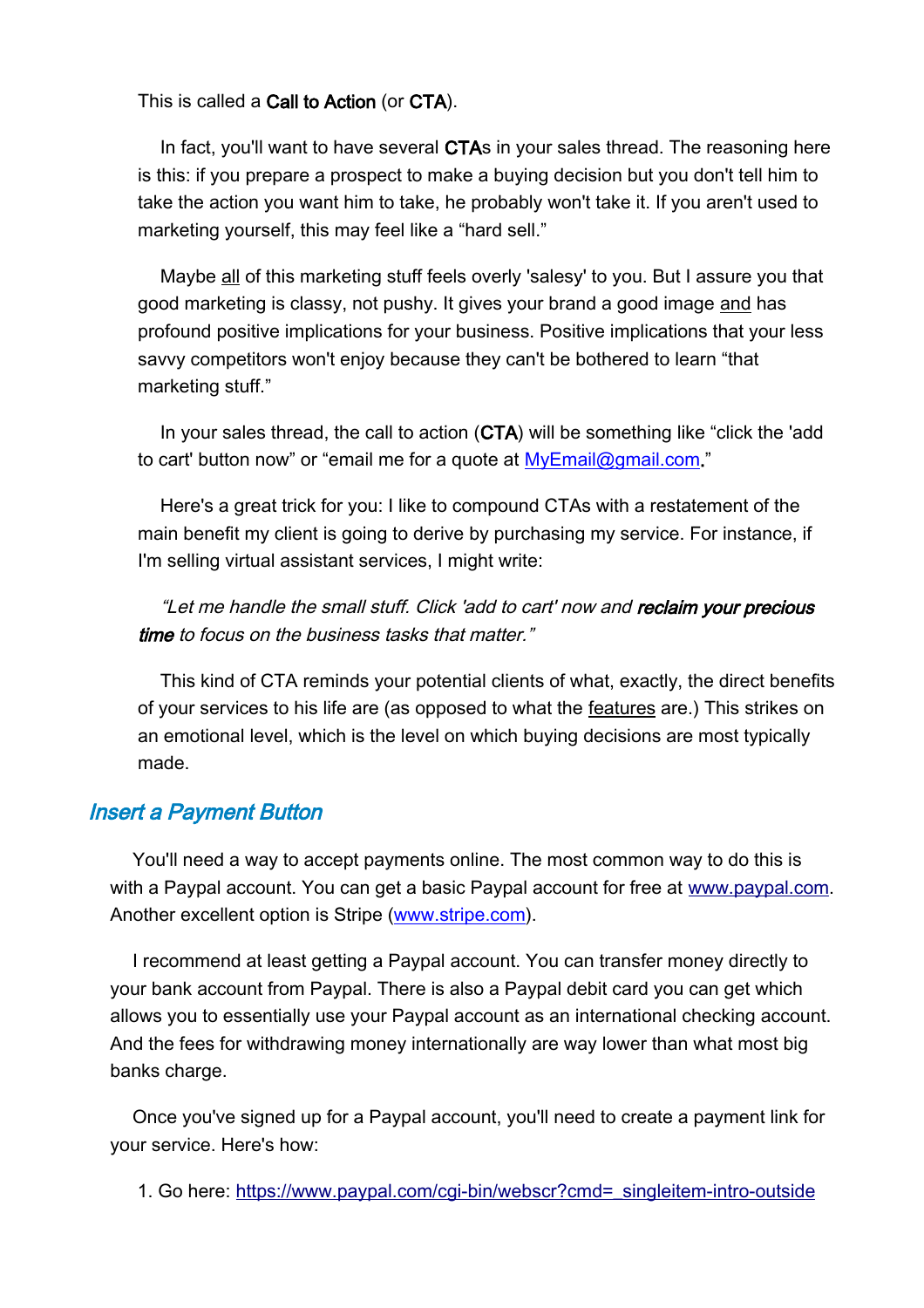This is called a **Call to Action** (or **CTA**).

In fact, you'll want to have several **CTA**s in your sales thread. The reasoning here is this: if you prepare a prospect to make a buying decision but you don't tell him to take the action you want him to take, he probably won't take it. If you aren't used to marketing yourself, this may feel like a "hard sell."

Maybe <u>all</u> of this marketing stuff feels overly 'salesy' to you. But I assure you that good marketing is classy, not pushy. It gives your brand a good image <u>and</u> has profound positive implications for your business. Positive implications that your less savvy competitors won't enjoy because they can't be bothered to learn "that marketing stuff."

In your sales thread, the call to action (**CTA**) will be something like "click the 'add to cart' button now" or "email me for a quote at [MyEmail@gmail.com](mailto:MyEmail@gmail.com)."

Here's a great trick for you: I like to compound CTAs with a restatement of the main benefit my client is going to derive by purchasing my service. For instance, if I'm selling virtual assistant services, I might write:

*"Let me handle the small stuff. Click 'add to cart' now and **reclaim your precious time** to focus on the business tasks that matter."*

This kind of CTA reminds your potential clients of what, exactly, the direct benefits of your services to his life are (as opposed to what the <u>features</u> are.) This strikes on an emotional level, which is the level on which buying decisions are most typically made.

## Insert a Payment Button

You'll need a way to accept payments online. The most common way to do this is with a Paypal account. You can get a basic Paypal account for free at [www.paypal.com](http://www.paypal.com). Another excellent option is Stripe ([www.stripe.com](http://www.stripe.com)).

I recommend at least getting a Paypal account. You can transfer money directly to your bank account from Paypal. There is also a Paypal debit card you can get which allows you to essentially use your Paypal account as an international checking account. And the fees for withdrawing money internationally are way lower than what most big banks charge.

Once you've signed up for a Paypal account, you'll need to create a payment link for your service. Here's how:

1. Go here: [https://www.paypal.com/cgi-bin/webscr?cmd=_singleitem-intro-outside](https://www.paypal.com/cgi-bin/webscr?cmd=_singleitem-intro-outside)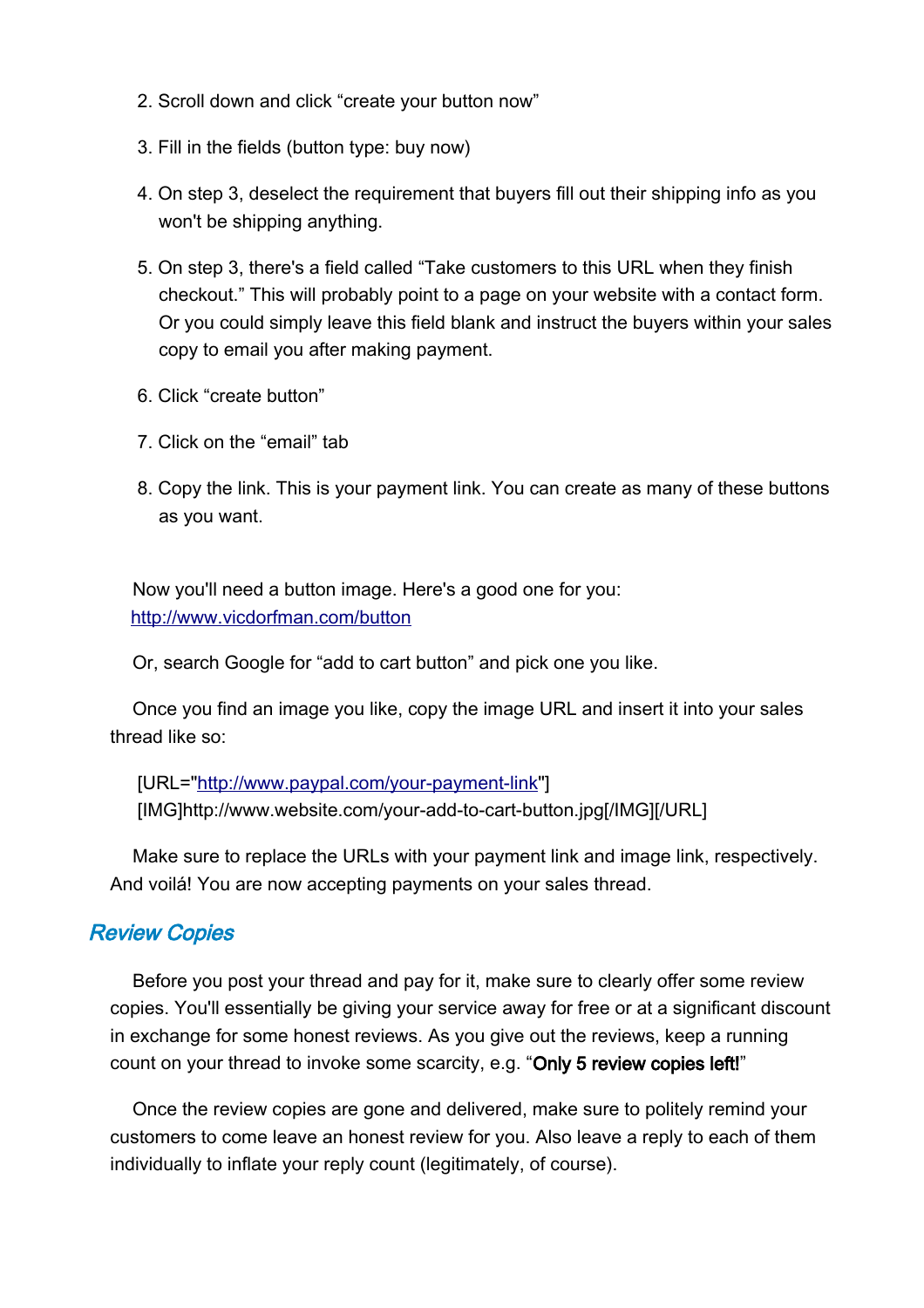2. Scroll down and click “create your button now”

3. Fill in the fields (button type: buy now)

4. On step 3, deselect the requirement that buyers fill out their shipping info as you won't be shipping anything.

5. On step 3, there's a field called “Take customers to this URL when they finish checkout.” This will probably point to a page on your website with a contact form. Or you could simply leave this field blank and instruct the buyers within your sales copy to email you after making payment.

6. Click “create button”

7. Click on the “email” tab

8. Copy the link. This is your payment link. You can create as many of these buttons as you want.

Now you'll need a button image. Here's a good one for you: http://www.vicdorfman.com/button

Or, search Google for “add to cart button” and pick one you like.

Once you find an image you like, copy the image URL and insert it into your sales thread like so:

[URL="http://www.paypal.com/your-payment-link"]
[IMG]http://www.website.com/your-add-to-cart-button.jpg[/IMG][/URL]

Make sure to replace the URLs with your payment link and image link, respectively. And voilá! You are now accepting payments on your sales thread.

## *Review Copies*

Before you post your thread and pay for it, make sure to clearly offer some review copies. You'll essentially be giving your service away for free or at a significant discount in exchange for some honest reviews. As you give out the reviews, keep a running count on your thread to invoke some scarcity, e.g. “**Only 5 review copies left!**”

Once the review copies are gone and delivered, make sure to politely remind your customers to come leave an honest review for you. Also leave a reply to each of them individually to inflate your reply count (legitimately, of course).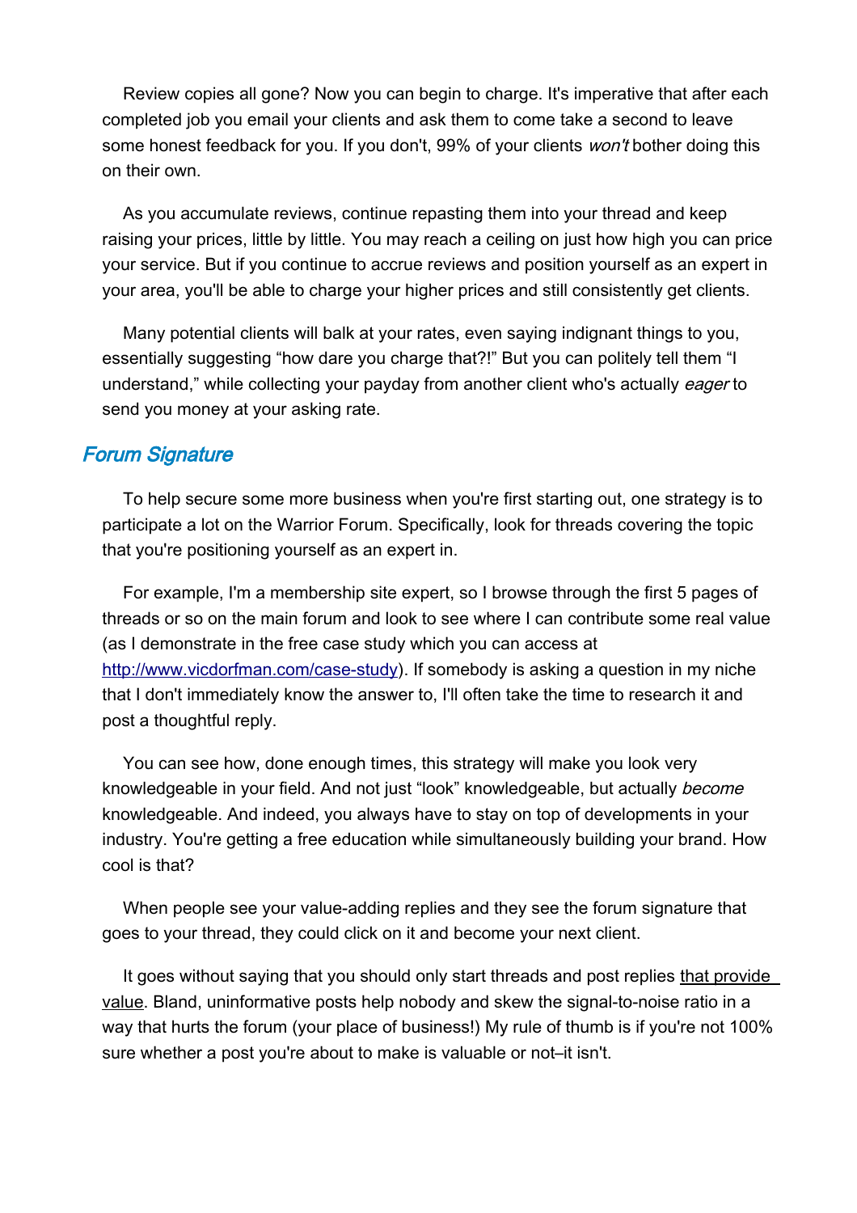Review copies all gone? Now you can begin to charge. It's imperative that after each completed job you email your clients and ask them to come take a second to leave some honest feedback for you. If you don't, 99% of your clients *won't* bother doing this on their own.

As you accumulate reviews, continue repasting them into your thread and keep raising your prices, little by little. You may reach a ceiling on just how high you can price your service. But if you continue to accrue reviews and position yourself as an expert in your area, you'll be able to charge your higher prices and still consistently get clients.

Many potential clients will balk at your rates, even saying indignant things to you, essentially suggesting "how dare you charge that?!" But you can politely tell them "I understand," while collecting your payday from another client who's actually *eager* to send you money at your asking rate.

## Forum Signature

To help secure some more business when you're first starting out, one strategy is to participate a lot on the Warrior Forum. Specifically, look for threads covering the topic that you're positioning yourself as an expert in.

For example, I'm a membership site expert, so I browse through the first 5 pages of threads or so on the main forum and look to see where I can contribute some real value (as I demonstrate in the free case study which you can access at [http://www.vicdorfman.com/case-study](http://www.vicdorfman.com/case-study)). If somebody is asking a question in my niche that I don't immediately know the answer to, I'll often take the time to research it and post a thoughtful reply.

You can see how, done enough times, this strategy will make you look very knowledgeable in your field. And not just "look" knowledgeable, but actually *become* knowledgeable. And indeed, you always have to stay on top of developments in your industry. You're getting a free education while simultaneously building your brand. How cool is that?

When people see your value-adding replies and they see the forum signature that goes to your thread, they could click on it and become your next client.

It goes without saying that you should only start threads and post replies that provide value. Bland, uninformative posts help nobody and skew the signal-to-noise ratio in a way that hurts the forum (your place of business!) My rule of thumb is if you're not 100% sure whether a post you're about to make is valuable or not–it isn't.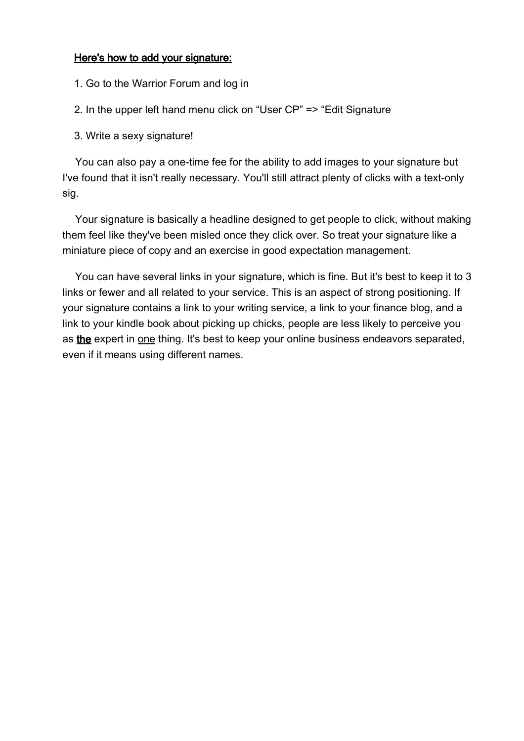<u>**Here's how to add your signature:**</u>

1. Go to the Warrior Forum and log in
2. In the upper left hand menu click on “User CP” => “Edit Signature
3. Write a sexy signature!

You can also pay a one-time fee for the ability to add images to your signature but I've found that it isn't really necessary. You'll still attract plenty of clicks with a text-only sig.

Your signature is basically a headline designed to get people to click, without making them feel like they've been misled once they click over. So treat your signature like a miniature piece of copy and an exercise in good expectation management.

You can have several links in your signature, which is fine. But it's best to keep it to 3 links or fewer and all related to your service. This is an aspect of strong positioning. If your signature contains a link to your writing service, a link to your finance blog, and a link to your kindle book about picking up chicks, people are less likely to perceive you as <u>**the**</u> expert in <u>one</u> thing. It's best to keep your online business endeavors separated, even if it means using different names.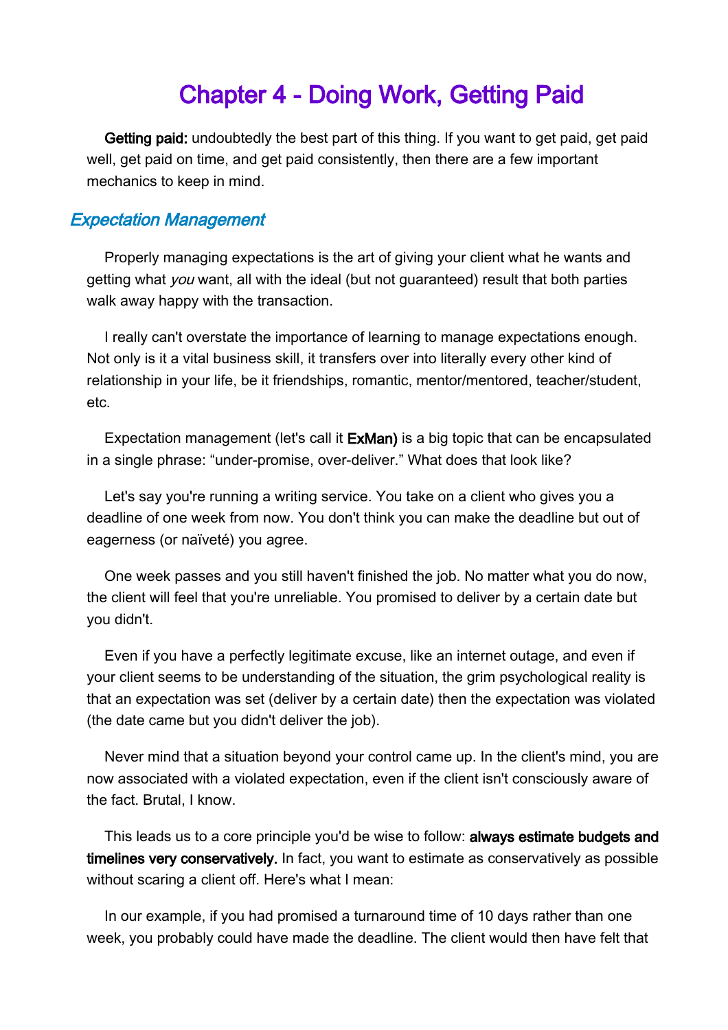# Chapter 4 - Doing Work, Getting Paid

**Getting paid:** undoubtedly the best part of this thing. If you want to get paid, get paid well, get paid on time, and get paid consistently, then there are a few important mechanics to keep in mind.

## *Expectation Management*

Properly managing expectations is the art of giving your client what he wants and getting what *you* want, all with the ideal (but not guaranteed) result that both parties walk away happy with the transaction.

I really can't overstate the importance of learning to manage expectations enough. Not only is it a vital business skill, it transfers over into literally every other kind of relationship in your life, be it friendships, romantic, mentor/mentored, teacher/student, etc.

Expectation management (let's call it **ExMan)** is a big topic that can be encapsulated in a single phrase: "under-promise, over-deliver." What does that look like?

Let's say you're running a writing service. You take on a client who gives you a deadline of one week from now. You don't think you can make the deadline but out of eagerness (or naïveté) you agree.

One week passes and you still haven't finished the job. No matter what you do now, the client will feel that you're unreliable. You promised to deliver by a certain date but you didn't.

Even if you have a perfectly legitimate excuse, like an internet outage, and even if your client seems to be understanding of the situation, the grim psychological reality is that an expectation was set (deliver by a certain date) then the expectation was violated (the date came but you didn't deliver the job).

Never mind that a situation beyond your control came up. In the client's mind, you are now associated with a violated expectation, even if the client isn't consciously aware of the fact. Brutal, I know.

This leads us to a core principle you'd be wise to follow: **always estimate budgets and timelines very conservatively.** In fact, you want to estimate as conservatively as possible without scaring a client off. Here's what I mean:

In our example, if you had promised a turnaround time of 10 days rather than one week, you probably could have made the deadline. The client would then have felt that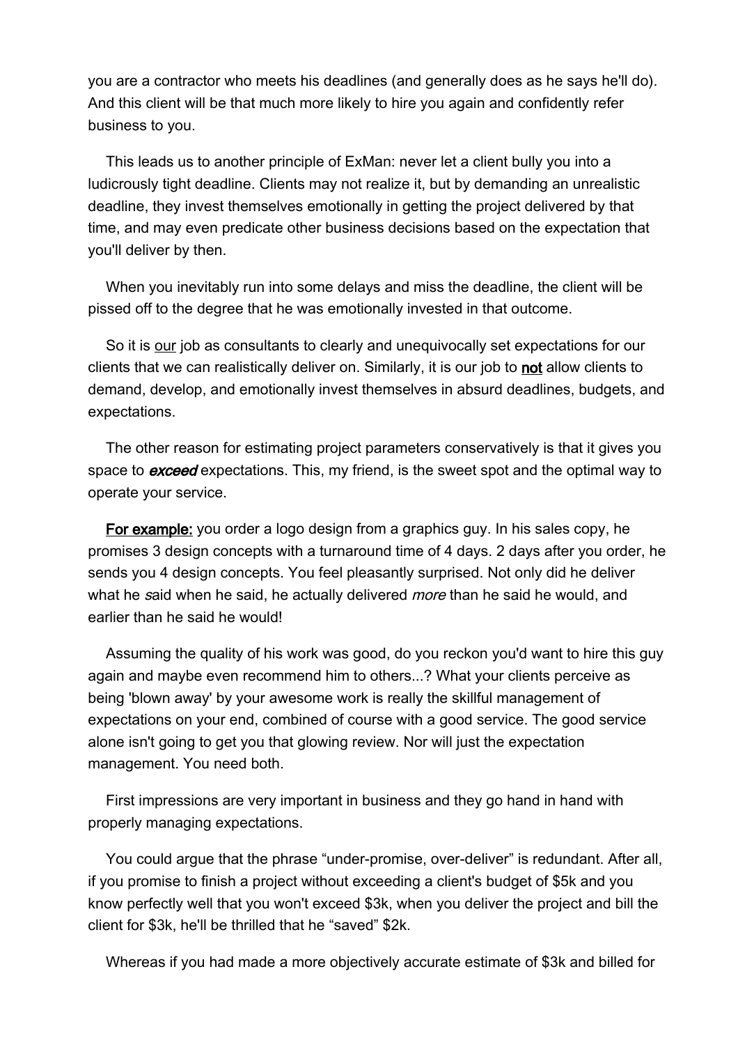you are a contractor who meets his deadlines (and generally does as he says he'll do). And this client will be that much more likely to hire you again and confidently refer business to you.

This leads us to another principle of ExMan: never let a client bully you into a ludicrously tight deadline. Clients may not realize it, but by demanding an unrealistic deadline, they invest themselves emotionally in getting the project delivered by that time, and may even predicate other business decisions based on the expectation that you'll deliver by then.

When you inevitably run into some delays and miss the deadline, the client will be pissed off to the degree that he was emotionally invested in that outcome.

So it is <u>our</u> job as consultants to clearly and unequivocally set expectations for our clients that we can realistically deliver on. Similarly, it is our job to <u>**not**</u> allow clients to demand, develop, and emotionally invest themselves in absurd deadlines, budgets, and expectations.

The other reason for estimating project parameters conservatively is that it gives you space to ***exceed*** expectations. This, my friend, is the sweet spot and the optimal way to operate your service.

<u>**For example:**</u> you order a logo design from a graphics guy. In his sales copy, he promises 3 design concepts with a turnaround time of 4 days. 2 days after you order, he sends you 4 design concepts. You feel pleasantly surprised. Not only did he deliver what he *s*aid when he said, he actually delivered *more* than he said he would, and earlier than he said he would!

Assuming the quality of his work was good, do you reckon you'd want to hire this guy again and maybe even recommend him to others...? What your clients perceive as being 'blown away' by your awesome work is really the skillful management of expectations on your end, combined of course with a good service. The good service alone isn't going to get you that glowing review. Nor will just the expectation management. You need both.

First impressions are very important in business and they go hand in hand with properly managing expectations.

You could argue that the phrase “under-promise, over-deliver” is redundant. After all, if you promise to finish a project without exceeding a client's budget of $5k and you know perfectly well that you won't exceed $3k, when you deliver the project and bill the client for $3k, he'll be thrilled that he “saved” $2k.

Whereas if you had made a more objectively accurate estimate of $3k and billed for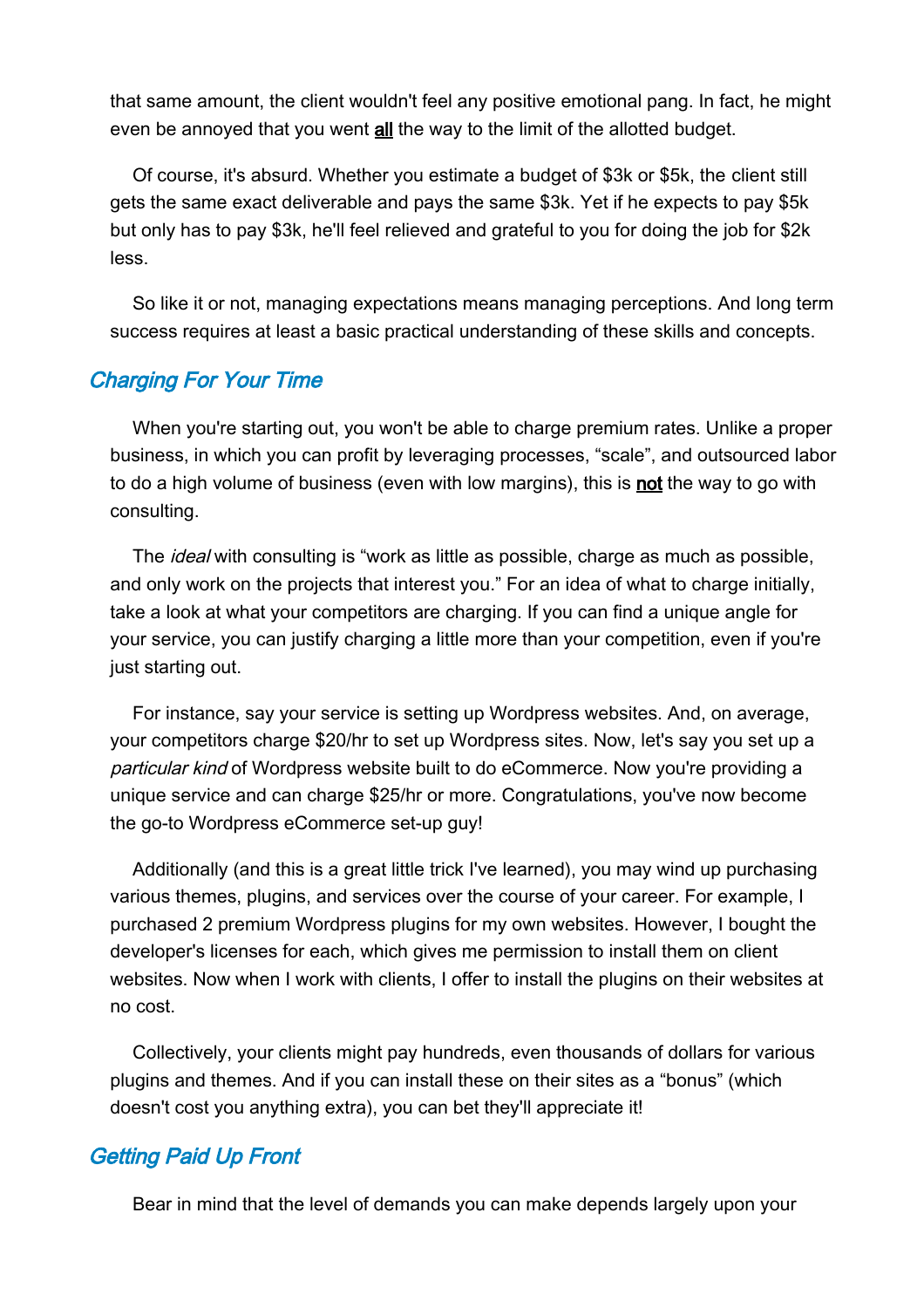that same amount, the client wouldn't feel any positive emotional pang. In fact, he might even be annoyed that you went **all** the way to the limit of the allotted budget.

Of course, it's absurd. Whether you estimate a budget of $3k or $5k, the client still gets the same exact deliverable and pays the same $3k. Yet if he expects to pay $5k but only has to pay $3k, he'll feel relieved and grateful to you for doing the job for $2k less.

So like it or not, managing expectations means managing perceptions. And long term success requires at least a basic practical understanding of these skills and concepts.

## *Charging For Your Time*

When you're starting out, you won't be able to charge premium rates. Unlike a proper business, in which you can profit by leveraging processes, "scale", and outsourced labor to do a high volume of business (even with low margins), this is **not** the way to go with consulting.

The *ideal* with consulting is "work as little as possible, charge as much as possible, and only work on the projects that interest you." For an idea of what to charge initially, take a look at what your competitors are charging. If you can find a unique angle for your service, you can justify charging a little more than your competition, even if you're just starting out.

For instance, say your service is setting up Wordpress websites. And, on average, your competitors charge $20/hr to set up Wordpress sites. Now, let's say you set up a *particular kind* of Wordpress website built to do eCommerce. Now you're providing a unique service and can charge $25/hr or more. Congratulations, you've now become the go-to Wordpress eCommerce set-up guy!

Additionally (and this is a great little trick I've learned), you may wind up purchasing various themes, plugins, and services over the course of your career. For example, I purchased 2 premium Wordpress plugins for my own websites. However, I bought the developer's licenses for each, which gives me permission to install them on client websites. Now when I work with clients, I offer to install the plugins on their websites at no cost.

Collectively, your clients might pay hundreds, even thousands of dollars for various plugins and themes. And if you can install these on their sites as a "bonus" (which doesn't cost you anything extra), you can bet they'll appreciate it!

## *Getting Paid Up Front*

Bear in mind that the level of demands you can make depends largely upon your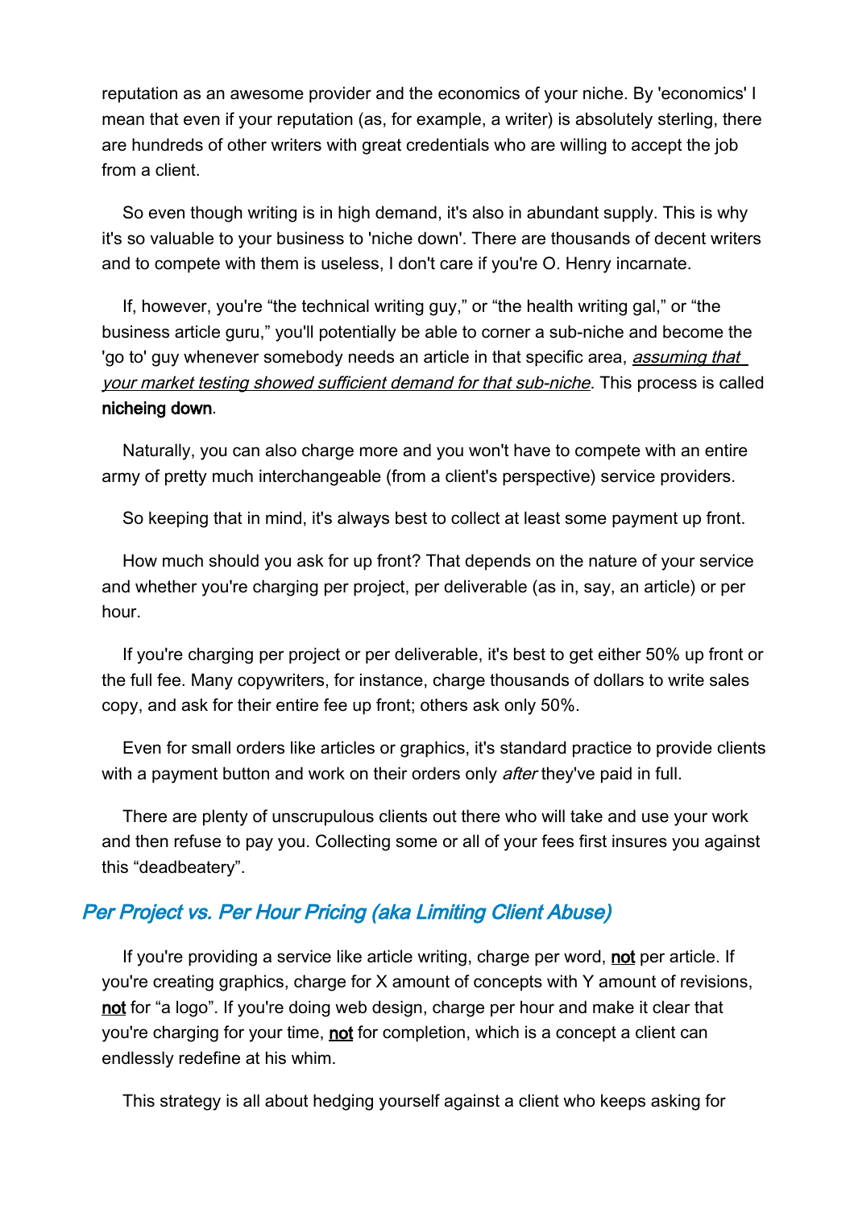reputation as an awesome provider and the economics of your niche. By 'economics' I mean that even if your reputation (as, for example, a writer) is absolutely sterling, there are hundreds of other writers with great credentials who are willing to accept the job from a client.

So even though writing is in high demand, it's also in abundant supply. This is why it's so valuable to your business to 'niche down'. There are thousands of decent writers and to compete with them is useless, I don't care if you're O. Henry incarnate.

If, however, you're “the technical writing guy,” or “the health writing gal,” or “the business article guru,” you'll potentially be able to corner a sub-niche and become the 'go to' guy whenever somebody needs an article in that specific area, *assuming that your market testing showed sufficient demand for that sub-niche*. This process is called **nicheing down**.

Naturally, you can also charge more and you won't have to compete with an entire army of pretty much interchangeable (from a client's perspective) service providers.

So keeping that in mind, it's always best to collect at least some payment up front.

How much should you ask for up front? That depends on the nature of your service and whether you're charging per project, per deliverable (as in, say, an article) or per hour.

If you're charging per project or per deliverable, it's best to get either 50% up front or the full fee. Many copywriters, for instance, charge thousands of dollars to write sales copy, and ask for their entire fee up front; others ask only 50%.

Even for small orders like articles or graphics, it's standard practice to provide clients with a payment button and work on their orders only *after* they've paid in full.

There are plenty of unscrupulous clients out there who will take and use your work and then refuse to pay you. Collecting some or all of your fees first insures you against this “deadbeatery”.

## *Per Project vs. Per Hour Pricing (aka Limiting Client Abuse)*

If you're providing a service like article writing, charge per word, **not** per article. If you're creating graphics, charge for X amount of concepts with Y amount of revisions, **not** for “a logo”. If you're doing web design, charge per hour and make it clear that you're charging for your time, **not** for completion, which is a concept a client can endlessly redefine at his whim.

This strategy is all about hedging yourself against a client who keeps asking for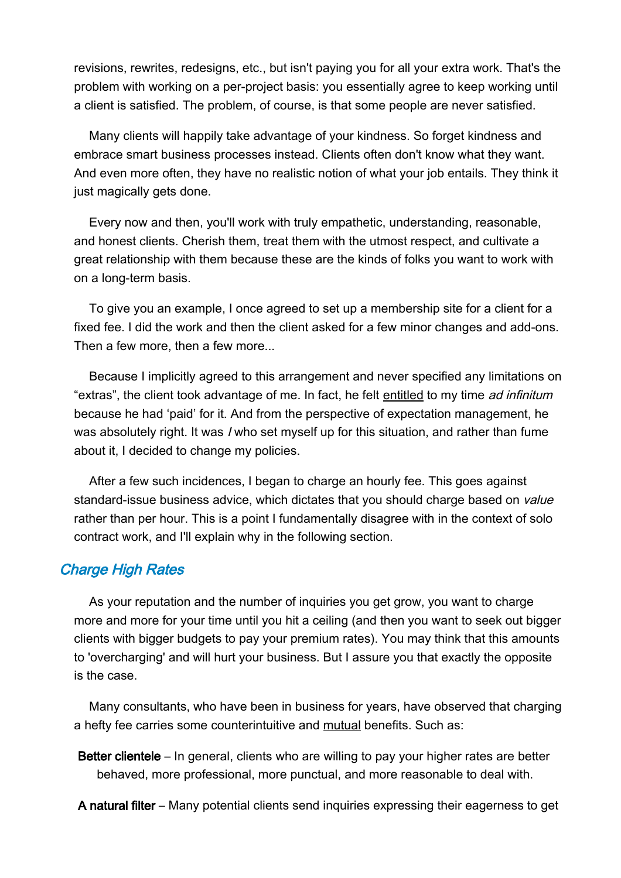revisions, rewrites, redesigns, etc., but isn't paying you for all your extra work. That's the problem with working on a per-project basis: you essentially agree to keep working until a client is satisfied. The problem, of course, is that some people are never satisfied.

Many clients will happily take advantage of your kindness. So forget kindness and embrace smart business processes instead. Clients often don't know what they want. And even more often, they have no realistic notion of what your job entails. They think it just magically gets done.

Every now and then, you'll work with truly empathetic, understanding, reasonable, and honest clients. Cherish them, treat them with the utmost respect, and cultivate a great relationship with them because these are the kinds of folks you want to work with on a long-term basis.

To give you an example, I once agreed to set up a membership site for a client for a fixed fee. I did the work and then the client asked for a few minor changes and add-ons. Then a few more, then a few more...

Because I implicitly agreed to this arrangement and never specified any limitations on "extras", the client took advantage of me. In fact, he felt <u>entitled</u> to my time *ad infinitum* because he had 'paid' for it. And from the perspective of expectation management, he was absolutely right. It was *I* who set myself up for this situation, and rather than fume about it, I decided to change my policies.

After a few such incidences, I began to charge an hourly fee. This goes against standard-issue business advice, which dictates that you should charge based on *value* rather than per hour. This is a point I fundamentally disagree with in the context of solo contract work, and I'll explain why in the following section.

## *Charge High Rates*

As your reputation and the number of inquiries you get grow, you want to charge more and more for your time until you hit a ceiling (and then you want to seek out bigger clients with bigger budgets to pay your premium rates). You may think that this amounts to 'overcharging' and will hurt your business. But I assure you that exactly the opposite is the case.

Many consultants, who have been in business for years, have observed that charging a hefty fee carries some counterintuitive and <u>mutual</u> benefits. Such as:

**Better clientele** – In general, clients who are willing to pay your higher rates are better behaved, more professional, more punctual, and more reasonable to deal with.

**A natural filter** – Many potential clients send inquiries expressing their eagerness to get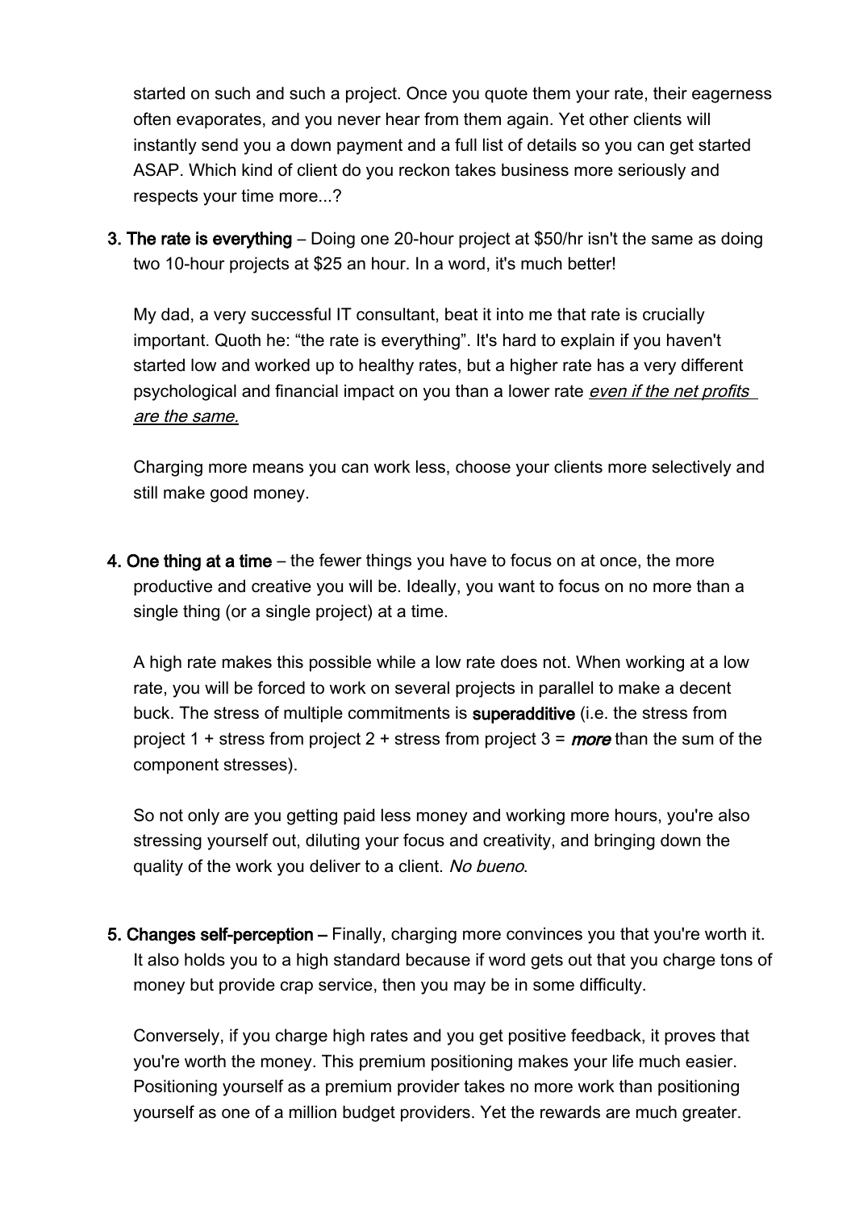started on such and such a project. Once you quote them your rate, their eagerness often evaporates, and you never hear from them again. Yet other clients will instantly send you a down payment and a full list of details so you can get started ASAP. Which kind of client do you reckon takes business more seriously and respects your time more...?

3. **The rate is everything** – Doing one 20-hour project at $50/hr isn't the same as doing two 10-hour projects at $25 an hour. In a word, it's much better!

   My dad, a very successful IT consultant, beat it into me that rate is crucially important. Quoth he: “the rate is everything”. It's hard to explain if you haven't started low and worked up to healthy rates, but a higher rate has a very different psychological and financial impact on you than a lower rate *even if the net profits are the same.*

   Charging more means you can work less, choose your clients more selectively and still make good money.

4. **One thing at a time** – the fewer things you have to focus on at once, the more productive and creative you will be. Ideally, you want to focus on no more than a single thing (or a single project) at a time.

   A high rate makes this possible while a low rate does not. When working at a low rate, you will be forced to work on several projects in parallel to make a decent buck. The stress of multiple commitments is **superadditive** (i.e. the stress from project 1 + stress from project 2 + stress from project 3 = ***more*** than the sum of the component stresses).

   So not only are you getting paid less money and working more hours, you're also stressing yourself out, diluting your focus and creativity, and bringing down the quality of the work you deliver to a client. *No bueno*.

5. **Changes self-perception** – Finally, charging more convinces you that you're worth it. It also holds you to a high standard because if word gets out that you charge tons of money but provide crap service, then you may be in some difficulty.

   Conversely, if you charge high rates and you get positive feedback, it proves that you're worth the money. This premium positioning makes your life much easier. Positioning yourself as a premium provider takes no more work than positioning yourself as one of a million budget providers. Yet the rewards are much greater.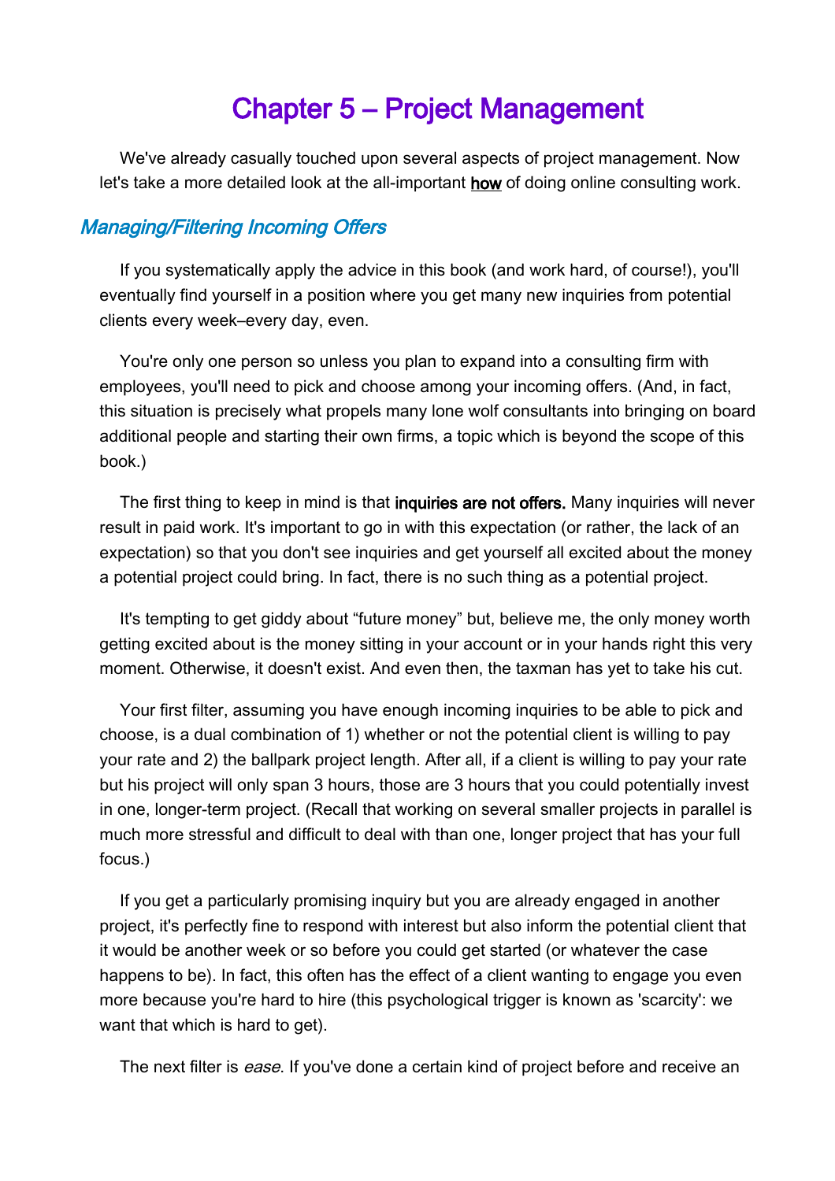# Chapter 5 – Project Management

We've already casually touched upon several aspects of project management. Now let's take a more detailed look at the all-important **how** of doing online consulting work.

## *Managing/Filtering Incoming Offers*

If you systematically apply the advice in this book (and work hard, of course!), you'll eventually find yourself in a position where you get many new inquiries from potential clients every week–every day, even.

You're only one person so unless you plan to expand into a consulting firm with employees, you'll need to pick and choose among your incoming offers. (And, in fact, this situation is precisely what propels many lone wolf consultants into bringing on board additional people and starting their own firms, a topic which is beyond the scope of this book.)

The first thing to keep in mind is that **inquiries are not offers.** Many inquiries will never result in paid work. It's important to go in with this expectation (or rather, the lack of an expectation) so that you don't see inquiries and get yourself all excited about the money a potential project could bring. In fact, there is no such thing as a potential project.

It's tempting to get giddy about "future money" but, believe me, the only money worth getting excited about is the money sitting in your account or in your hands right this very moment. Otherwise, it doesn't exist. And even then, the taxman has yet to take his cut.

Your first filter, assuming you have enough incoming inquiries to be able to pick and choose, is a dual combination of 1) whether or not the potential client is willing to pay your rate and 2) the ballpark project length. After all, if a client is willing to pay your rate but his project will only span 3 hours, those are 3 hours that you could potentially invest in one, longer-term project. (Recall that working on several smaller projects in parallel is much more stressful and difficult to deal with than one, longer project that has your full focus.)

If you get a particularly promising inquiry but you are already engaged in another project, it's perfectly fine to respond with interest but also inform the potential client that it would be another week or so before you could get started (or whatever the case happens to be). In fact, this often has the effect of a client wanting to engage you even more because you're hard to hire (this psychological trigger is known as 'scarcity': we want that which is hard to get).

The next filter is *ease*. If you've done a certain kind of project before and receive an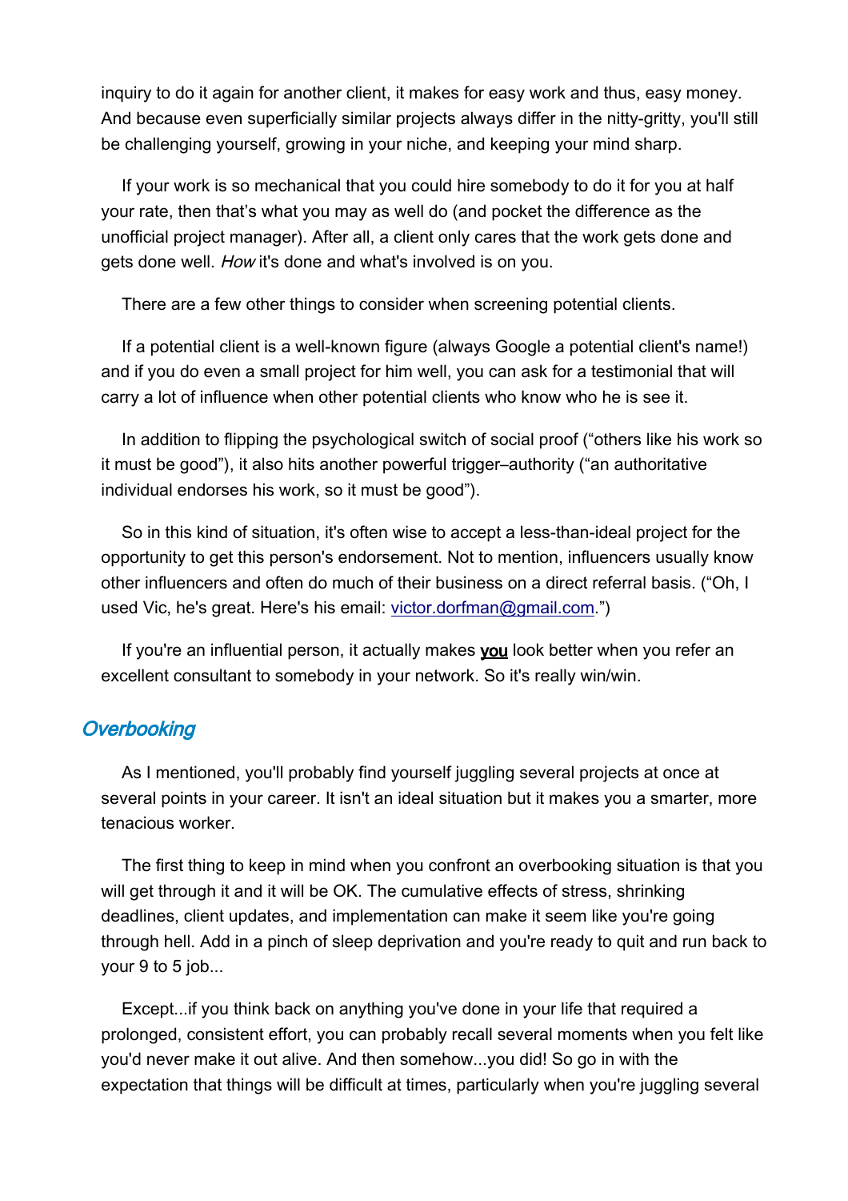inquiry to do it again for another client, it makes for easy work and thus, easy money. And because even superficially similar projects always differ in the nitty-gritty, you'll still be challenging yourself, growing in your niche, and keeping your mind sharp.

If your work is so mechanical that you could hire somebody to do it for you at half your rate, then that's what you may as well do (and pocket the difference as the unofficial project manager). After all, a client only cares that the work gets done and gets done well. *How* it's done and what's involved is on you.

There are a few other things to consider when screening potential clients.

If a potential client is a well-known figure (always Google a potential client's name!) and if you do even a small project for him well, you can ask for a testimonial that will carry a lot of influence when other potential clients who know who he is see it.

In addition to flipping the psychological switch of social proof ("others like his work so it must be good"), it also hits another powerful trigger–authority ("an authoritative individual endorses his work, so it must be good").

So in this kind of situation, it's often wise to accept a less-than-ideal project for the opportunity to get this person's endorsement. Not to mention, influencers usually know other influencers and often do much of their business on a direct referral basis. ("Oh, I used Vic, he's great. Here's his email: victor.dorfman@gmail.com.")

If you're an influential person, it actually makes **you** look better when you refer an excellent consultant to somebody in your network. So it's really win/win.

## *Overbooking*

As I mentioned, you'll probably find yourself juggling several projects at once at several points in your career. It isn't an ideal situation but it makes you a smarter, more tenacious worker.

The first thing to keep in mind when you confront an overbooking situation is that you will get through it and it will be OK. The cumulative effects of stress, shrinking deadlines, client updates, and implementation can make it seem like you're going through hell. Add in a pinch of sleep deprivation and you're ready to quit and run back to your 9 to 5 job...

Except...if you think back on anything you've done in your life that required a prolonged, consistent effort, you can probably recall several moments when you felt like you'd never make it out alive. And then somehow...you did! So go in with the expectation that things will be difficult at times, particularly when you're juggling several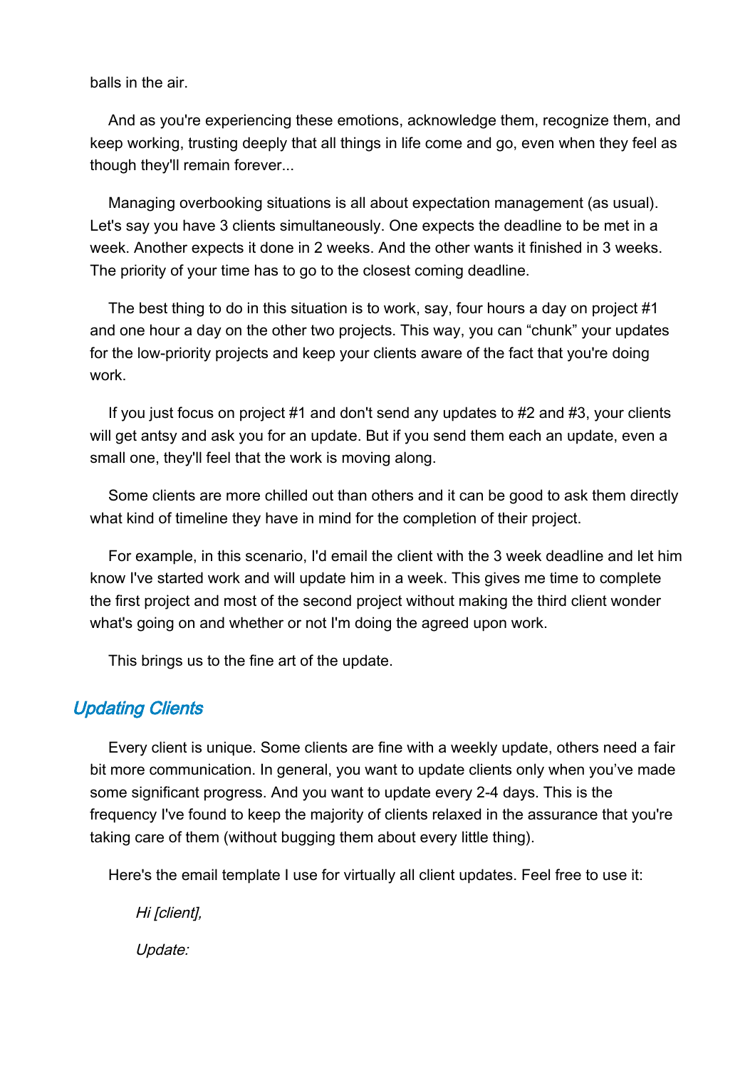balls in the air.

And as you're experiencing these emotions, acknowledge them, recognize them, and keep working, trusting deeply that all things in life come and go, even when they feel as though they'll remain forever...

Managing overbooking situations is all about expectation management (as usual). Let's say you have 3 clients simultaneously. One expects the deadline to be met in a week. Another expects it done in 2 weeks. And the other wants it finished in 3 weeks. The priority of your time has to go to the closest coming deadline.

The best thing to do in this situation is to work, say, four hours a day on project #1 and one hour a day on the other two projects. This way, you can “chunk” your updates for the low-priority projects and keep your clients aware of the fact that you're doing work.

If you just focus on project #1 and don't send any updates to #2 and #3, your clients will get antsy and ask you for an update. But if you send them each an update, even a small one, they'll feel that the work is moving along.

Some clients are more chilled out than others and it can be good to ask them directly what kind of timeline they have in mind for the completion of their project.

For example, in this scenario, I'd email the client with the 3 week deadline and let him know I've started work and will update him in a week. This gives me time to complete the first project and most of the second project without making the third client wonder what's going on and whether or not I'm doing the agreed upon work.

This brings us to the fine art of the update.

## *Updating Clients*

Every client is unique. Some clients are fine with a weekly update, others need a fair bit more communication. In general, you want to update clients only when you’ve made some significant progress. And you want to update every 2-4 days. This is the frequency I've found to keep the majority of clients relaxed in the assurance that you're taking care of them (without bugging them about every little thing).

Here's the email template I use for virtually all client updates. Feel free to use it:

> *Hi [client],*
>
> *Update:*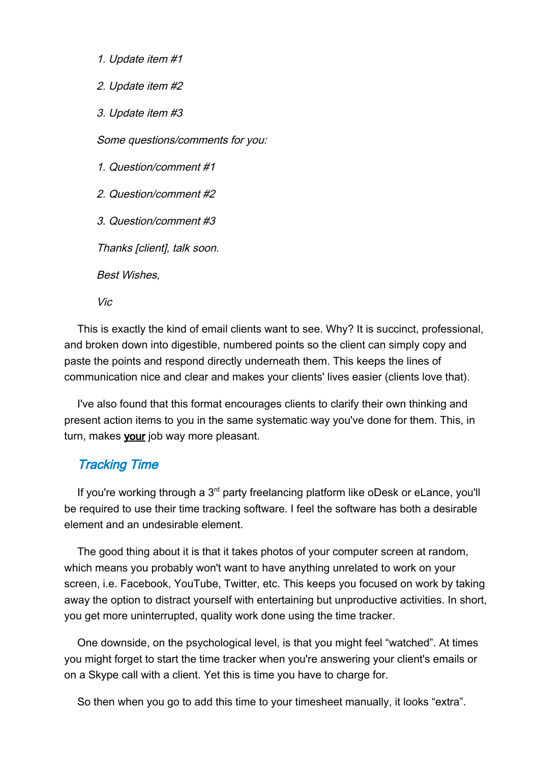*1. Update item #1*

*2. Update item #2*

*3. Update item #3*

*Some questions/comments for you:*

*1. Question/comment #1*

*2. Question/comment #2*

*3. Question/comment #3*

*Thanks [client], talk soon.*

*Best Wishes,*

*Vic*

This is exactly the kind of email clients want to see. Why? It is succinct, professional, and broken down into digestible, numbered points so the client can simply copy and paste the points and respond directly underneath them. This keeps the lines of communication nice and clear and makes your clients' lives easier (clients love that).

I've also found that this format encourages clients to clarify their own thinking and present action items to you in the same systematic way you've done for them. This, in turn, makes **your** job way more pleasant.

## *Tracking Time*

If you're working through a 3rd party freelancing platform like oDesk or eLance, you'll be required to use their time tracking software. I feel the software has both a desirable element and an undesirable element.

The good thing about it is that it takes photos of your computer screen at random, which means you probably won't want to have anything unrelated to work on your screen, i.e. Facebook, YouTube, Twitter, etc. This keeps you focused on work by taking away the option to distract yourself with entertaining but unproductive activities. In short, you get more uninterrupted, quality work done using the time tracker.

One downside, on the psychological level, is that you might feel "watched". At times you might forget to start the time tracker when you're answering your client's emails or on a Skype call with a client. Yet this is time you have to charge for.

So then when you go to add this time to your timesheet manually, it looks "extra".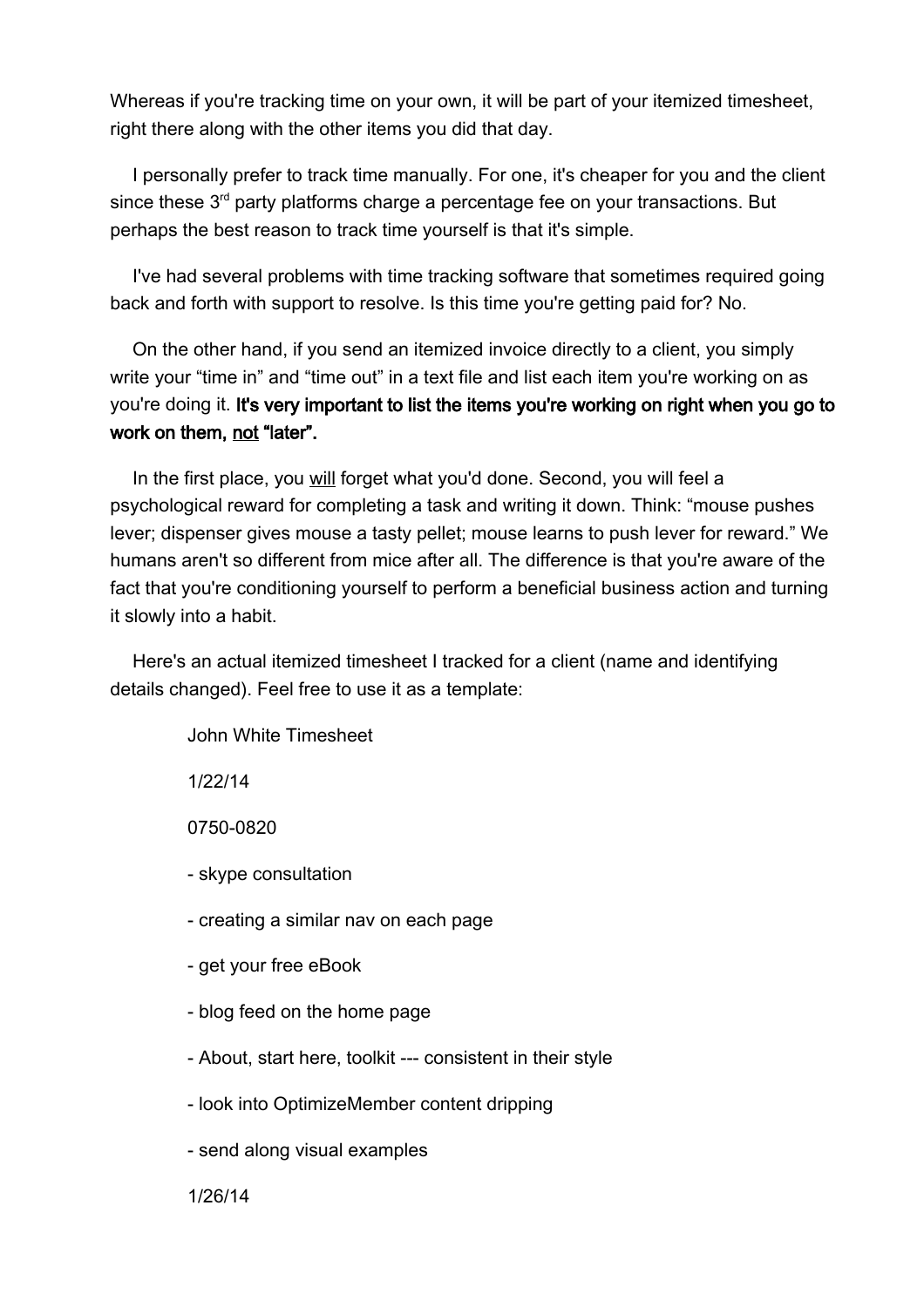Whereas if you're tracking time on your own, it will be part of your itemized timesheet, right there along with the other items you did that day.

I personally prefer to track time manually. For one, it's cheaper for you and the client since these 3rd party platforms charge a percentage fee on your transactions. But perhaps the best reason to track time yourself is that it's simple.

I've had several problems with time tracking software that sometimes required going back and forth with support to resolve. Is this time you're getting paid for? No.

On the other hand, if you send an itemized invoice directly to a client, you simply write your "time in" and "time out" in a text file and list each item you're working on as you're doing it. **It's very important to list the items you're working on right when you go to work on them, <u>not</u> "later".**

In the first place, you <u>will</u> forget what you'd done. Second, you will feel a psychological reward for completing a task and writing it down. Think: "mouse pushes lever; dispenser gives mouse a tasty pellet; mouse learns to push lever for reward." We humans aren't so different from mice after all. The difference is that you're aware of the fact that you're conditioning yourself to perform a beneficial business action and turning it slowly into a habit.

Here's an actual itemized timesheet I tracked for a client (name and identifying details changed). Feel free to use it as a template:

> John White Timesheet
>
> 1/22/14
>
> 0750-0820
>
> - skype consultation
> - creating a similar nav on each page
> - get your free eBook
> - blog feed on the home page
> - About, start here, toolkit --- consistent in their style
> - look into OptimizeMember content dripping
> - send along visual examples
>
> 1/26/14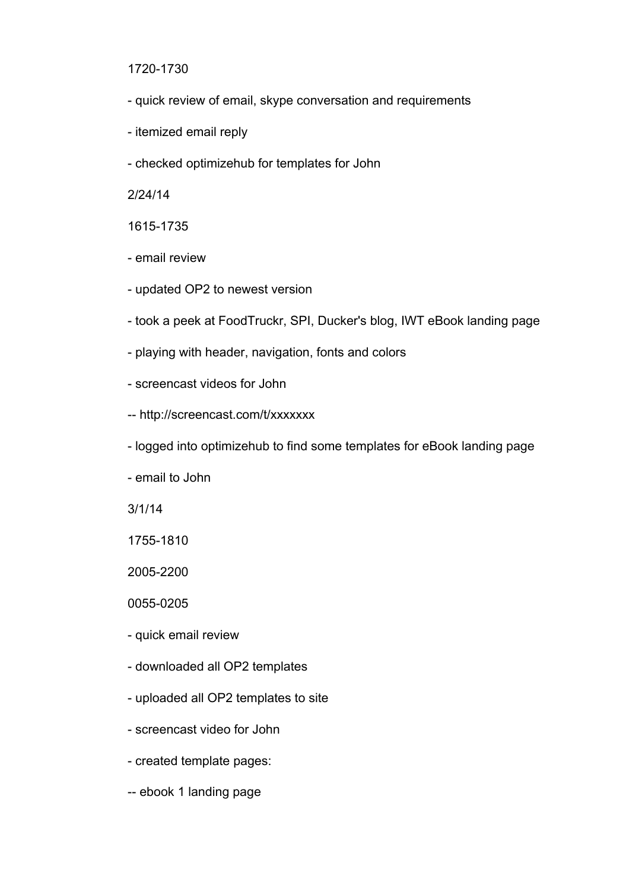1720-1730

- quick review of email, skype conversation and requirements
- itemized email reply
- checked optimizehub for templates for John

2/24/14

1615-1735

- email review
- updated OP2 to newest version
- took a peek at FoodTruckr, SPI, Ducker's blog, IWT eBook landing page
- playing with header, navigation, fonts and colors
- screencast videos for John
  - http://screencast.com/t/xxxxxxx
- logged into optimizehub to find some templates for eBook landing page
- email to John

3/1/14

1755-1810

2005-2200

0055-0205

- quick email review
- downloaded all OP2 templates
- uploaded all OP2 templates to site
- screencast video for John
- created template pages:
  - ebook 1 landing page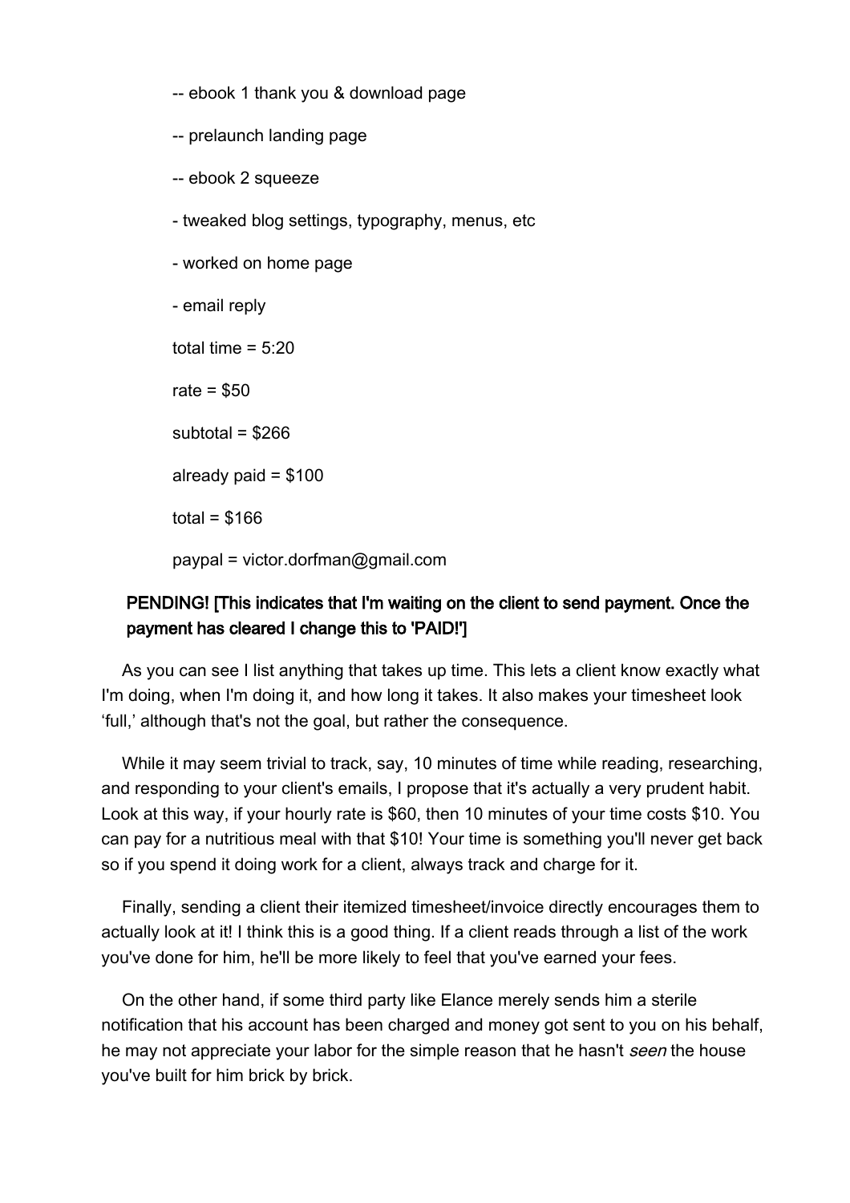-- ebook 1 thank you & download page

-- prelaunch landing page

-- ebook 2 squeeze

- tweaked blog settings, typography, menus, etc

- worked on home page

- email reply

total time = 5:20

rate = $50

subtotal = $266

already paid = $100

total = $166

paypal = victor.dorfman@gmail.com

PENDING! [This indicates that I'm waiting on the client to send payment. Once the payment has cleared I change this to 'PAID!']

As you can see I list anything that takes up time. This lets a client know exactly what I'm doing, when I'm doing it, and how long it takes. It also makes your timesheet look 'full,' although that's not the goal, but rather the consequence.

While it may seem trivial to track, say, 10 minutes of time while reading, researching, and responding to your client's emails, I propose that it's actually a very prudent habit. Look at this way, if your hourly rate is $60, then 10 minutes of your time costs $10. You can pay for a nutritious meal with that $10! Your time is something you'll never get back so if you spend it doing work for a client, always track and charge for it.

Finally, sending a client their itemized timesheet/invoice directly encourages them to actually look at it! I think this is a good thing. If a client reads through a list of the work you've done for him, he'll be more likely to feel that you've earned your fees.

On the other hand, if some third party like Elance merely sends him a sterile notification that his account has been charged and money got sent to you on his behalf, he may not appreciate your labor for the simple reason that he hasn't *seen* the house you've built for him brick by brick.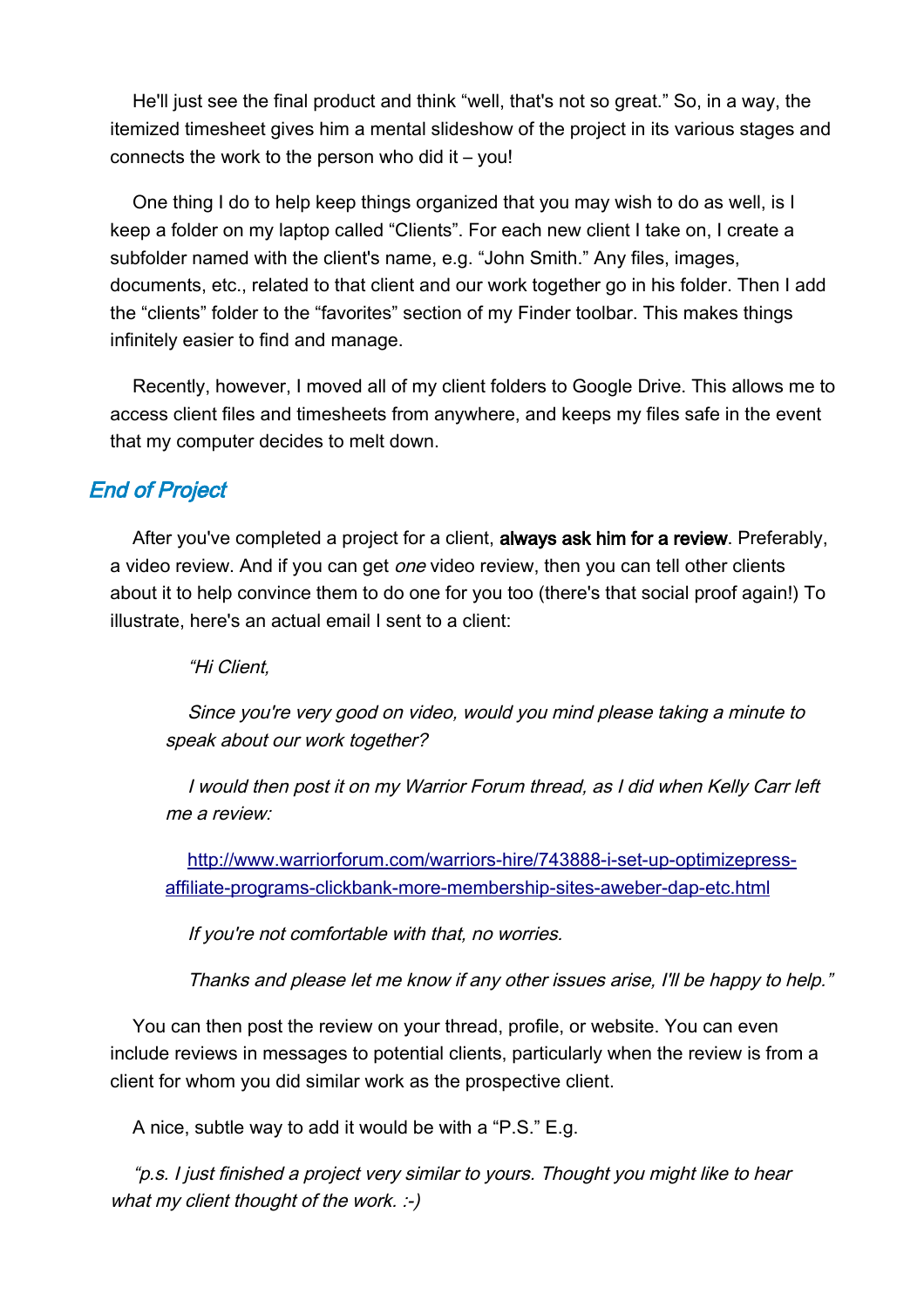He'll just see the final product and think “well, that's not so great.” So, in a way, the itemized timesheet gives him a mental slideshow of the project in its various stages and connects the work to the person who did it – you!

One thing I do to help keep things organized that you may wish to do as well, is I keep a folder on my laptop called “Clients”. For each new client I take on, I create a subfolder named with the client's name, e.g. “John Smith.” Any files, images, documents, etc., related to that client and our work together go in his folder. Then I add the “clients” folder to the “favorites” section of my Finder toolbar. This makes things infinitely easier to find and manage.

Recently, however, I moved all of my client folders to Google Drive. This allows me to access client files and timesheets from anywhere, and keeps my files safe in the event that my computer decides to melt down.

## *End of Project*

After you've completed a project for a client, **always ask him for a review**. Preferably, a video review. And if you can get *one* video review, then you can tell other clients about it to help convince them to do one for you too (there's that social proof again!) To illustrate, here's an actual email I sent to a client:

> *“Hi Client,*
>
> *Since you're very good on video, would you mind please taking a minute to speak about our work together?*
>
> *I would then post it on my Warrior Forum thread, as I did when Kelly Carr left me a review:*
>
> [http://www.warriorforum.com/warriors-hire/743888-i-set-up-optimizepress-affiliate-programs-clickbank-more-membership-sites-aweber-dap-etc.html](http://www.warriorforum.com/warriors-hire/743888-i-set-up-optimizepress-affiliate-programs-clickbank-more-membership-sites-aweber-dap-etc.html)
>
> *If you're not comfortable with that, no worries.*
>
> *Thanks and please let me know if any other issues arise, I'll be happy to help.”*

You can then post the review on your thread, profile, or website. You can even include reviews in messages to potential clients, particularly when the review is from a client for whom you did similar work as the prospective client.

A nice, subtle way to add it would be with a “P.S.” E.g.

*“p.s. I just finished a project very similar to yours. Thought you might like to hear what my client thought of the work. :-)*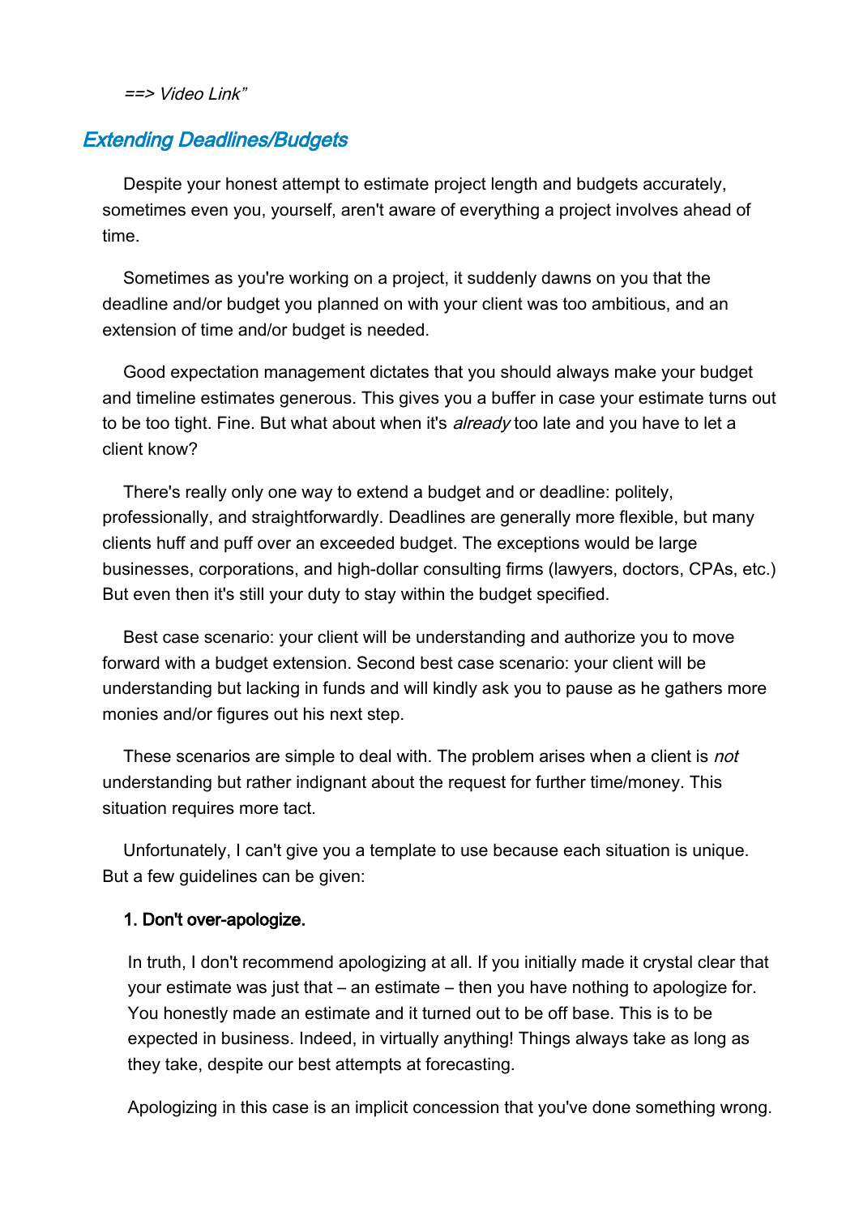*==> Video Link"*

## *Extending Deadlines/Budgets*

Despite your honest attempt to estimate project length and budgets accurately, sometimes even you, yourself, aren't aware of everything a project involves ahead of time.

Sometimes as you're working on a project, it suddenly dawns on you that the deadline and/or budget you planned on with your client was too ambitious, and an extension of time and/or budget is needed.

Good expectation management dictates that you should always make your budget and timeline estimates generous. This gives you a buffer in case your estimate turns out to be too tight. Fine. But what about when it's *already* too late and you have to let a client know?

There's really only one way to extend a budget and or deadline: politely, professionally, and straightforwardly. Deadlines are generally more flexible, but many clients huff and puff over an exceeded budget. The exceptions would be large businesses, corporations, and high-dollar consulting firms (lawyers, doctors, CPAs, etc.) But even then it's still your duty to stay within the budget specified.

Best case scenario: your client will be understanding and authorize you to move forward with a budget extension. Second best case scenario: your client will be understanding but lacking in funds and will kindly ask you to pause as he gathers more monies and/or figures out his next step.

These scenarios are simple to deal with. The problem arises when a client is *not* understanding but rather indignant about the request for further time/money. This situation requires more tact.

Unfortunately, I can't give you a template to use because each situation is unique. But a few guidelines can be given:

1. Don't over-apologize.

In truth, I don't recommend apologizing at all. If you initially made it crystal clear that your estimate was just that – an estimate – then you have nothing to apologize for. You honestly made an estimate and it turned out to be off base. This is to be expected in business. Indeed, in virtually anything! Things always take as long as they take, despite our best attempts at forecasting.

Apologizing in this case is an implicit concession that you've done something wrong.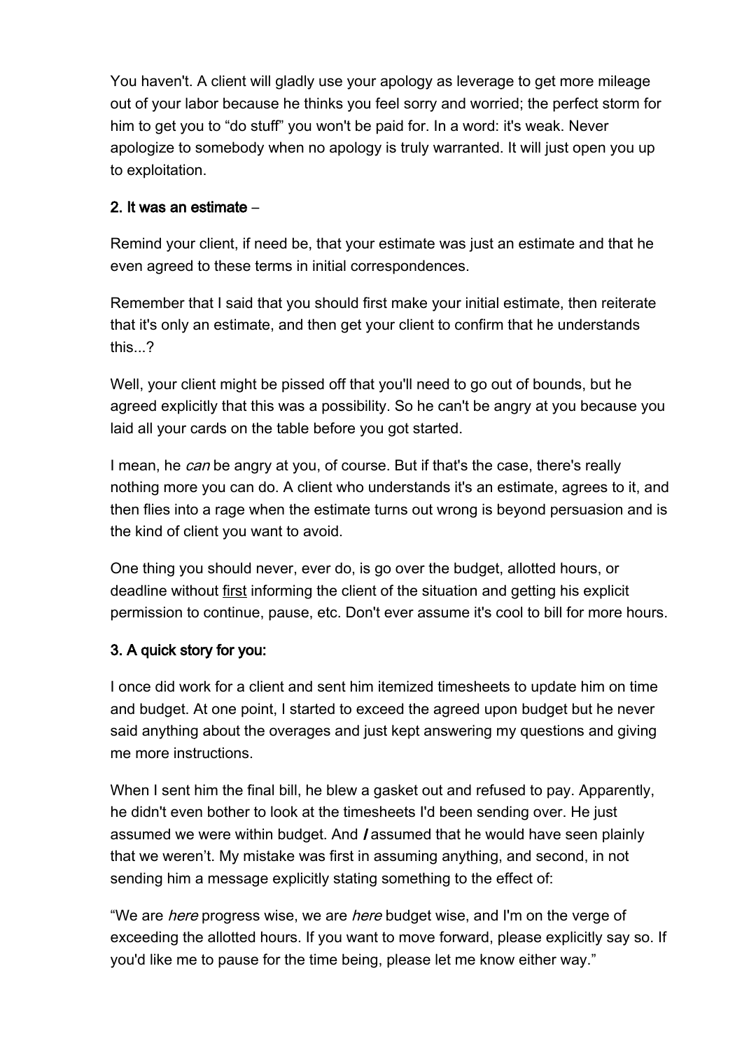You haven't. A client will gladly use your apology as leverage to get more mileage out of your labor because he thinks you feel sorry and worried; the perfect storm for him to get you to "do stuff" you won't be paid for. In a word: it's weak. Never apologize to somebody when no apology is truly warranted. It will just open you up to exploitation.

### 2. It was an estimate –

Remind your client, if need be, that your estimate was just an estimate and that he even agreed to these terms in initial correspondences.

Remember that I said that you should first make your initial estimate, then reiterate that it's only an estimate, and then get your client to confirm that he understands this...?

Well, your client might be pissed off that you'll need to go out of bounds, but he agreed explicitly that this was a possibility. So he can't be angry at you because you laid all your cards on the table before you got started.

I mean, he *can* be angry at you, of course. But if that's the case, there's really nothing more you can do. A client who understands it's an estimate, agrees to it, and then flies into a rage when the estimate turns out wrong is beyond persuasion and is the kind of client you want to avoid.

One thing you should never, ever do, is go over the budget, allotted hours, or deadline without <u>first</u> informing the client of the situation and getting his explicit permission to continue, pause, etc. Don't ever assume it's cool to bill for more hours.

### 3. A quick story for you:

I once did work for a client and sent him itemized timesheets to update him on time and budget. At one point, I started to exceed the agreed upon budget but he never said anything about the overages and just kept answering my questions and giving me more instructions.

When I sent him the final bill, he blew a gasket out and refused to pay. Apparently, he didn't even bother to look at the timesheets I'd been sending over. He just assumed we were within budget. And ***I*** assumed that he would have seen plainly that we weren't. My mistake was first in assuming anything, and second, in not sending him a message explicitly stating something to the effect of:

"We are *here* progress wise, we are *here* budget wise, and I'm on the verge of exceeding the allotted hours. If you want to move forward, please explicitly say so. If you'd like me to pause for the time being, please let me know either way."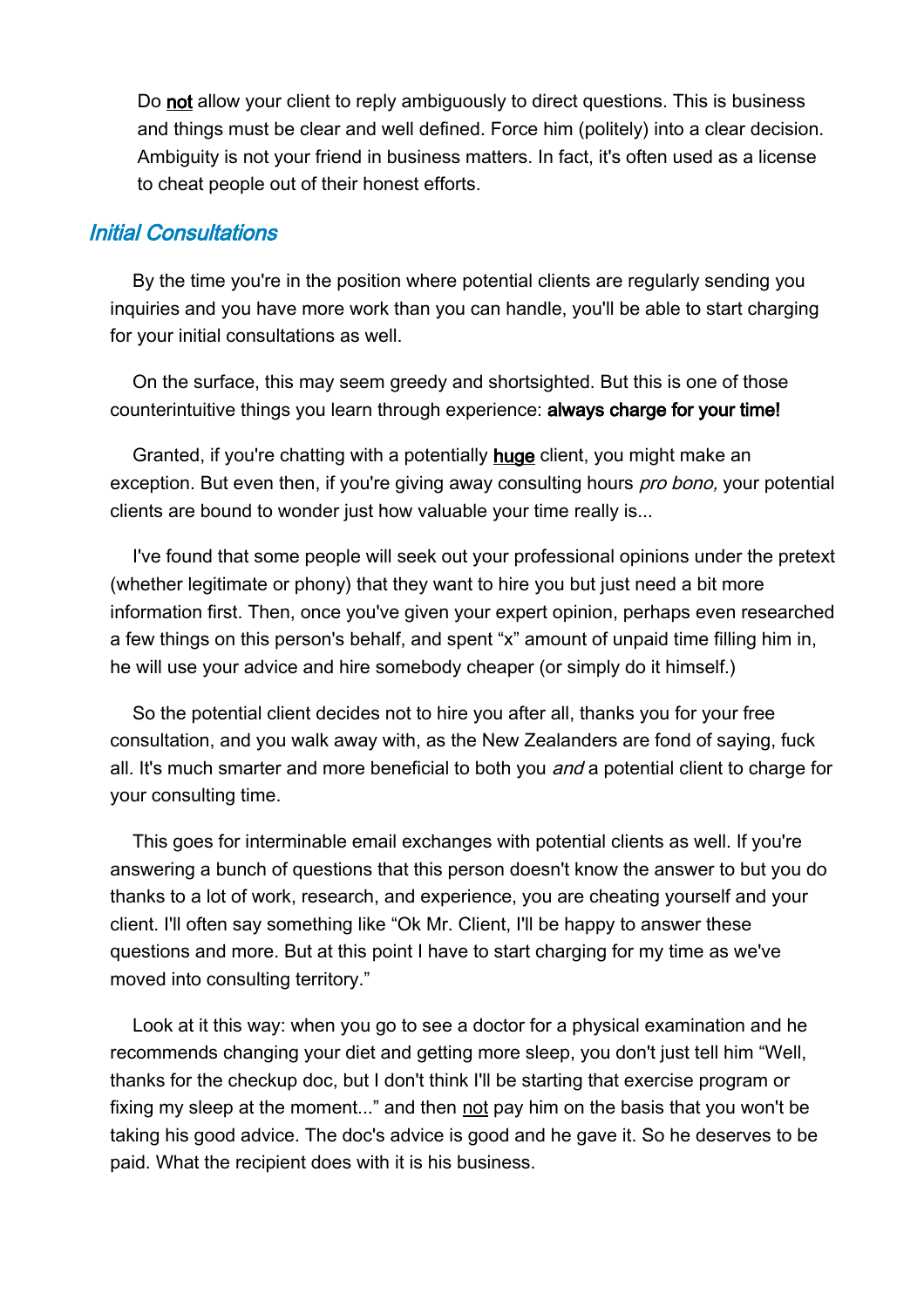Do <u>not</u> allow your client to reply ambiguously to direct questions. This is business and things must be clear and well defined. Force him (politely) into a clear decision. Ambiguity is not your friend in business matters. In fact, it's often used as a license to cheat people out of their honest efforts.

## *Initial Consultations*

By the time you're in the position where potential clients are regularly sending you inquiries and you have more work than you can handle, you'll be able to start charging for your initial consultations as well.

On the surface, this may seem greedy and shortsighted. But this is one of those counterintuitive things you learn through experience: **always charge for your time!**

Granted, if you're chatting with a potentially **<u>huge</u>** client, you might make an exception. But even then, if you're giving away consulting hours *pro bono,* your potential clients are bound to wonder just how valuable your time really is...

I've found that some people will seek out your professional opinions under the pretext (whether legitimate or phony) that they want to hire you but just need a bit more information first. Then, once you've given your expert opinion, perhaps even researched a few things on this person's behalf, and spent "x" amount of unpaid time filling him in, he will use your advice and hire somebody cheaper (or simply do it himself.)

So the potential client decides not to hire you after all, thanks you for your free consultation, and you walk away with, as the New Zealanders are fond of saying, fuck all. It's much smarter and more beneficial to both you *and* a potential client to charge for your consulting time.

This goes for interminable email exchanges with potential clients as well. If you're answering a bunch of questions that this person doesn't know the answer to but you do thanks to a lot of work, research, and experience, you are cheating yourself and your client. I'll often say something like "Ok Mr. Client, I'll be happy to answer these questions and more. But at this point I have to start charging for my time as we've moved into consulting territory."

Look at it this way: when you go to see a doctor for a physical examination and he recommends changing your diet and getting more sleep, you don't just tell him "Well, thanks for the checkup doc, but I don't think I'll be starting that exercise program or fixing my sleep at the moment..." and then <u>not</u> pay him on the basis that you won't be taking his good advice. The doc's advice is good and he gave it. So he deserves to be paid. What the recipient does with it is his business.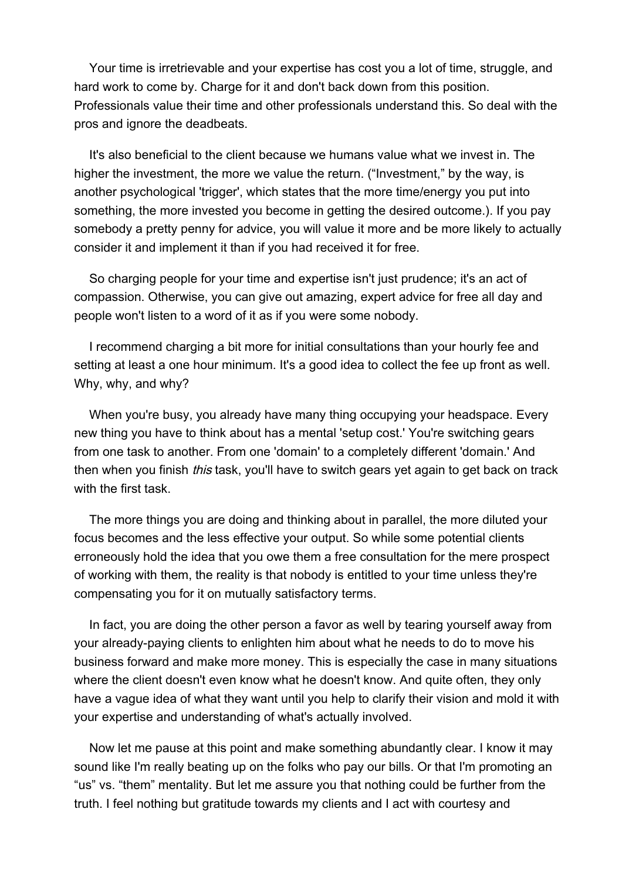Your time is irretrievable and your expertise has cost you a lot of time, struggle, and hard work to come by. Charge for it and don't back down from this position. Professionals value their time and other professionals understand this. So deal with the pros and ignore the deadbeats.

It's also beneficial to the client because we humans value what we invest in. The higher the investment, the more we value the return. ("Investment," by the way, is another psychological 'trigger', which states that the more time/energy you put into something, the more invested you become in getting the desired outcome.). If you pay somebody a pretty penny for advice, you will value it more and be more likely to actually consider it and implement it than if you had received it for free.

So charging people for your time and expertise isn't just prudence; it's an act of compassion. Otherwise, you can give out amazing, expert advice for free all day and people won't listen to a word of it as if you were some nobody.

I recommend charging a bit more for initial consultations than your hourly fee and setting at least a one hour minimum. It's a good idea to collect the fee up front as well. Why, why, and why?

When you're busy, you already have many thing occupying your headspace. Every new thing you have to think about has a mental 'setup cost.' You're switching gears from one task to another. From one 'domain' to a completely different 'domain.' And then when you finish *this* task, you'll have to switch gears yet again to get back on track with the first task.

The more things you are doing and thinking about in parallel, the more diluted your focus becomes and the less effective your output. So while some potential clients erroneously hold the idea that you owe them a free consultation for the mere prospect of working with them, the reality is that nobody is entitled to your time unless they're compensating you for it on mutually satisfactory terms.

In fact, you are doing the other person a favor as well by tearing yourself away from your already-paying clients to enlighten him about what he needs to do to move his business forward and make more money. This is especially the case in many situations where the client doesn't even know what he doesn't know. And quite often, they only have a vague idea of what they want until you help to clarify their vision and mold it with your expertise and understanding of what's actually involved.

Now let me pause at this point and make something abundantly clear. I know it may sound like I'm really beating up on the folks who pay our bills. Or that I'm promoting an "us" vs. "them" mentality. But let me assure you that nothing could be further from the truth. I feel nothing but gratitude towards my clients and I act with courtesy and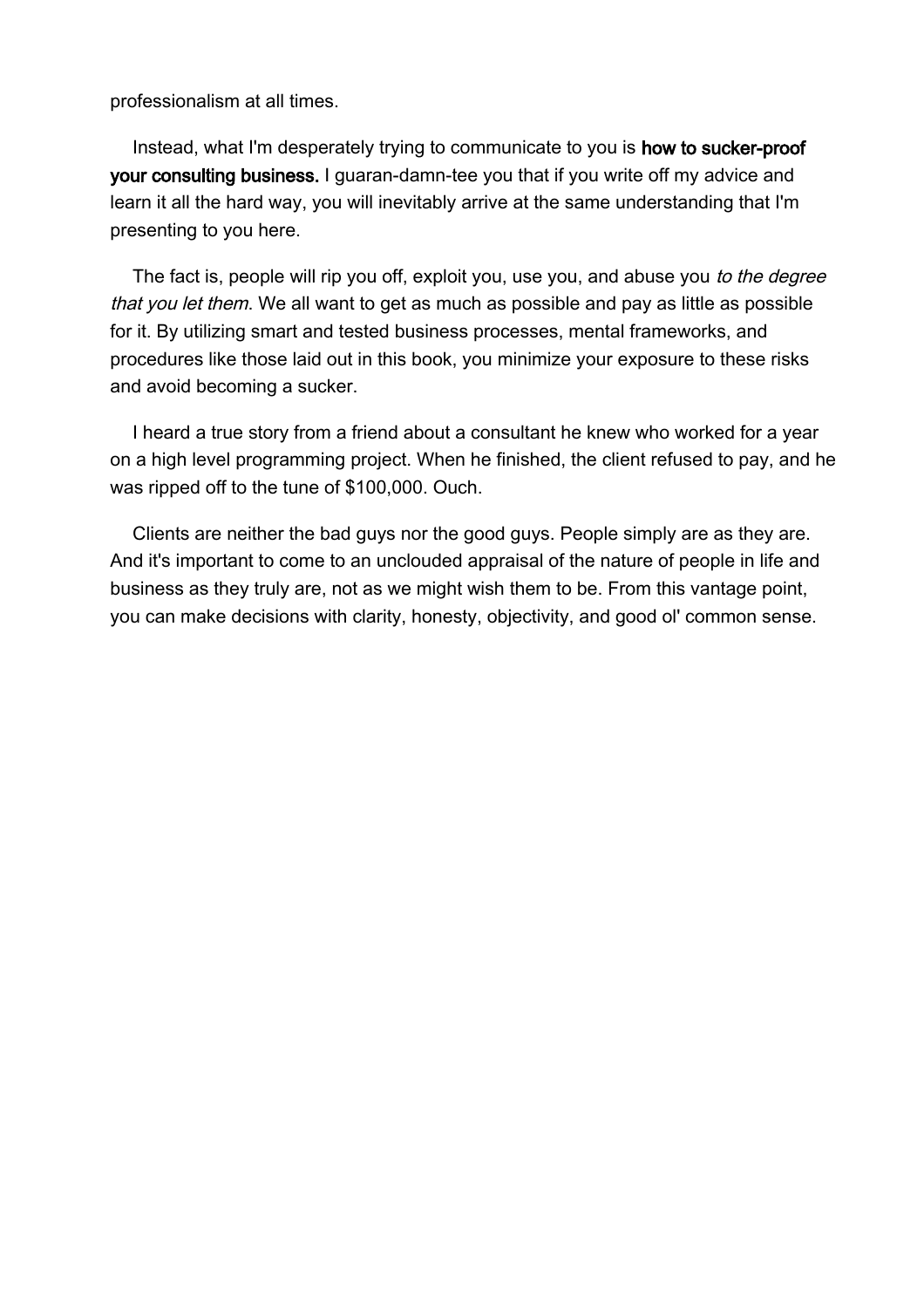professionalism at all times.

Instead, what I'm desperately trying to communicate to you is **how to sucker-proof your consulting business.** I guaran-damn-tee you that if you write off my advice and learn it all the hard way, you will inevitably arrive at the same understanding that I'm presenting to you here.

The fact is, people will rip you off, exploit you, use you, and abuse you *to the degree that you let them*. We all want to get as much as possible and pay as little as possible for it. By utilizing smart and tested business processes, mental frameworks, and procedures like those laid out in this book, you minimize your exposure to these risks and avoid becoming a sucker.

I heard a true story from a friend about a consultant he knew who worked for a year on a high level programming project. When he finished, the client refused to pay, and he was ripped off to the tune of $100,000. Ouch.

Clients are neither the bad guys nor the good guys. People simply are as they are. And it's important to come to an unclouded appraisal of the nature of people in life and business as they truly are, not as we might wish them to be. From this vantage point, you can make decisions with clarity, honesty, objectivity, and good ol' common sense.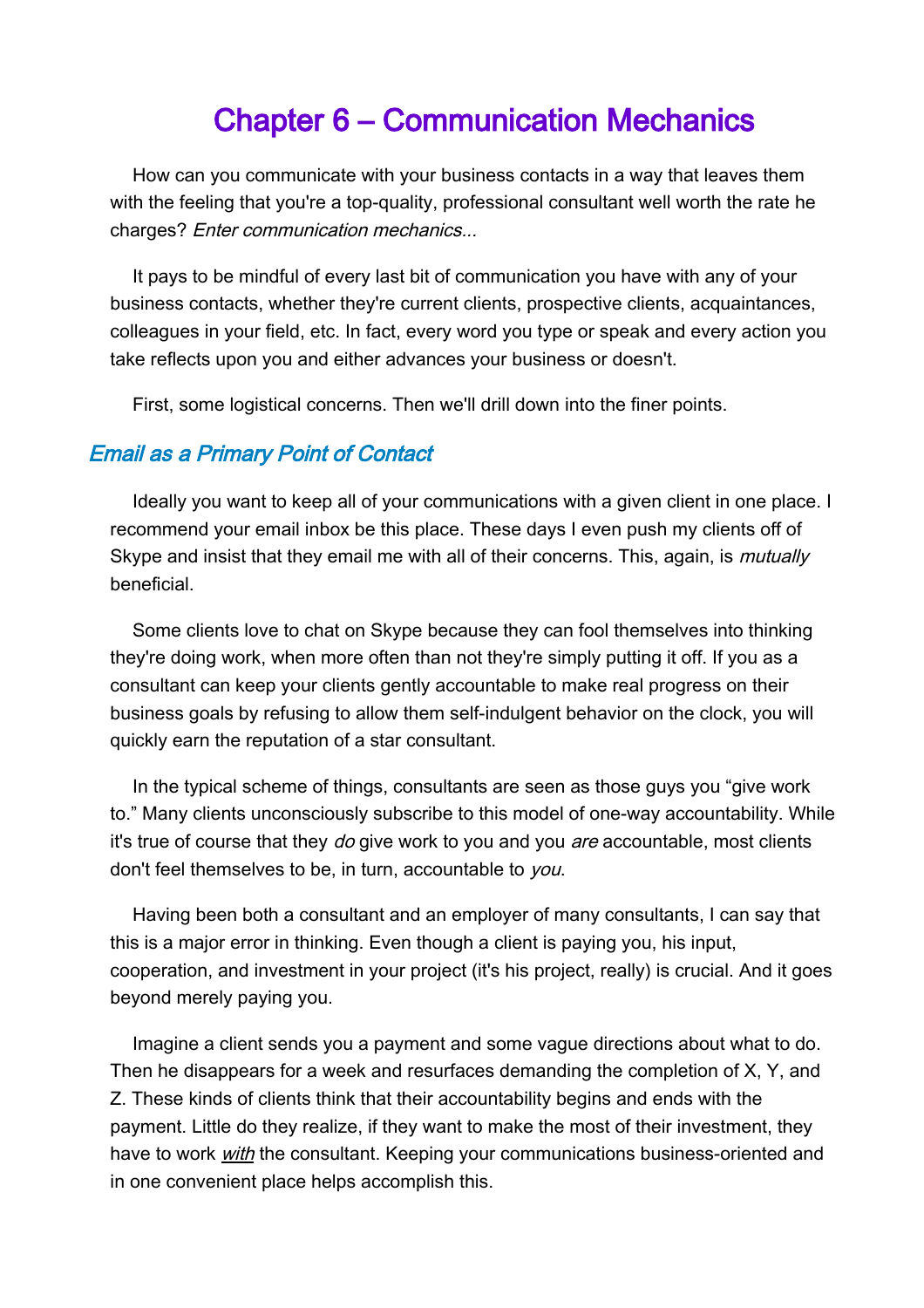# Chapter 6 – Communication Mechanics

How can you communicate with your business contacts in a way that leaves them with the feeling that you're a top-quality, professional consultant well worth the rate he charges? *Enter communication mechanics...*

It pays to be mindful of every last bit of communication you have with any of your business contacts, whether they're current clients, prospective clients, acquaintances, colleagues in your field, etc. In fact, every word you type or speak and every action you take reflects upon you and either advances your business or doesn't.

First, some logistical concerns. Then we'll drill down into the finer points.

## *Email as a Primary Point of Contact*

Ideally you want to keep all of your communications with a given client in one place. I recommend your email inbox be this place. These days I even push my clients off of Skype and insist that they email me with all of their concerns. This, again, is *mutually* beneficial.

Some clients love to chat on Skype because they can fool themselves into thinking they're doing work, when more often than not they're simply putting it off. If you as a consultant can keep your clients gently accountable to make real progress on their business goals by refusing to allow them self-indulgent behavior on the clock, you will quickly earn the reputation of a star consultant.

In the typical scheme of things, consultants are seen as those guys you "give work to." Many clients unconsciously subscribe to this model of one-way accountability. While it's true of course that they *do* give work to you and you *are* accountable, most clients don't feel themselves to be, in turn, accountable to *you*.

Having been both a consultant and an employer of many consultants, I can say that this is a major error in thinking. Even though a client is paying you, his input, cooperation, and investment in your project (it's his project, really) is crucial. And it goes beyond merely paying you.

Imagine a client sends you a payment and some vague directions about what to do. Then he disappears for a week and resurfaces demanding the completion of X, Y, and Z. These kinds of clients think that their accountability begins and ends with the payment. Little do they realize, if they want to make the most of their investment, they have to work ***with*** the consultant. Keeping your communications business-oriented and in one convenient place helps accomplish this.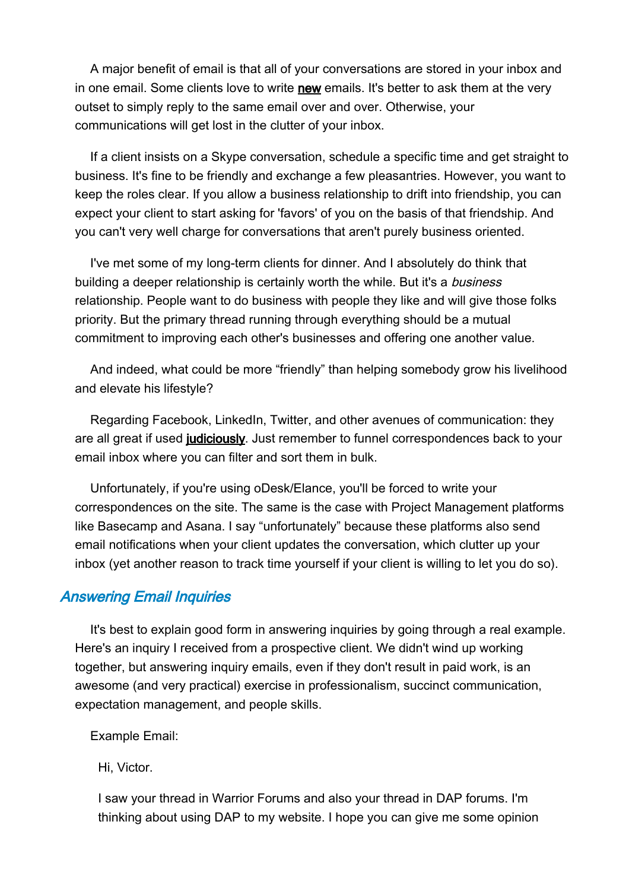A major benefit of email is that all of your conversations are stored in your inbox and in one email. Some clients love to write **new** emails. It's better to ask them at the very outset to simply reply to the same email over and over. Otherwise, your communications will get lost in the clutter of your inbox.

If a client insists on a Skype conversation, schedule a specific time and get straight to business. It's fine to be friendly and exchange a few pleasantries. However, you want to keep the roles clear. If you allow a business relationship to drift into friendship, you can expect your client to start asking for 'favors' of you on the basis of that friendship. And you can't very well charge for conversations that aren't purely business oriented.

I've met some of my long-term clients for dinner. And I absolutely do think that building a deeper relationship is certainly worth the while. But it's a *business* relationship. People want to do business with people they like and will give those folks priority. But the primary thread running through everything should be a mutual commitment to improving each other's businesses and offering one another value.

And indeed, what could be more "friendly" than helping somebody grow his livelihood and elevate his lifestyle?

Regarding Facebook, LinkedIn, Twitter, and other avenues of communication: they are all great if used **judiciously**. Just remember to funnel correspondences back to your email inbox where you can filter and sort them in bulk.

Unfortunately, if you're using oDesk/Elance, you'll be forced to write your correspondences on the site. The same is the case with Project Management platforms like Basecamp and Asana. I say "unfortunately" because these platforms also send email notifications when your client updates the conversation, which clutter up your inbox (yet another reason to track time yourself if your client is willing to let you do so).

## *Answering Email Inquiries*

It's best to explain good form in answering inquiries by going through a real example. Here's an inquiry I received from a prospective client. We didn't wind up working together, but answering inquiry emails, even if they don't result in paid work, is an awesome (and very practical) exercise in professionalism, succinct communication, expectation management, and people skills.

Example Email:

> Hi, Victor.
>
> I saw your thread in Warrior Forums and also your thread in DAP forums. I'm thinking about using DAP to my website. I hope you can give me some opinion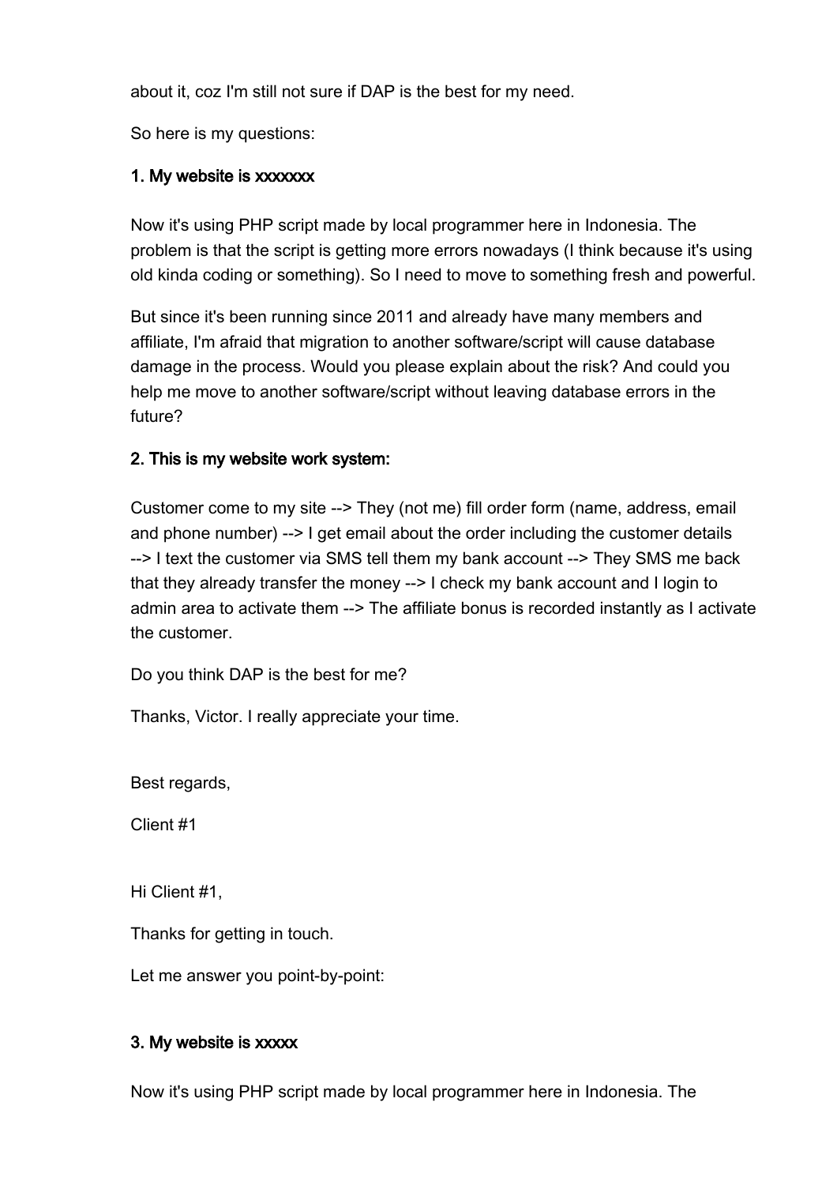about it, coz I'm still not sure if DAP is the best for my need.

So here is my questions:

**1. My website is xxxxxxx**

Now it's using PHP script made by local programmer here in Indonesia. The problem is that the script is getting more errors nowadays (I think because it's using old kinda coding or something). So I need to move to something fresh and powerful.

But since it's been running since 2011 and already have many members and affiliate, I'm afraid that migration to another software/script will cause database damage in the process. Would you please explain about the risk? And could you help me move to another software/script without leaving database errors in the future?

**2. This is my website work system:**

Customer come to my site --> They (not me) fill order form (name, address, email and phone number) --> I get email about the order including the customer details --> I text the customer via SMS tell them my bank account --> They SMS me back that they already transfer the money --> I check my bank account and I login to admin area to activate them --> The affiliate bonus is recorded instantly as I activate the customer.

Do you think DAP is the best for me?

Thanks, Victor. I really appreciate your time.

Best regards,

Client #1

Hi Client #1,

Thanks for getting in touch.

Let me answer you point-by-point:

**3. My website is xxxxx**

Now it's using PHP script made by local programmer here in Indonesia. The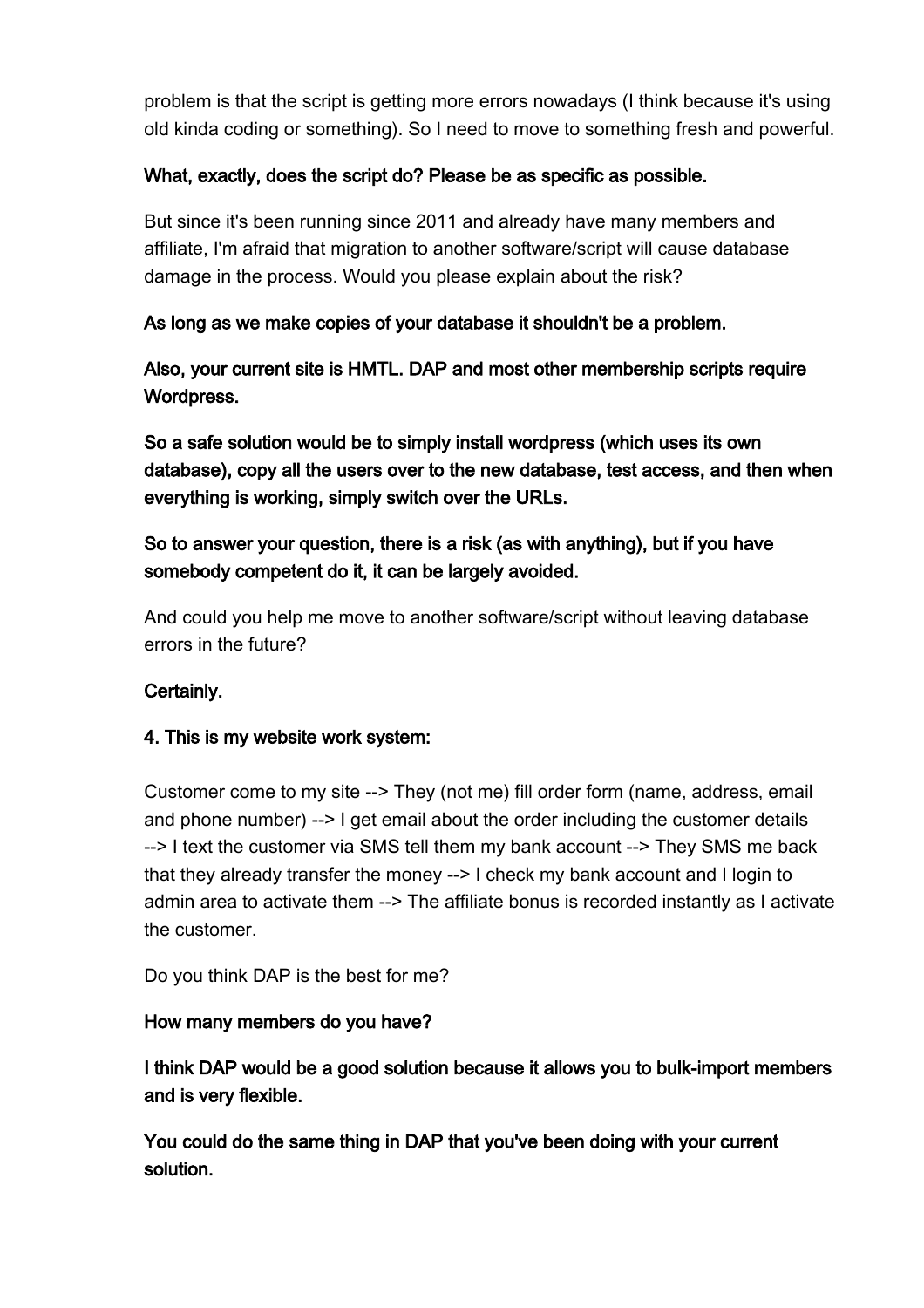problem is that the script is getting more errors nowadays (I think because it's using old kinda coding or something). So I need to move to something fresh and powerful.

**What, exactly, does the script do? Please be as specific as possible.**

But since it's been running since 2011 and already have many members and affiliate, I'm afraid that migration to another software/script will cause database damage in the process. Would you please explain about the risk?

**As long as we make copies of your database it shouldn't be a problem.**

**Also, your current site is HMTL. DAP and most other membership scripts require Wordpress.**

**So a safe solution would be to simply install wordpress (which uses its own database), copy all the users over to the new database, test access, and then when everything is working, simply switch over the URLs.**

**So to answer your question, there is a risk (as with anything), but if you have somebody competent do it, it can be largely avoided.**

And could you help me move to another software/script without leaving database errors in the future?

**Certainly.**

**4. This is my website work system:**

Customer come to my site --> They (not me) fill order form (name, address, email and phone number) --> I get email about the order including the customer details --> I text the customer via SMS tell them my bank account --> They SMS me back that they already transfer the money --> I check my bank account and I login to admin area to activate them --> The affiliate bonus is recorded instantly as I activate the customer.

Do you think DAP is the best for me?

**How many members do you have?**

**I think DAP would be a good solution because it allows you to bulk-import members and is very flexible.**

**You could do the same thing in DAP that you've been doing with your current solution.**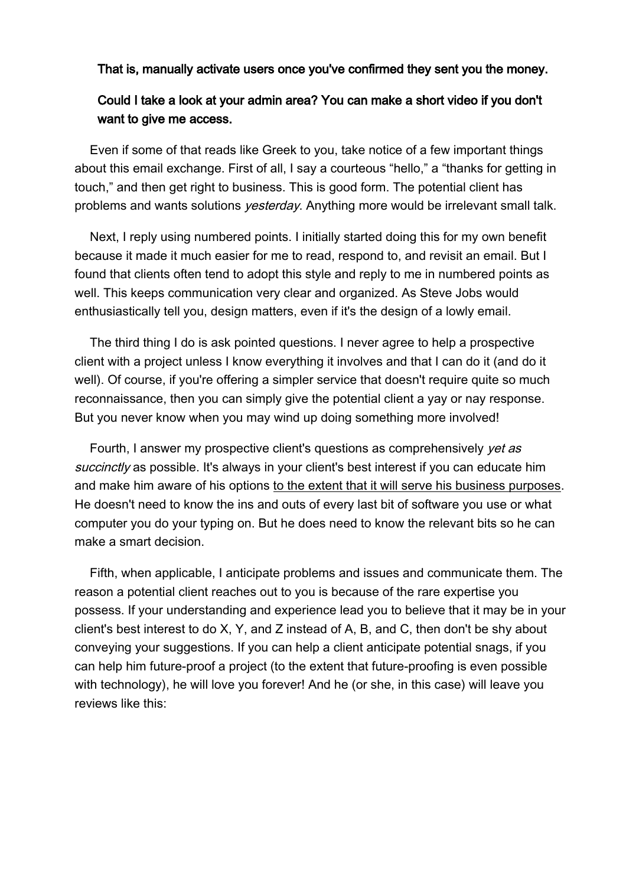**That is, manually activate users once you've confirmed they sent you the money.**

**Could I take a look at your admin area? You can make a short video if you don't want to give me access.**

Even if some of that reads like Greek to you, take notice of a few important things about this email exchange. First of all, I say a courteous "hello," a "thanks for getting in touch," and then get right to business. This is good form. The potential client has problems and wants solutions *yesterday*. Anything more would be irrelevant small talk.

Next, I reply using numbered points. I initially started doing this for my own benefit because it made it much easier for me to read, respond to, and revisit an email. But I found that clients often tend to adopt this style and reply to me in numbered points as well. This keeps communication very clear and organized. As Steve Jobs would enthusiastically tell you, design matters, even if it's the design of a lowly email.

The third thing I do is ask pointed questions. I never agree to help a prospective client with a project unless I know everything it involves and that I can do it (and do it well). Of course, if you're offering a simpler service that doesn't require quite so much reconnaissance, then you can simply give the potential client a yay or nay response. But you never know when you may wind up doing something more involved!

Fourth, I answer my prospective client's questions as comprehensively *yet as succinctly* as possible. It's always in your client's best interest if you can educate him and make him aware of his options to the extent that it will serve his business purposes. He doesn't need to know the ins and outs of every last bit of software you use or what computer you do your typing on. But he does need to know the relevant bits so he can make a smart decision.

Fifth, when applicable, I anticipate problems and issues and communicate them. The reason a potential client reaches out to you is because of the rare expertise you possess. If your understanding and experience lead you to believe that it may be in your client's best interest to do X, Y, and Z instead of A, B, and C, then don't be shy about conveying your suggestions. If you can help a client anticipate potential snags, if you can help him future-proof a project (to the extent that future-proofing is even possible with technology), he will love you forever! And he (or she, in this case) will leave you reviews like this: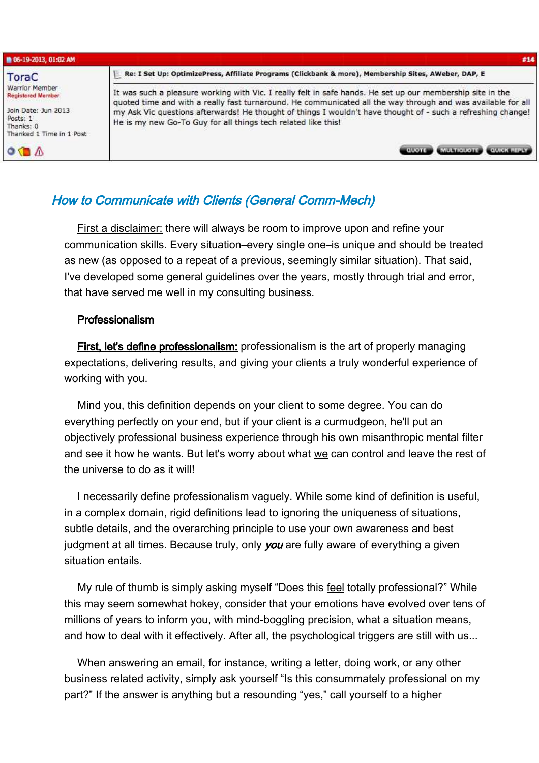06-19-2013, 01:02 AM #14

**ToraC**
Warrior Member
Registered Member

Join Date: Jun 2013
Posts: 1
Thanks: 0
Thanked 1 Time in 1 Post

**Re: I Set Up: OptimizePress, Affiliate Programs (Clickbank & more), Membership Sites, AWeber, DAP, E**

It was such a pleasure working with Vic. I really felt in safe hands. He set up our membership site in the quoted time and with a really fast turnaround. He communicated all the way through and was available for all my Ask Vic questions afterwards! He thought of things I wouldn't have thought of - such a refreshing change! He is my new Go-To Guy for all things tech related like this!

QUOTE MULTIQUOTE QUICK REPLY

## *How to Communicate with Clients (General Comm-Mech)*

First a disclaimer: there will always be room to improve upon and refine your communication skills. Every situation–every single one–is unique and should be treated as new (as opposed to a repeat of a previous, seemingly similar situation). That said, I've developed some general guidelines over the years, mostly through trial and error, that have served me well in my consulting business.

### Professionalism

**First, let's define professionalism:** professionalism is the art of properly managing expectations, delivering results, and giving your clients a truly wonderful experience of working with you.

Mind you, this definition depends on your client to some degree. You can do everything perfectly on your end, but if your client is a curmudgeon, he'll put an objectively professional business experience through his own misanthropic mental filter and see it how he wants. But let's worry about what we can control and leave the rest of the universe to do as it will!

I necessarily define professionalism vaguely. While some kind of definition is useful, in a complex domain, rigid definitions lead to ignoring the uniqueness of situations, subtle details, and the overarching principle to use your own awareness and best judgment at all times. Because truly, only ***you*** are fully aware of everything a given situation entails.

My rule of thumb is simply asking myself "Does this feel totally professional?" While this may seem somewhat hokey, consider that your emotions have evolved over tens of millions of years to inform you, with mind-boggling precision, what a situation means, and how to deal with it effectively. After all, the psychological triggers are still with us...

When answering an email, for instance, writing a letter, doing work, or any other business related activity, simply ask yourself "Is this consummately professional on my part?" If the answer is anything but a resounding "yes," call yourself to a higher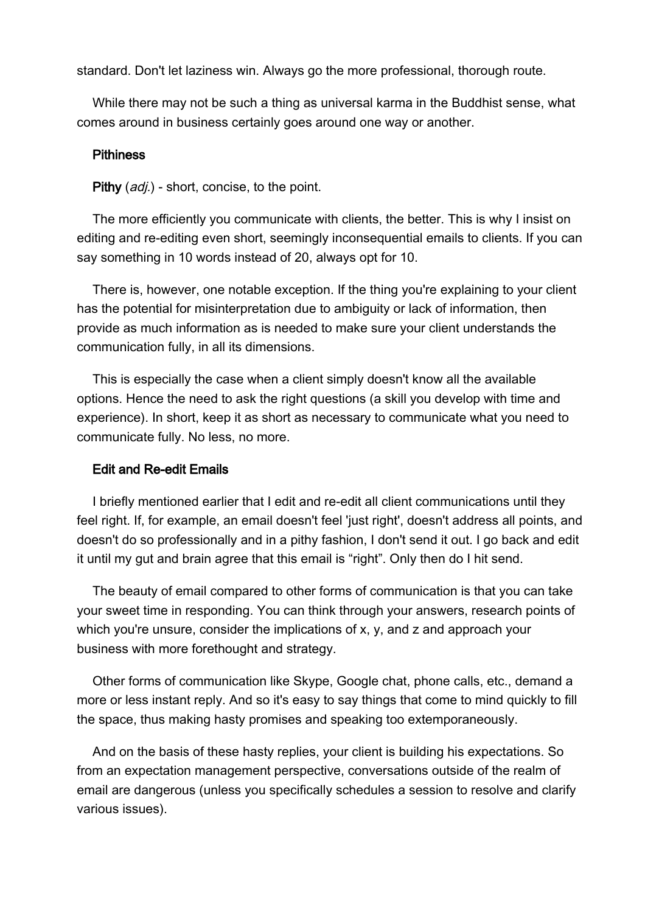standard. Don't let laziness win. Always go the more professional, thorough route.

While there may not be such a thing as universal karma in the Buddhist sense, what comes around in business certainly goes around one way or another.

### Pithiness

**Pithy** (*adj.*) - short, concise, to the point.

The more efficiently you communicate with clients, the better. This is why I insist on editing and re-editing even short, seemingly inconsequential emails to clients. If you can say something in 10 words instead of 20, always opt for 10.

There is, however, one notable exception. If the thing you're explaining to your client has the potential for misinterpretation due to ambiguity or lack of information, then provide as much information as is needed to make sure your client understands the communication fully, in all its dimensions.

This is especially the case when a client simply doesn't know all the available options. Hence the need to ask the right questions (a skill you develop with time and experience). In short, keep it as short as necessary to communicate what you need to communicate fully. No less, no more.

### Edit and Re-edit Emails

I briefly mentioned earlier that I edit and re-edit all client communications until they feel right. If, for example, an email doesn't feel 'just right', doesn't address all points, and doesn't do so professionally and in a pithy fashion, I don't send it out. I go back and edit it until my gut and brain agree that this email is “right”. Only then do I hit send.

The beauty of email compared to other forms of communication is that you can take your sweet time in responding. You can think through your answers, research points of which you're unsure, consider the implications of x, y, and z and approach your business with more forethought and strategy.

Other forms of communication like Skype, Google chat, phone calls, etc., demand a more or less instant reply. And so it's easy to say things that come to mind quickly to fill the space, thus making hasty promises and speaking too extemporaneously.

And on the basis of these hasty replies, your client is building his expectations. So from an expectation management perspective, conversations outside of the realm of email are dangerous (unless you specifically schedules a session to resolve and clarify various issues).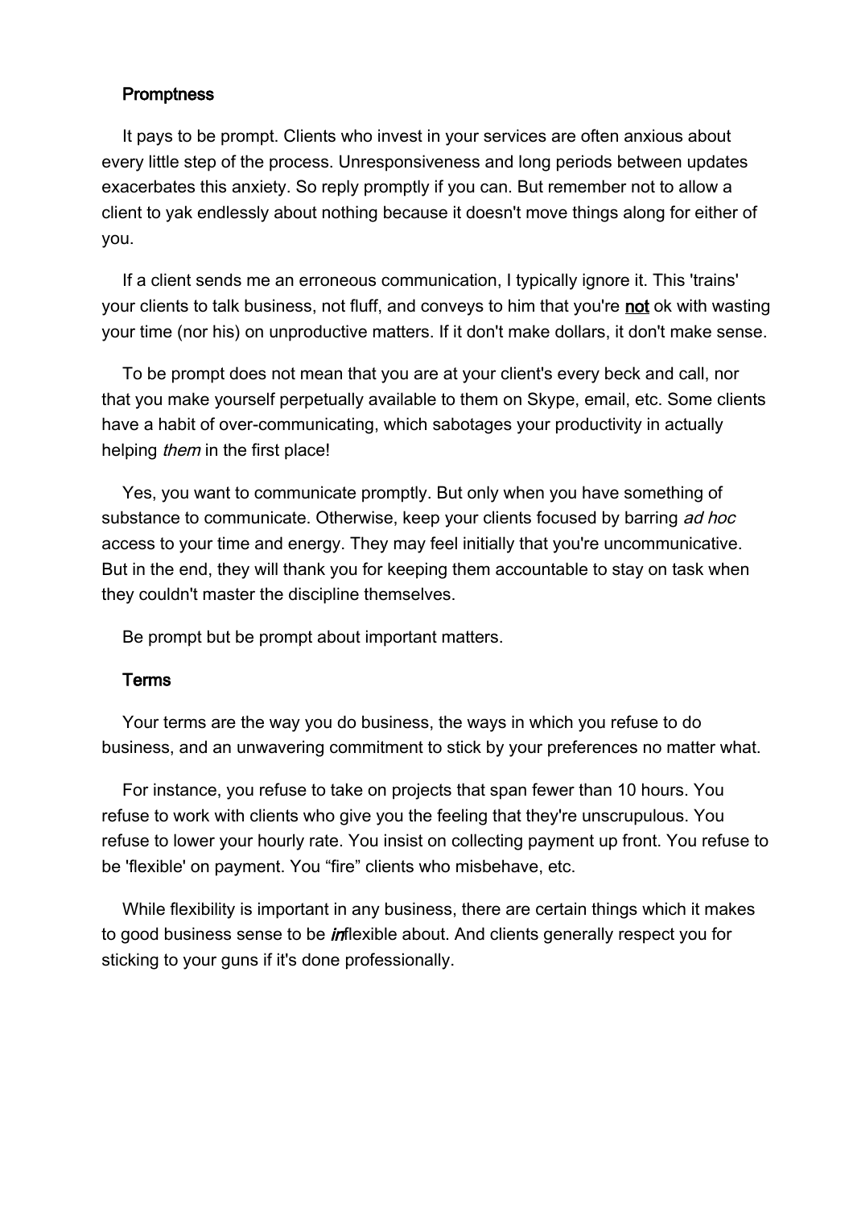## Promptness

It pays to be prompt. Clients who invest in your services are often anxious about every little step of the process. Unresponsiveness and long periods between updates exacerbates this anxiety. So reply promptly if you can. But remember not to allow a client to yak endlessly about nothing because it doesn't move things along for either of you.

If a client sends me an erroneous communication, I typically ignore it. This 'trains' your clients to talk business, not fluff, and conveys to him that you're **not** ok with wasting your time (nor his) on unproductive matters. If it don't make dollars, it don't make sense.

To be prompt does not mean that you are at your client's every beck and call, nor that you make yourself perpetually available to them on Skype, email, etc. Some clients have a habit of over-communicating, which sabotages your productivity in actually helping *them* in the first place!

Yes, you want to communicate promptly. But only when you have something of substance to communicate. Otherwise, keep your clients focused by barring *ad hoc* access to your time and energy. They may feel initially that you're uncommunicative. But in the end, they will thank you for keeping them accountable to stay on task when they couldn't master the discipline themselves.

Be prompt but be prompt about important matters.

## Terms

Your terms are the way you do business, the ways in which you refuse to do business, and an unwavering commitment to stick by your preferences no matter what.

For instance, you refuse to take on projects that span fewer than 10 hours. You refuse to work with clients who give you the feeling that they're unscrupulous. You refuse to lower your hourly rate. You insist on collecting payment up front. You refuse to be 'flexible' on payment. You "fire" clients who misbehave, etc.

While flexibility is important in any business, there are certain things which it makes to good business sense to be ***in***flexible about. And clients generally respect you for sticking to your guns if it's done professionally.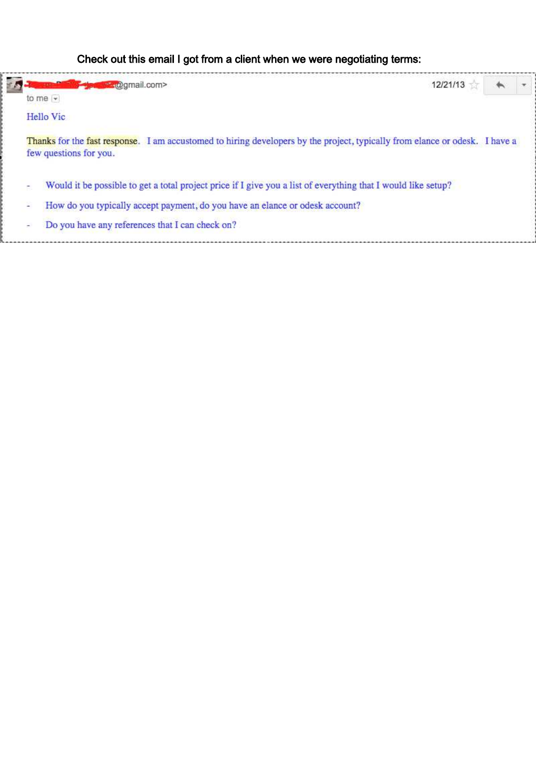Check out this email I got from a client when we were negotiating terms:

@gmail.com>
to me

12/21/13

Hello Vic

Thanks for the fast response. I am accustomed to hiring developers by the project, typically from elance or odesk. I have a few questions for you.

- Would it be possible to get a total project price if I give you a list of everything that I would like setup?
- How do you typically accept payment, do you have an elance or odesk account?
- Do you have any references that I can check on?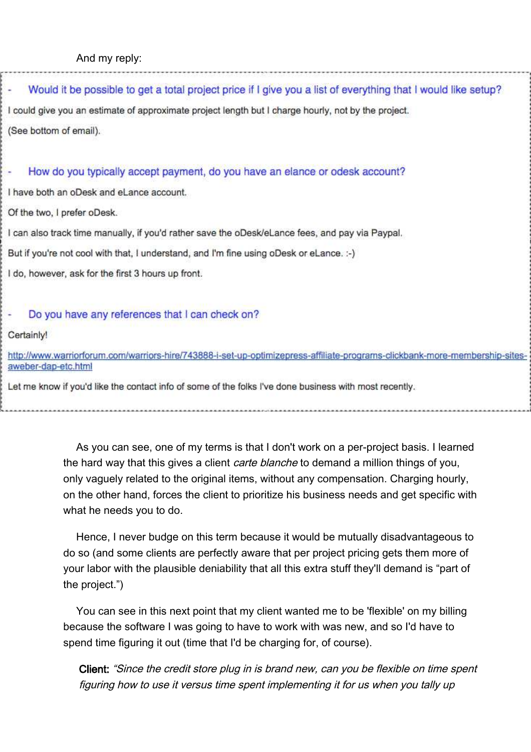And my reply:

- **Would it be possible to get a total project price if I give you a list of everything that I would like setup?**

I could give you an estimate of approximate project length but I charge hourly, not by the project.

(See bottom of email).

- **How do you typically accept payment, do you have an elance or odesk account?**

I have both an oDesk and eLance account.

Of the two, I prefer oDesk.

I can also track time manually, if you'd rather save the oDesk/eLance fees, and pay via Paypal.

But if you're not cool with that, I understand, and I'm fine using oDesk or eLance. :-)

I do, however, ask for the first 3 hours up front.

- **Do you have any references that I can check on?**

Certainly!

http://www.warriorforum.com/warriors-hire/743888-i-set-up-optimizepress-affiliate-programs-clickbank-more-membership-sites-aweber-dap-etc.html

Let me know if you'd like the contact info of some of the folks I've done business with most recently.

---

As you can see, one of my terms is that I don't work on a per-project basis. I learned the hard way that this gives a client *carte blanche* to demand a million things of you, only vaguely related to the original items, without any compensation. Charging hourly, on the other hand, forces the client to prioritize his business needs and get specific with what he needs you to do.

Hence, I never budge on this term because it would be mutually disadvantageous to do so (and some clients are perfectly aware that per project pricing gets them more of your labor with the plausible deniability that all this extra stuff they'll demand is "part of the project.")

You can see in this next point that my client wanted me to be 'flexible' on my billing because the software I was going to have to work with was new, and so I'd have to spend time figuring it out (time that I'd be charging for, of course).

> Client: *"Since the credit store plug in is brand new, can you be flexible on time spent figuring how to use it versus time spent implementing it for us when you tally up*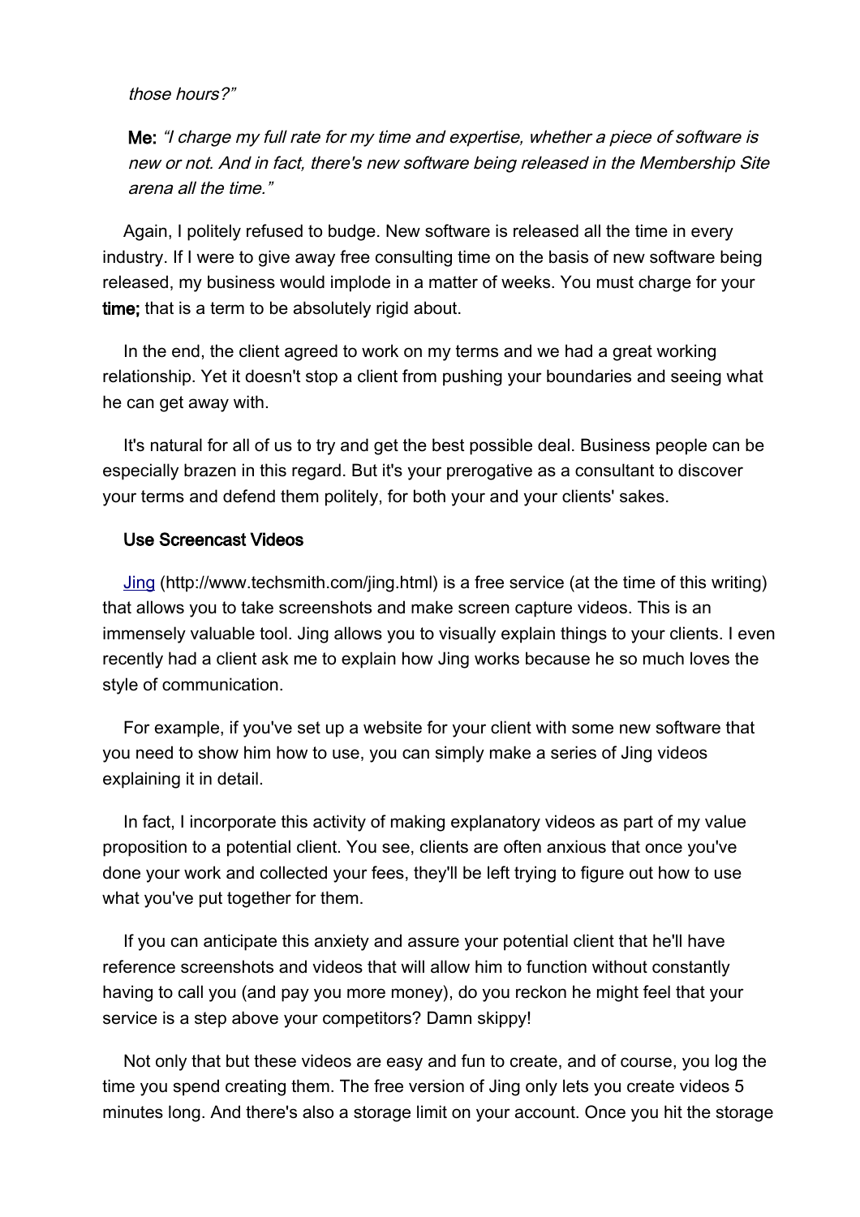*those hours?"*

**Me:** *"I charge my full rate for my time and expertise, whether a piece of software is new or not. And in fact, there's new software being released in the Membership Site arena all the time."*

Again, I politely refused to budge. New software is released all the time in every industry. If I were to give away free consulting time on the basis of new software being released, my business would implode in a matter of weeks. You must charge for your **time;** that is a term to be absolutely rigid about.

In the end, the client agreed to work on my terms and we had a great working relationship. Yet it doesn't stop a client from pushing your boundaries and seeing what he can get away with.

It's natural for all of us to try and get the best possible deal. Business people can be especially brazen in this regard. But it's your prerogative as a consultant to discover your terms and defend them politely, for both your and your clients' sakes.

### Use Screencast Videos

[Jing](http://www.techsmith.com/jing.html) (http://www.techsmith.com/jing.html) is a free service (at the time of this writing) that allows you to take screenshots and make screen capture videos. This is an immensely valuable tool. Jing allows you to visually explain things to your clients. I even recently had a client ask me to explain how Jing works because he so much loves the style of communication.

For example, if you've set up a website for your client with some new software that you need to show him how to use, you can simply make a series of Jing videos explaining it in detail.

In fact, I incorporate this activity of making explanatory videos as part of my value proposition to a potential client. You see, clients are often anxious that once you've done your work and collected your fees, they'll be left trying to figure out how to use what you've put together for them.

If you can anticipate this anxiety and assure your potential client that he'll have reference screenshots and videos that will allow him to function without constantly having to call you (and pay you more money), do you reckon he might feel that your service is a step above your competitors? Damn skippy!

Not only that but these videos are easy and fun to create, and of course, you log the time you spend creating them. The free version of Jing only lets you create videos 5 minutes long. And there's also a storage limit on your account. Once you hit the storage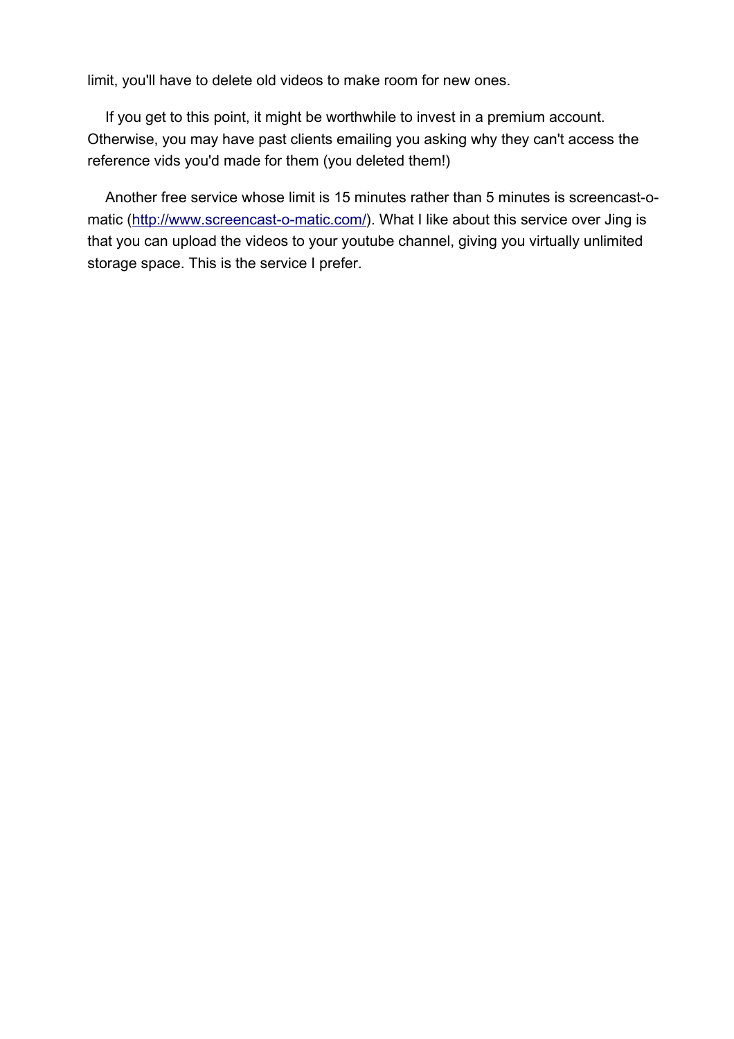limit, you'll have to delete old videos to make room for new ones.

If you get to this point, it might be worthwhile to invest in a premium account. Otherwise, you may have past clients emailing you asking why they can't access the reference vids you'd made for them (you deleted them!)

Another free service whose limit is 15 minutes rather than 5 minutes is screencast-o-matic ([http://www.screencast-o-matic.com/](http://www.screencast-o-matic.com/)). What I like about this service over Jing is that you can upload the videos to your youtube channel, giving you virtually unlimited storage space. This is the service I prefer.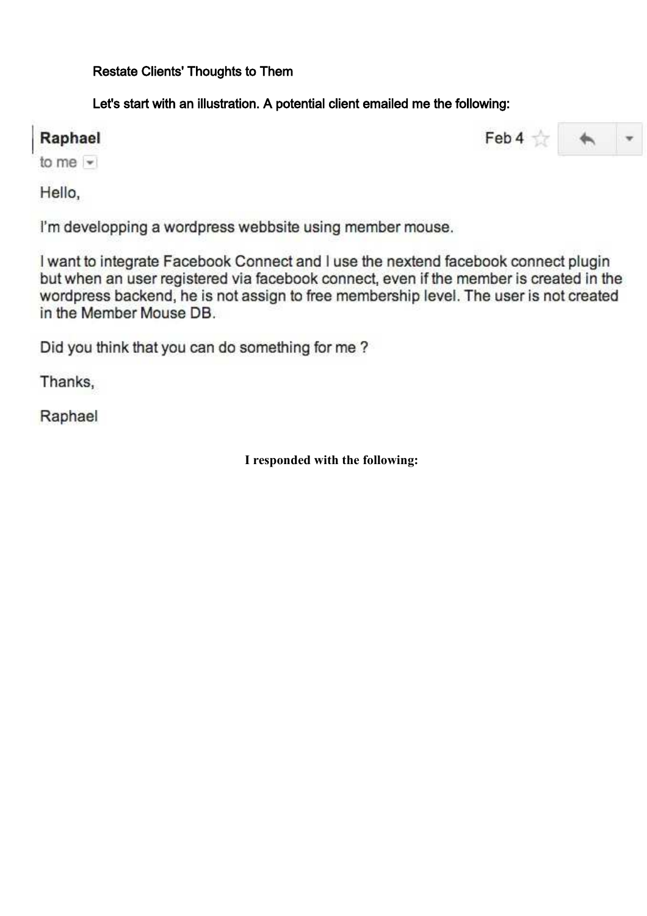## Restate Clients' Thoughts to Them

**Let's start with an illustration. A potential client emailed me the following:**

**Raphael** Feb 4
to me

Hello,

I'm developpping a wordpress webbsite using member mouse.

I want to integrate Facebook Connect and I use the nextend facebook connect plugin but when an user registered via facebook connect, even if the member is created in the wordpress backend, he is not assign to free membership level. The user is not created in the Member Mouse DB.

Did you think that you can do something for me ?

Thanks,

Raphael

**I responded with the following:**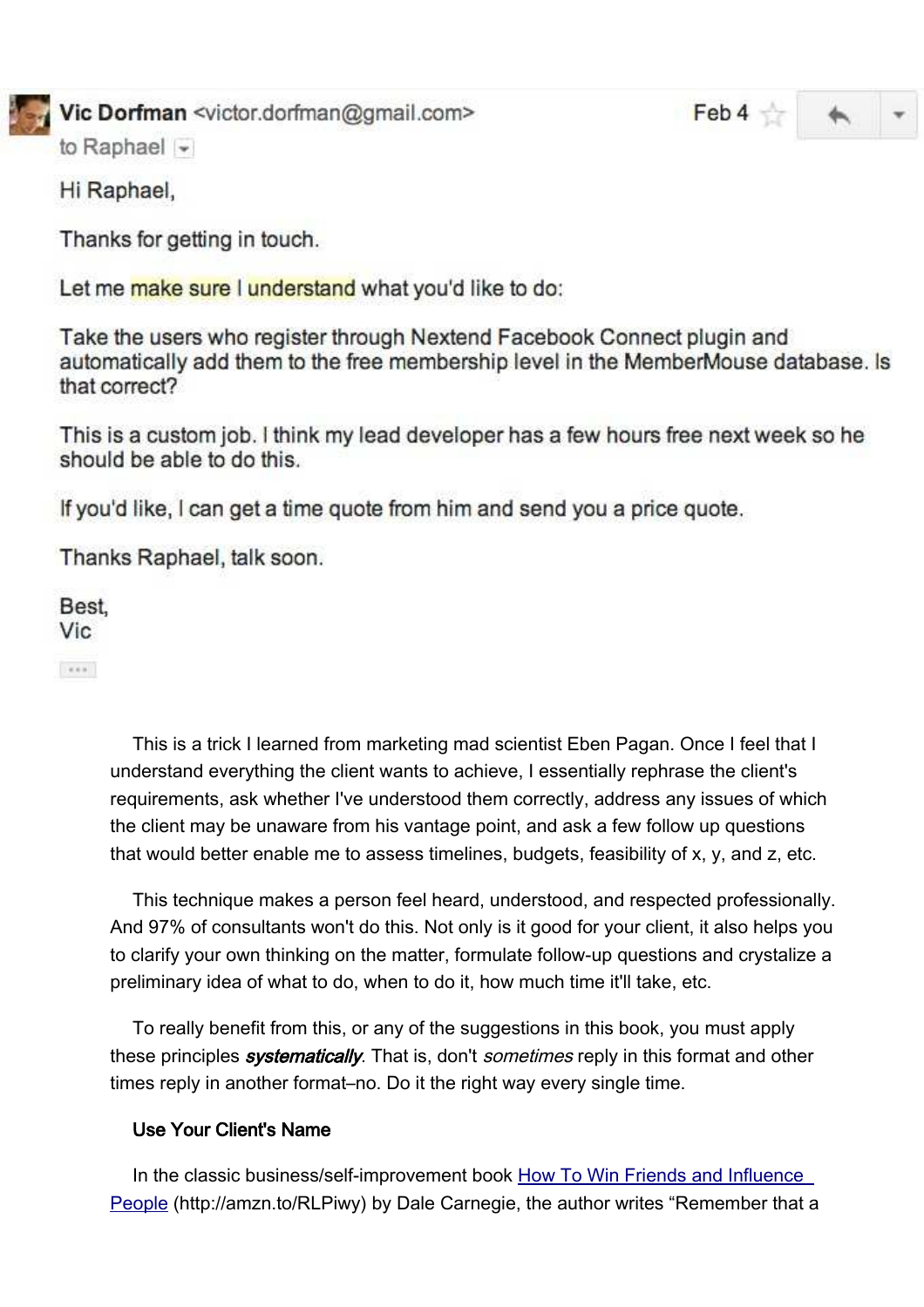**Vic Dorfman** <victor.dorfman@gmail.com> Feb 4

to Raphael

Hi Raphael,

Thanks for getting in touch.

Let me make sure I understand what you'd like to do:

Take the users who register through Nextend Facebook Connect plugin and automatically add them to the free membership level in the MemberMouse database. Is that correct?

This is a custom job. I think my lead developer has a few hours free next week so he should be able to do this.

If you'd like, I can get a time quote from him and send you a price quote.

Thanks Raphael, talk soon.

Best,
Vic

This is a trick I learned from marketing mad scientist Eben Pagan. Once I feel that I understand everything the client wants to achieve, I essentially rephrase the client's requirements, ask whether I've understood them correctly, address any issues of which the client may be unaware from his vantage point, and ask a few follow up questions that would better enable me to assess timelines, budgets, feasibility of x, y, and z, etc.

This technique makes a person feel heard, understood, and respected professionally. And 97% of consultants won't do this. Not only is it good for your client, it also helps you to clarify your own thinking on the matter, formulate follow-up questions and crystalize a preliminary idea of what to do, when to do it, how much time it'll take, etc.

To really benefit from this, or any of the suggestions in this book, you must apply these principles ***systematically***. That is, don't *sometimes* reply in this format and other times reply in another format–no. Do it the right way every single time.

### Use Your Client's Name

In the classic business/self-improvement book [How To Win Friends and Influence People](http://amzn.to/RLPiwy) (http://amzn.to/RLPiwy) by Dale Carnegie, the author writes "Remember that a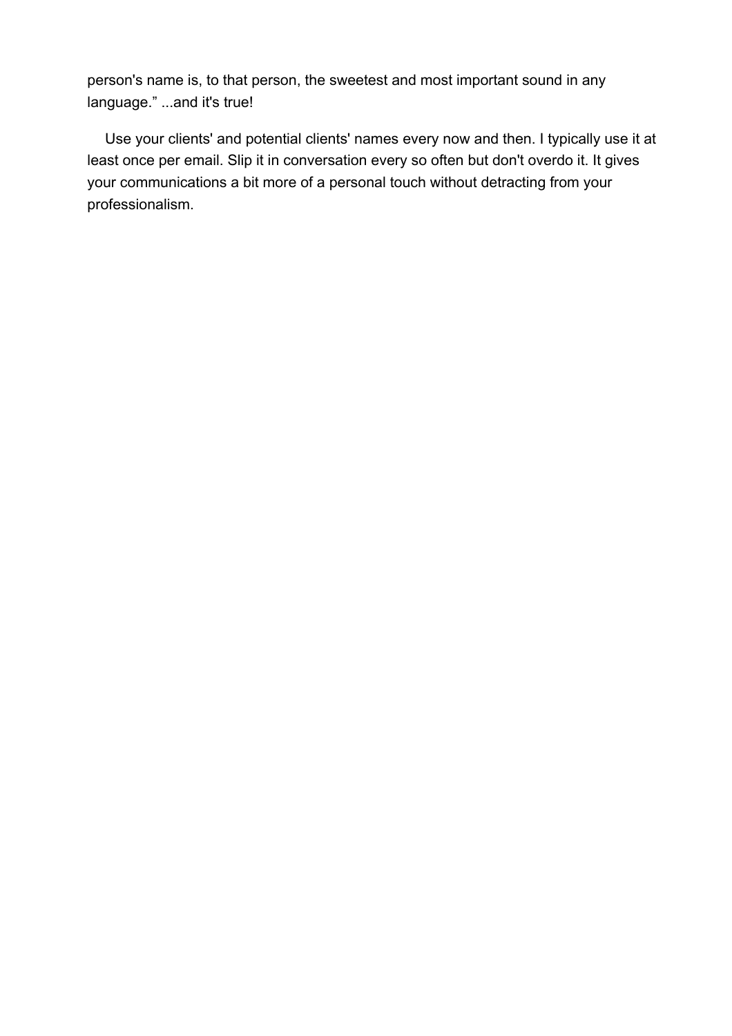person's name is, to that person, the sweetest and most important sound in any language.” ...and it's true!

Use your clients' and potential clients' names every now and then. I typically use it at least once per email. Slip it in conversation every so often but don't overdo it. It gives your communications a bit more of a personal touch without detracting from your professionalism.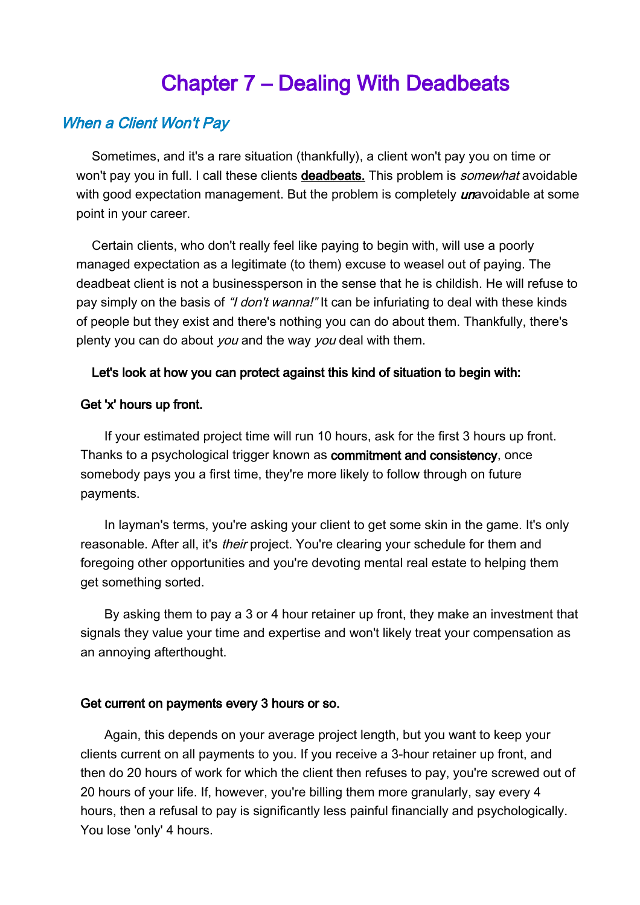# Chapter 7 – Dealing With Deadbeats

## *When a Client Won't Pay*

Sometimes, and it's a rare situation (thankfully), a client won't pay you on time or won't pay you in full. I call these clients **deadbeats.** This problem is *somewhat* avoidable with good expectation management. But the problem is completely ***un***avoidable at some point in your career.

Certain clients, who don't really feel like paying to begin with, will use a poorly managed expectation as a legitimate (to them) excuse to weasel out of paying. The deadbeat client is not a businessperson in the sense that he is childish. He will refuse to pay simply on the basis of *"I don't wanna!"* It can be infuriating to deal with these kinds of people but they exist and there's nothing you can do about them. Thankfully, there's plenty you can do about *you* and the way *you* deal with them.

**Let's look at how you can protect against this kind of situation to begin with:**

**Get 'x' hours up front.**

If your estimated project time will run 10 hours, ask for the first 3 hours up front. Thanks to a psychological trigger known as **commitment and consistency**, once somebody pays you a first time, they're more likely to follow through on future payments.

In layman's terms, you're asking your client to get some skin in the game. It's only reasonable. After all, it's *their* project. You're clearing your schedule for them and foregoing other opportunities and you're devoting mental real estate to helping them get something sorted.

By asking them to pay a 3 or 4 hour retainer up front, they make an investment that signals they value your time and expertise and won't likely treat your compensation as an annoying afterthought.

**Get current on payments every 3 hours or so.**

Again, this depends on your average project length, but you want to keep your clients current on all payments to you. If you receive a 3-hour retainer up front, and then do 20 hours of work for which the client then refuses to pay, you're screwed out of 20 hours of your life. If, however, you're billing them more granularly, say every 4 hours, then a refusal to pay is significantly less painful financially and psychologically. You lose 'only' 4 hours.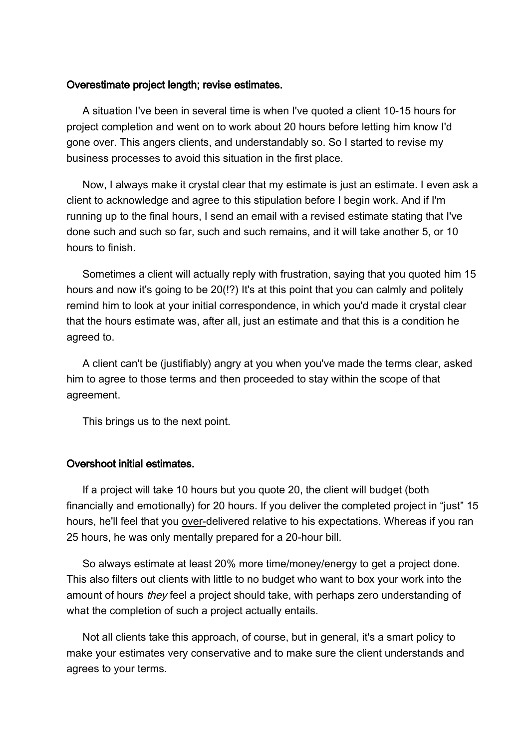**Overestimate project length; revise estimates.**

A situation I've been in several time is when I've quoted a client 10-15 hours for project completion and went on to work about 20 hours before letting him know I'd gone over. This angers clients, and understandably so. So I started to revise my business processes to avoid this situation in the first place.

Now, I always make it crystal clear that my estimate is just an estimate. I even ask a client to acknowledge and agree to this stipulation before I begin work. And if I'm running up to the final hours, I send an email with a revised estimate stating that I've done such and such so far, such and such remains, and it will take another 5, or 10 hours to finish.

Sometimes a client will actually reply with frustration, saying that you quoted him 15 hours and now it's going to be 20(!?) It's at this point that you can calmly and politely remind him to look at your initial correspondence, in which you'd made it crystal clear that the hours estimate was, after all, just an estimate and that this is a condition he agreed to.

A client can't be (justifiably) angry at you when you've made the terms clear, asked him to agree to those terms and then proceeded to stay within the scope of that agreement.

This brings us to the next point.

**Overshoot initial estimates.**

If a project will take 10 hours but you quote 20, the client will budget (both financially and emotionally) for 20 hours. If you deliver the completed project in "just" 15 hours, he'll feel that you <u>over-</u>delivered relative to his expectations. Whereas if you ran 25 hours, he was only mentally prepared for a 20-hour bill.

So always estimate at least 20% more time/money/energy to get a project done. This also filters out clients with little to no budget who want to box your work into the amount of hours *they* feel a project should take, with perhaps zero understanding of what the completion of such a project actually entails.

Not all clients take this approach, of course, but in general, it's a smart policy to make your estimates very conservative and to make sure the client understands and agrees to your terms.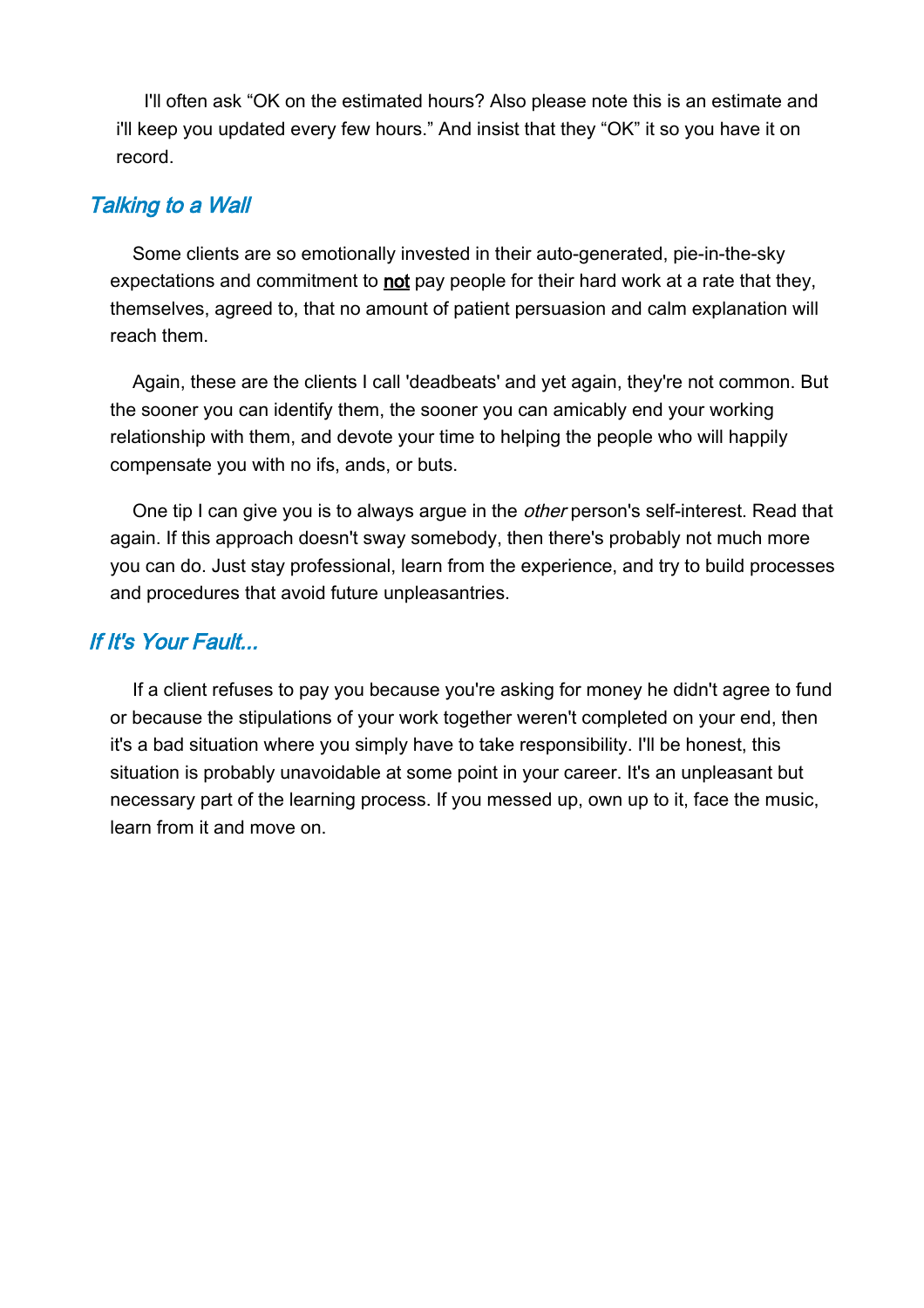I'll often ask "OK on the estimated hours? Also please note this is an estimate and i'll keep you updated every few hours." And insist that they "OK" it so you have it on record.

### *Talking to a Wall*

Some clients are so emotionally invested in their auto-generated, pie-in-the-sky expectations and commitment to **not** pay people for their hard work at a rate that they, themselves, agreed to, that no amount of patient persuasion and calm explanation will reach them.

Again, these are the clients I call 'deadbeats' and yet again, they're not common. But the sooner you can identify them, the sooner you can amicably end your working relationship with them, and devote your time to helping the people who will happily compensate you with no ifs, ands, or buts.

One tip I can give you is to always argue in the *other* person's self-interest. Read that again. If this approach doesn't sway somebody, then there's probably not much more you can do. Just stay professional, learn from the experience, and try to build processes and procedures that avoid future unpleasantries.

### *If It's Your Fault...*

If a client refuses to pay you because you're asking for money he didn't agree to fund or because the stipulations of your work together weren't completed on your end, then it's a bad situation where you simply have to take responsibility. I'll be honest, this situation is probably unavoidable at some point in your career. It's an unpleasant but necessary part of the learning process. If you messed up, own up to it, face the music, learn from it and move on.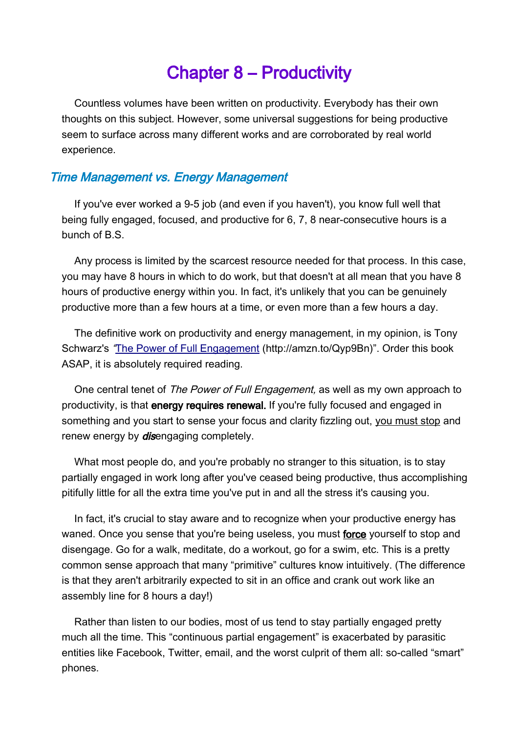# Chapter 8 – Productivity

Countless volumes have been written on productivity. Everybody has their own thoughts on this subject. However, some universal suggestions for being productive seem to surface across many different works and are corroborated by real world experience.

## *Time Management vs. Energy Management*

If you've ever worked a 9-5 job (and even if you haven't), you know full well that being fully engaged, focused, and productive for 6, 7, 8 near-consecutive hours is a bunch of B.S.

Any process is limited by the scarcest resource needed for that process. In this case, you may have 8 hours in which to do work, but that doesn't at all mean that you have 8 hours of productive energy within you. In fact, it's unlikely that you can be genuinely productive more than a few hours at a time, or even more than a few hours a day.

The definitive work on productivity and energy management, in my opinion, is Tony Schwarz's "[The Power of Full Engagement](http://amzn.to/Qyp9Bn) (http://amzn.to/Qyp9Bn)". Order this book ASAP, it is absolutely required reading.

One central tenet of *The Power of Full Engagement,* as well as my own approach to productivity, is that **energy requires renewal.** If you're fully focused and engaged in something and you start to sense your focus and clarity fizzling out, <u>you must stop</u> and renew energy by ***dis***engaging completely.

What most people do, and you're probably no stranger to this situation, is to stay partially engaged in work long after you've ceased being productive, thus accomplishing pitifully little for all the extra time you've put in and all the stress it's causing you.

In fact, it's crucial to stay aware and to recognize when your productive energy has waned. Once you sense that you're being useless, you must **<u>force</u>** yourself to stop and disengage. Go for a walk, meditate, do a workout, go for a swim, etc. This is a pretty common sense approach that many "primitive" cultures know intuitively. (The difference is that they aren't arbitrarily expected to sit in an office and crank out work like an assembly line for 8 hours a day!)

Rather than listen to our bodies, most of us tend to stay partially engaged pretty much all the time. This "continuous partial engagement" is exacerbated by parasitic entities like Facebook, Twitter, email, and the worst culprit of them all: so-called "smart" phones.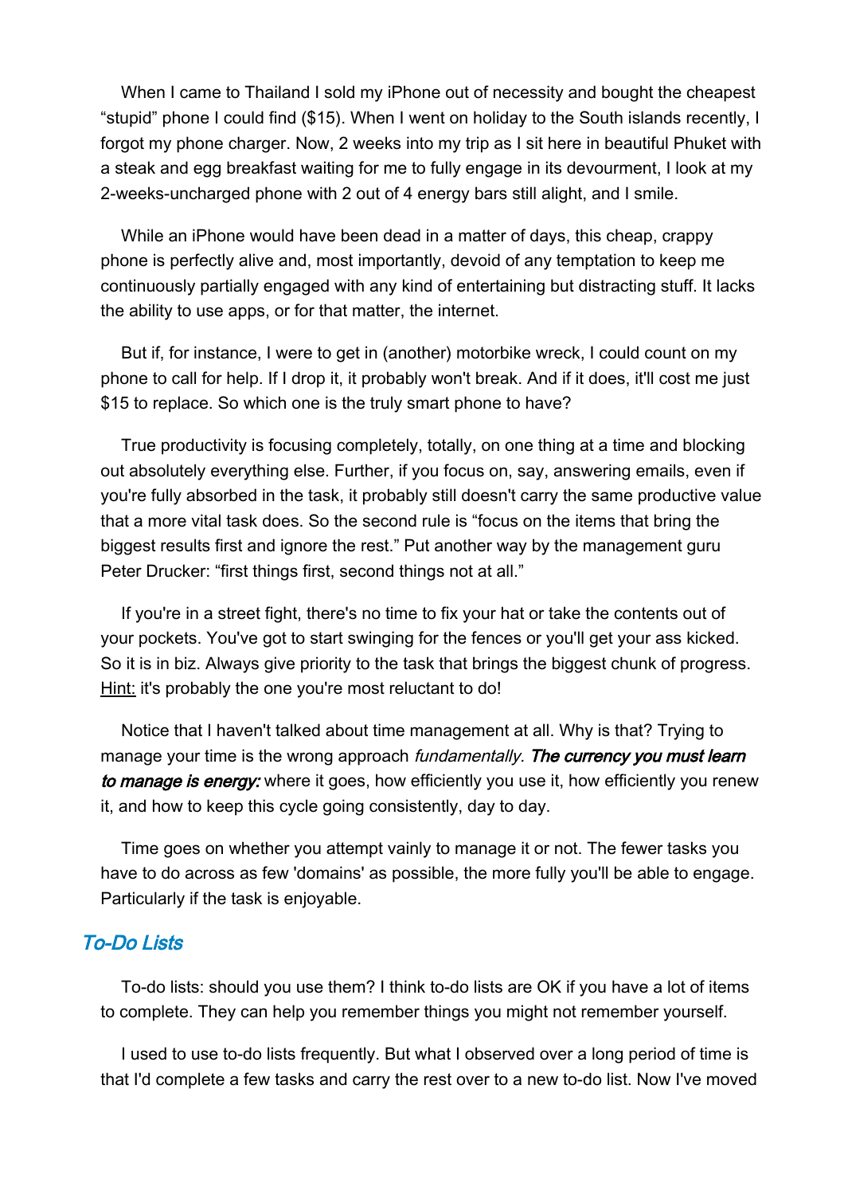When I came to Thailand I sold my iPhone out of necessity and bought the cheapest “stupid” phone I could find ($15). When I went on holiday to the South islands recently, I forgot my phone charger. Now, 2 weeks into my trip as I sit here in beautiful Phuket with a steak and egg breakfast waiting for me to fully engage in its devourment, I look at my 2-weeks-uncharged phone with 2 out of 4 energy bars still alight, and I smile.

While an iPhone would have been dead in a matter of days, this cheap, crappy phone is perfectly alive and, most importantly, devoid of any temptation to keep me continuously partially engaged with any kind of entertaining but distracting stuff. It lacks the ability to use apps, or for that matter, the internet.

But if, for instance, I were to get in (another) motorbike wreck, I could count on my phone to call for help. If I drop it, it probably won't break. And if it does, it'll cost me just $15 to replace. So which one is the truly smart phone to have?

True productivity is focusing completely, totally, on one thing at a time and blocking out absolutely everything else. Further, if you focus on, say, answering emails, even if you're fully absorbed in the task, it probably still doesn't carry the same productive value that a more vital task does. So the second rule is “focus on the items that bring the biggest results first and ignore the rest.” Put another way by the management guru Peter Drucker: “first things first, second things not at all.”

If you're in a street fight, there's no time to fix your hat or take the contents out of your pockets. You've got to start swinging for the fences or you'll get your ass kicked. So it is in biz. Always give priority to the task that brings the biggest chunk of progress. <u>Hint:</u> it's probably the one you're most reluctant to do!

Notice that I haven't talked about time management at all. Why is that? Trying to manage your time is the wrong approach *fundamentally.* ***The currency you must learn to manage is energy:*** where it goes, how efficiently you use it, how efficiently you renew it, and how to keep this cycle going consistently, day to day.

Time goes on whether you attempt vainly to manage it or not. The fewer tasks you have to do across as few 'domains' as possible, the more fully you'll be able to engage. Particularly if the task is enjoyable.

## To-Do Lists

To-do lists: should you use them? I think to-do lists are OK if you have a lot of items to complete. They can help you remember things you might not remember yourself.

I used to use to-do lists frequently. But what I observed over a long period of time is that I'd complete a few tasks and carry the rest over to a new to-do list. Now I've moved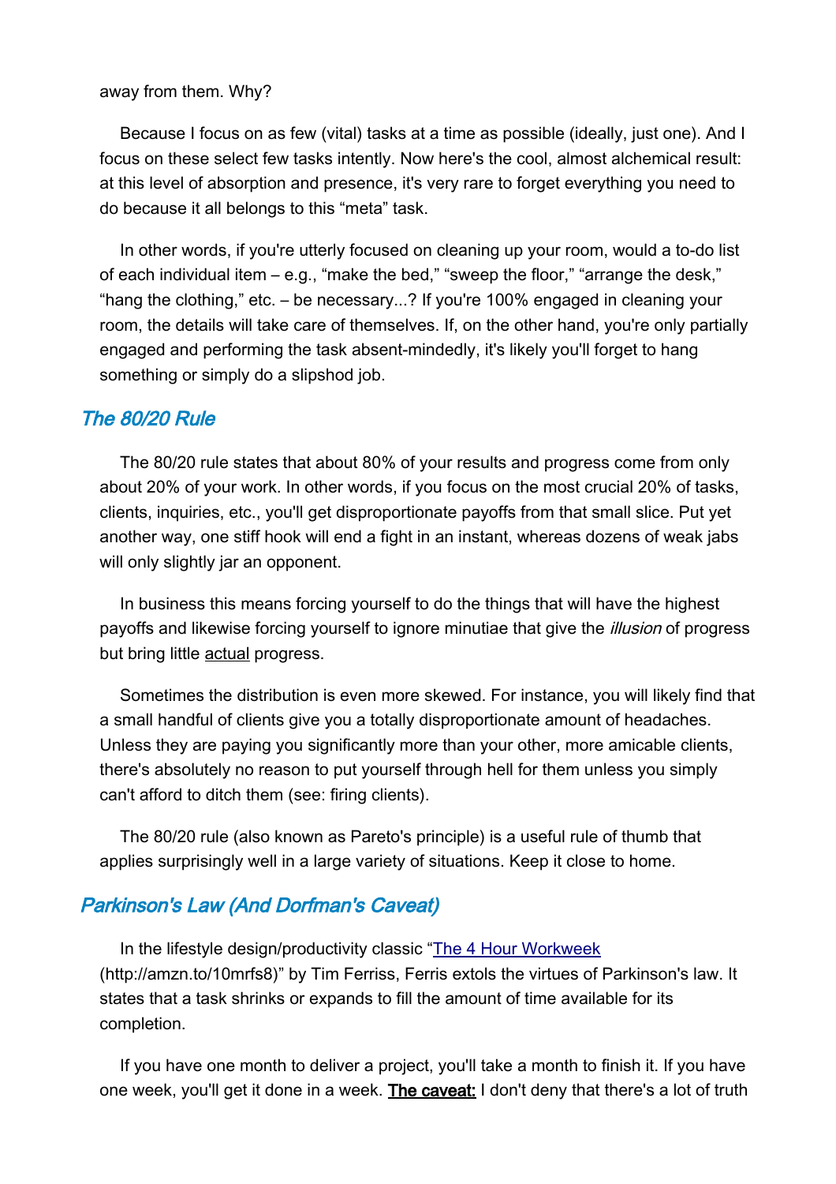away from them. Why?

Because I focus on as few (vital) tasks at a time as possible (ideally, just one). And I focus on these select few tasks intently. Now here's the cool, almost alchemical result: at this level of absorption and presence, it's very rare to forget everything you need to do because it all belongs to this “meta” task.

In other words, if you're utterly focused on cleaning up your room, would a to-do list of each individual item – e.g., “make the bed,” “sweep the floor,” “arrange the desk,” “hang the clothing,” etc. – be necessary...? If you're 100% engaged in cleaning your room, the details will take care of themselves. If, on the other hand, you're only partially engaged and performing the task absent-mindedly, it's likely you'll forget to hang something or simply do a slipshod job.

## *The 80/20 Rule*

The 80/20 rule states that about 80% of your results and progress come from only about 20% of your work. In other words, if you focus on the most crucial 20% of tasks, clients, inquiries, etc., you'll get disproportionate payoffs from that small slice. Put yet another way, one stiff hook will end a fight in an instant, whereas dozens of weak jabs will only slightly jar an opponent.

In business this means forcing yourself to do the things that will have the highest payoffs and likewise forcing yourself to ignore minutiae that give the *illusion* of progress but bring little <u>actual</u> progress.

Sometimes the distribution is even more skewed. For instance, you will likely find that a small handful of clients give you a totally disproportionate amount of headaches. Unless they are paying you significantly more than your other, more amicable clients, there's absolutely no reason to put yourself through hell for them unless you simply can't afford to ditch them (see: firing clients).

The 80/20 rule (also known as Pareto's principle) is a useful rule of thumb that applies surprisingly well in a large variety of situations. Keep it close to home.

## *Parkinson's Law (And Dorfman's Caveat)*

In the lifestyle design/productivity classic “[The 4 Hour Workweek](http://amzn.to/10mrfs8) (http://amzn.to/10mrfs8)” by Tim Ferriss, Ferris extols the virtues of Parkinson's law. It states that a task shrinks or expands to fill the amount of time available for its completion.

If you have one month to deliver a project, you'll take a month to finish it. If you have one week, you'll get it done in a week. **<u>The caveat:</u>** I don't deny that there's a lot of truth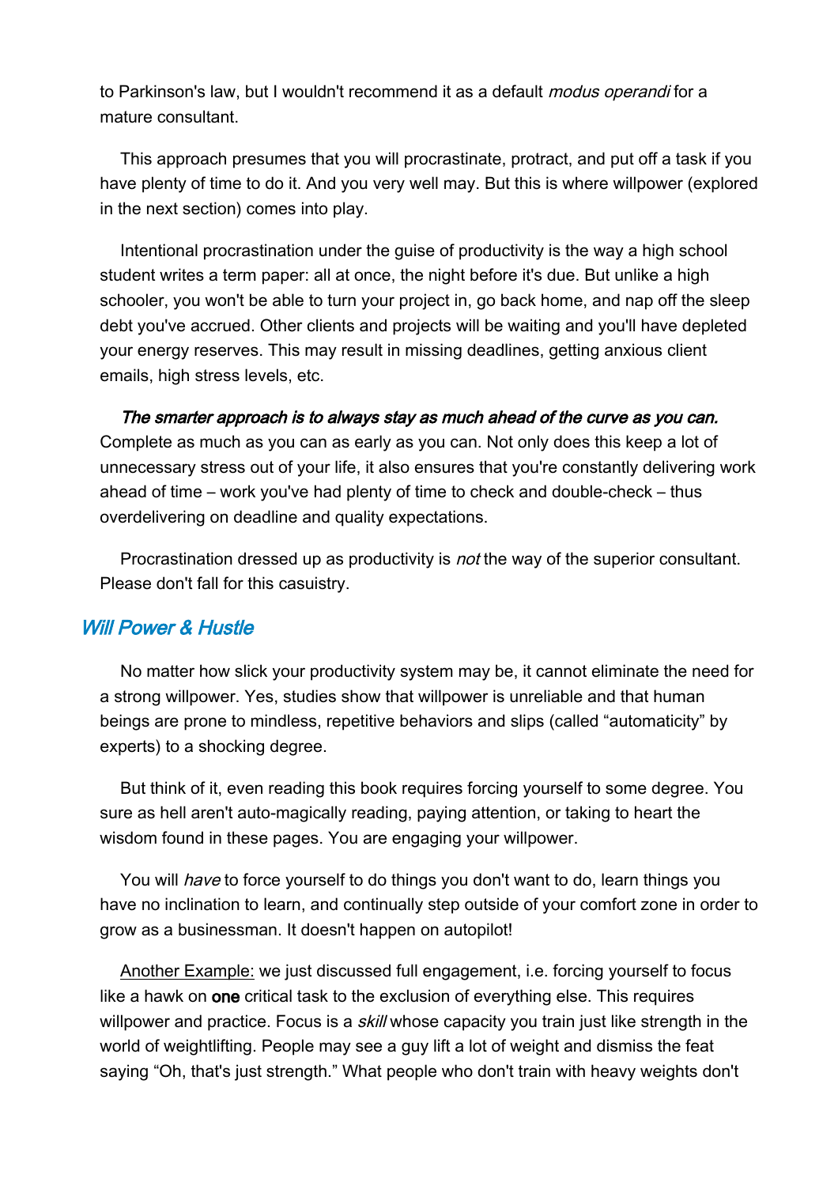to Parkinson's law, but I wouldn't recommend it as a default *modus operandi* for a mature consultant.

This approach presumes that you will procrastinate, protract, and put off a task if you have plenty of time to do it. And you very well may. But this is where willpower (explored in the next section) comes into play.

Intentional procrastination under the guise of productivity is the way a high school student writes a term paper: all at once, the night before it's due. But unlike a high schooler, you won't be able to turn your project in, go back home, and nap off the sleep debt you've accrued. Other clients and projects will be waiting and you'll have depleted your energy reserves. This may result in missing deadlines, getting anxious client emails, high stress levels, etc.

***The smarter approach is to always stay as much ahead of the curve as you can.*** Complete as much as you can as early as you can. Not only does this keep a lot of unnecessary stress out of your life, it also ensures that you're constantly delivering work ahead of time – work you've had plenty of time to check and double-check – thus overdelivering on deadline and quality expectations.

Procrastination dressed up as productivity is *not* the way of the superior consultant. Please don't fall for this casuistry.

## *Will Power & Hustle*

No matter how slick your productivity system may be, it cannot eliminate the need for a strong willpower. Yes, studies show that willpower is unreliable and that human beings are prone to mindless, repetitive behaviors and slips (called "automaticity" by experts) to a shocking degree.

But think of it, even reading this book requires forcing yourself to some degree. You sure as hell aren't auto-magically reading, paying attention, or taking to heart the wisdom found in these pages. You are engaging your willpower.

You will *have* to force yourself to do things you don't want to do, learn things you have no inclination to learn, and continually step outside of your comfort zone in order to grow as a businessman. It doesn't happen on autopilot!

Another Example: we just discussed full engagement, i.e. forcing yourself to focus like a hawk on **one** critical task to the exclusion of everything else. This requires willpower and practice. Focus is a *skill* whose capacity you train just like strength in the world of weightlifting. People may see a guy lift a lot of weight and dismiss the feat saying "Oh, that's just strength." What people who don't train with heavy weights don't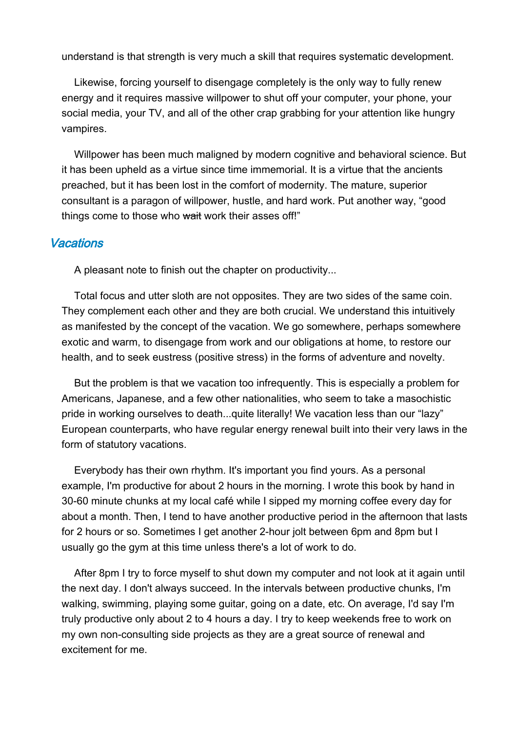understand is that strength is very much a skill that requires systematic development.

Likewise, forcing yourself to disengage completely is the only way to fully renew energy and it requires massive willpower to shut off your computer, your phone, your social media, your TV, and all of the other crap grabbing for your attention like hungry vampires.

Willpower has been much maligned by modern cognitive and behavioral science. But it has been upheld as a virtue since time immemorial. It is a virtue that the ancients preached, but it has been lost in the comfort of modernity. The mature, superior consultant is a paragon of willpower, hustle, and hard work. Put another way, "good things come to those who ~~wait~~ work their asses off!"

## *Vacations*

A pleasant note to finish out the chapter on productivity...

Total focus and utter sloth are not opposites. They are two sides of the same coin. They complement each other and they are both crucial. We understand this intuitively as manifested by the concept of the vacation. We go somewhere, perhaps somewhere exotic and warm, to disengage from work and our obligations at home, to restore our health, and to seek eustress (positive stress) in the forms of adventure and novelty.

But the problem is that we vacation too infrequently. This is especially a problem for Americans, Japanese, and a few other nationalities, who seem to take a masochistic pride in working ourselves to death...quite literally! We vacation less than our "lazy" European counterparts, who have regular energy renewal built into their very laws in the form of statutory vacations.

Everybody has their own rhythm. It's important you find yours. As a personal example, I'm productive for about 2 hours in the morning. I wrote this book by hand in 30-60 minute chunks at my local café while I sipped my morning coffee every day for about a month. Then, I tend to have another productive period in the afternoon that lasts for 2 hours or so. Sometimes I get another 2-hour jolt between 6pm and 8pm but I usually go the gym at this time unless there's a lot of work to do.

After 8pm I try to force myself to shut down my computer and not look at it again until the next day. I don't always succeed. In the intervals between productive chunks, I'm walking, swimming, playing some guitar, going on a date, etc. On average, I'd say I'm truly productive only about 2 to 4 hours a day. I try to keep weekends free to work on my own non-consulting side projects as they are a great source of renewal and excitement for me.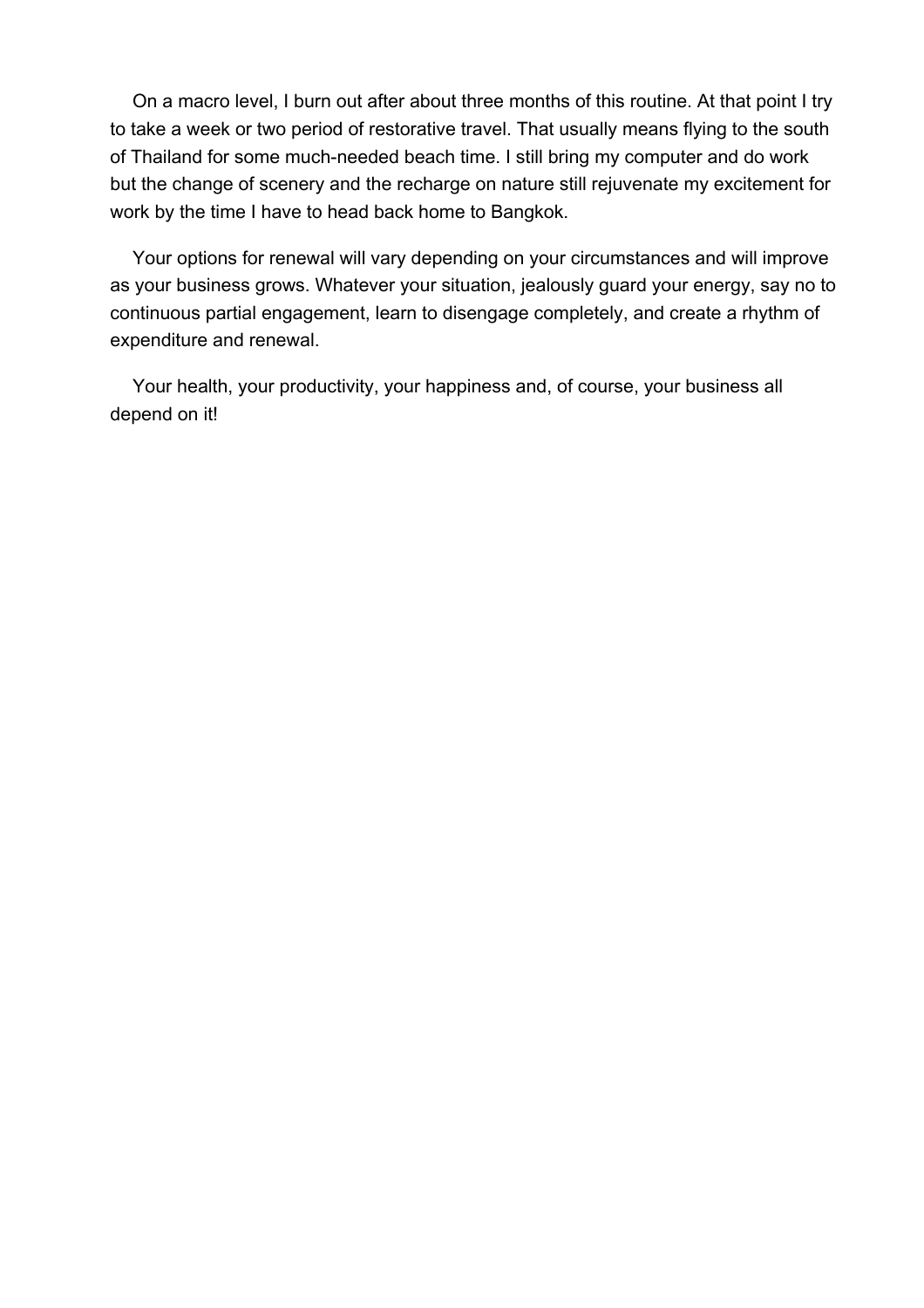On a macro level, I burn out after about three months of this routine. At that point I try to take a week or two period of restorative travel. That usually means flying to the south of Thailand for some much-needed beach time. I still bring my computer and do work but the change of scenery and the recharge on nature still rejuvenate my excitement for work by the time I have to head back home to Bangkok.

Your options for renewal will vary depending on your circumstances and will improve as your business grows. Whatever your situation, jealously guard your energy, say no to continuous partial engagement, learn to disengage completely, and create a rhythm of expenditure and renewal.

Your health, your productivity, your happiness and, of course, your business all depend on it!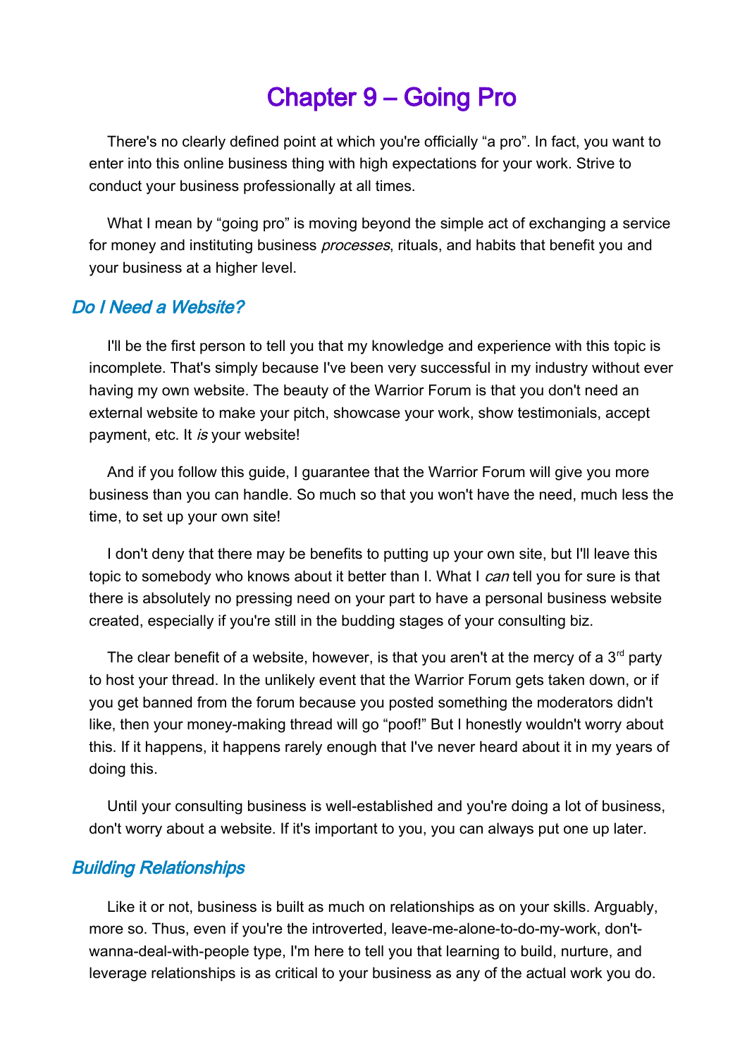# Chapter 9 – Going Pro

There's no clearly defined point at which you're officially "a pro". In fact, you want to enter into this online business thing with high expectations for your work. Strive to conduct your business professionally at all times.

What I mean by "going pro" is moving beyond the simple act of exchanging a service for money and instituting business *processes*, rituals, and habits that benefit you and your business at a higher level.

## *Do I Need a Website?*

I'll be the first person to tell you that my knowledge and experience with this topic is incomplete. That's simply because I've been very successful in my industry without ever having my own website. The beauty of the Warrior Forum is that you don't need an external website to make your pitch, showcase your work, show testimonials, accept payment, etc. It *is* your website!

And if you follow this guide, I guarantee that the Warrior Forum will give you more business than you can handle. So much so that you won't have the need, much less the time, to set up your own site!

I don't deny that there may be benefits to putting up your own site, but I'll leave this topic to somebody who knows about it better than I. What I *can* tell you for sure is that there is absolutely no pressing need on your part to have a personal business website created, especially if you're still in the budding stages of your consulting biz.

The clear benefit of a website, however, is that you aren't at the mercy of a 3rd party to host your thread. In the unlikely event that the Warrior Forum gets taken down, or if you get banned from the forum because you posted something the moderators didn't like, then your money-making thread will go "poof!" But I honestly wouldn't worry about this. If it happens, it happens rarely enough that I've never heard about it in my years of doing this.

Until your consulting business is well-established and you're doing a lot of business, don't worry about a website. If it's important to you, you can always put one up later.

## *Building Relationships*

Like it or not, business is built as much on relationships as on your skills. Arguably, more so. Thus, even if you're the introverted, leave-me-alone-to-do-my-work, don't-wanna-deal-with-people type, I'm here to tell you that learning to build, nurture, and leverage relationships is as critical to your business as any of the actual work you do.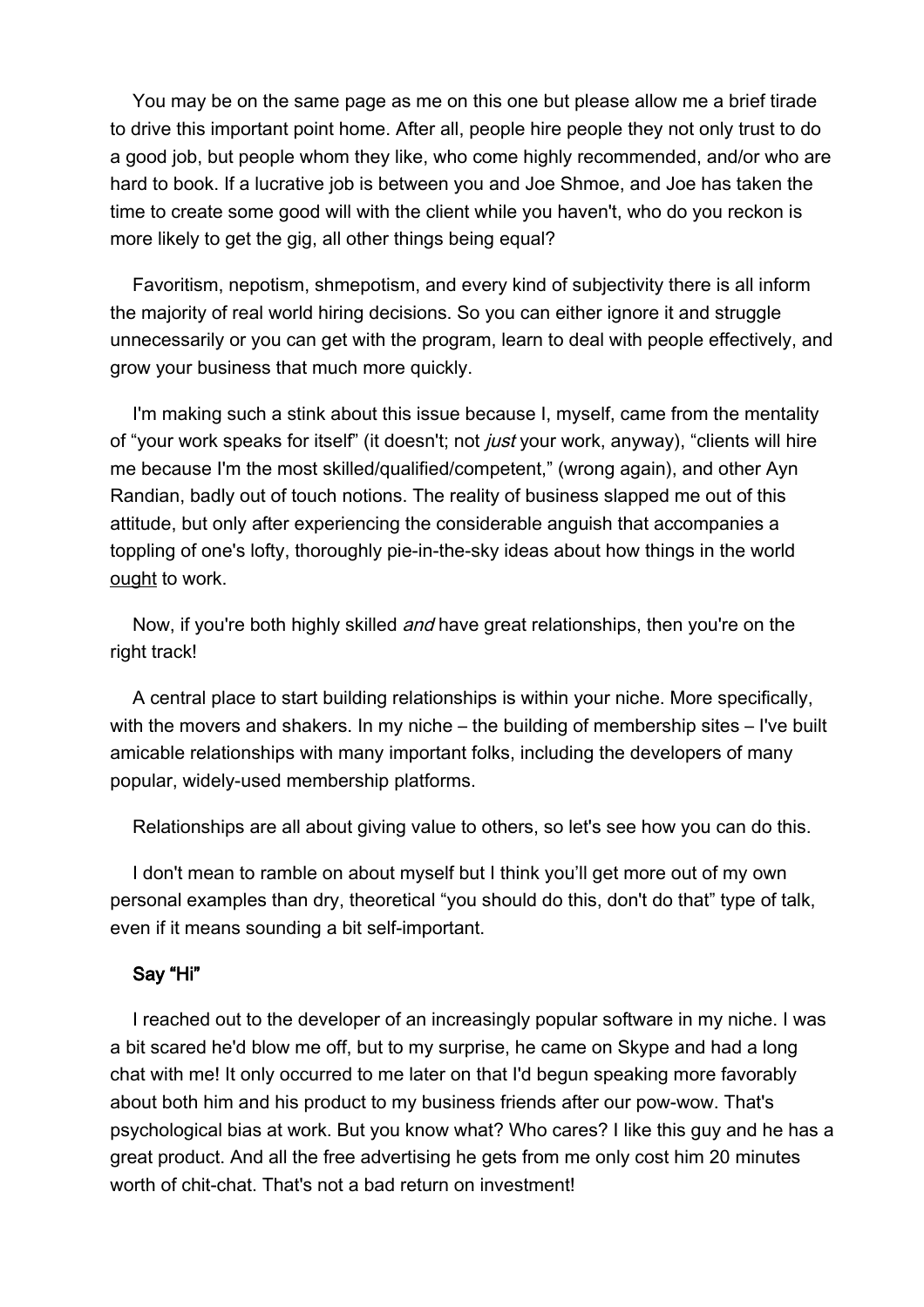You may be on the same page as me on this one but please allow me a brief tirade to drive this important point home. After all, people hire people they not only trust to do a good job, but people whom they like, who come highly recommended, and/or who are hard to book. If a lucrative job is between you and Joe Shmoe, and Joe has taken the time to create some good will with the client while you haven't, who do you reckon is more likely to get the gig, all other things being equal?

Favoritism, nepotism, shmepotism, and every kind of subjectivity there is all inform the majority of real world hiring decisions. So you can either ignore it and struggle unnecessarily or you can get with the program, learn to deal with people effectively, and grow your business that much more quickly.

I'm making such a stink about this issue because I, myself, came from the mentality of "your work speaks for itself" (it doesn't; not *just* your work, anyway), "clients will hire me because I'm the most skilled/qualified/competent," (wrong again), and other Ayn Randian, badly out of touch notions. The reality of business slapped me out of this attitude, but only after experiencing the considerable anguish that accompanies a toppling of one's lofty, thoroughly pie-in-the-sky ideas about how things in the world <u>ought</u> to work.

Now, if you're both highly skilled *and* have great relationships, then you're on the right track!

A central place to start building relationships is within your niche. More specifically, with the movers and shakers. In my niche – the building of membership sites – I've built amicable relationships with many important folks, including the developers of many popular, widely-used membership platforms.

Relationships are all about giving value to others, so let's see how you can do this.

I don't mean to ramble on about myself but I think you'll get more out of my own personal examples than dry, theoretical "you should do this, don't do that" type of talk, even if it means sounding a bit self-important.

### Say "Hi"

I reached out to the developer of an increasingly popular software in my niche. I was a bit scared he'd blow me off, but to my surprise, he came on Skype and had a long chat with me! It only occurred to me later on that I'd begun speaking more favorably about both him and his product to my business friends after our pow-wow. That's psychological bias at work. But you know what? Who cares? I like this guy and he has a great product. And all the free advertising he gets from me only cost him 20 minutes worth of chit-chat. That's not a bad return on investment!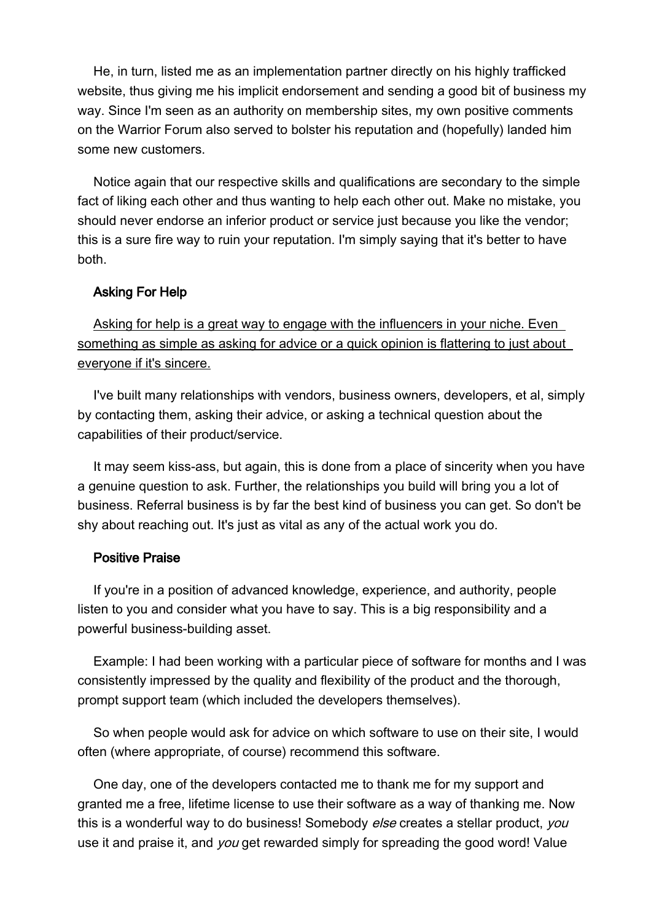He, in turn, listed me as an implementation partner directly on his highly trafficked website, thus giving me his implicit endorsement and sending a good bit of business my way. Since I'm seen as an authority on membership sites, my own positive comments on the Warrior Forum also served to bolster his reputation and (hopefully) landed him some new customers.

Notice again that our respective skills and qualifications are secondary to the simple fact of liking each other and thus wanting to help each other out. Make no mistake, you should never endorse an inferior product or service just because you like the vendor; this is a sure fire way to ruin your reputation. I'm simply saying that it's better to have both.

### Asking For Help

<u>Asking for help is a great way to engage with the influencers in your niche. Even something as simple as asking for advice or a quick opinion is flattering to just about everyone if it's sincere.</u>

I've built many relationships with vendors, business owners, developers, et al, simply by contacting them, asking their advice, or asking a technical question about the capabilities of their product/service.

It may seem kiss-ass, but again, this is done from a place of sincerity when you have a genuine question to ask. Further, the relationships you build will bring you a lot of business. Referral business is by far the best kind of business you can get. So don't be shy about reaching out. It's just as vital as any of the actual work you do.

### Positive Praise

If you're in a position of advanced knowledge, experience, and authority, people listen to you and consider what you have to say. This is a big responsibility and a powerful business-building asset.

Example: I had been working with a particular piece of software for months and I was consistently impressed by the quality and flexibility of the product and the thorough, prompt support team (which included the developers themselves).

So when people would ask for advice on which software to use on their site, I would often (where appropriate, of course) recommend this software.

One day, one of the developers contacted me to thank me for my support and granted me a free, lifetime license to use their software as a way of thanking me. Now this is a wonderful way to do business! Somebody *else* creates a stellar product, *you* use it and praise it, and *you* get rewarded simply for spreading the good word! Value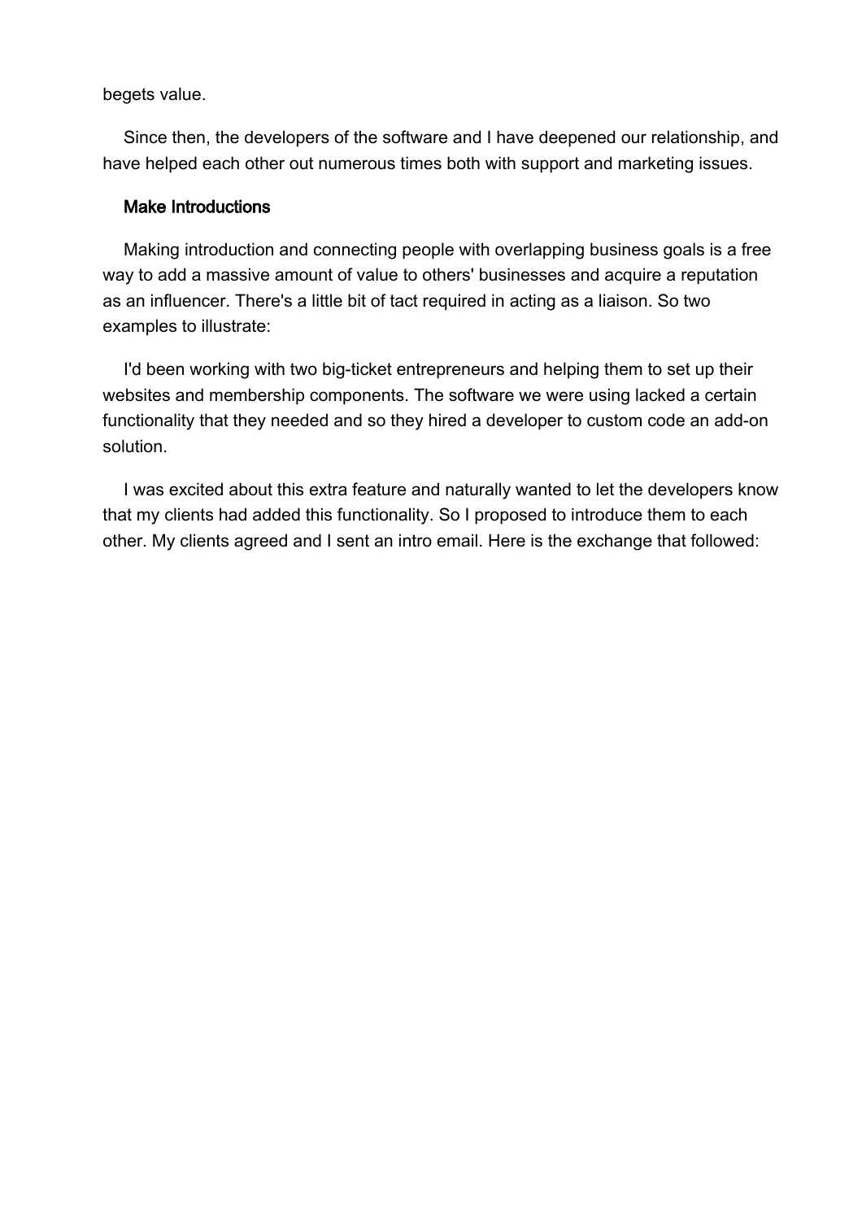begets value.

Since then, the developers of the software and I have deepened our relationship, and have helped each other out numerous times both with support and marketing issues.

### Make Introductions

Making introduction and connecting people with overlapping business goals is a free way to add a massive amount of value to others' businesses and acquire a reputation as an influencer. There's a little bit of tact required in acting as a liaison. So two examples to illustrate:

I'd been working with two big-ticket entrepreneurs and helping them to set up their websites and membership components. The software we were using lacked a certain functionality that they needed and so they hired a developer to custom code an add-on solution.

I was excited about this extra feature and naturally wanted to let the developers know that my clients had added this functionality. So I proposed to introduce them to each other. My clients agreed and I sent an intro email. Here is the exchange that followed: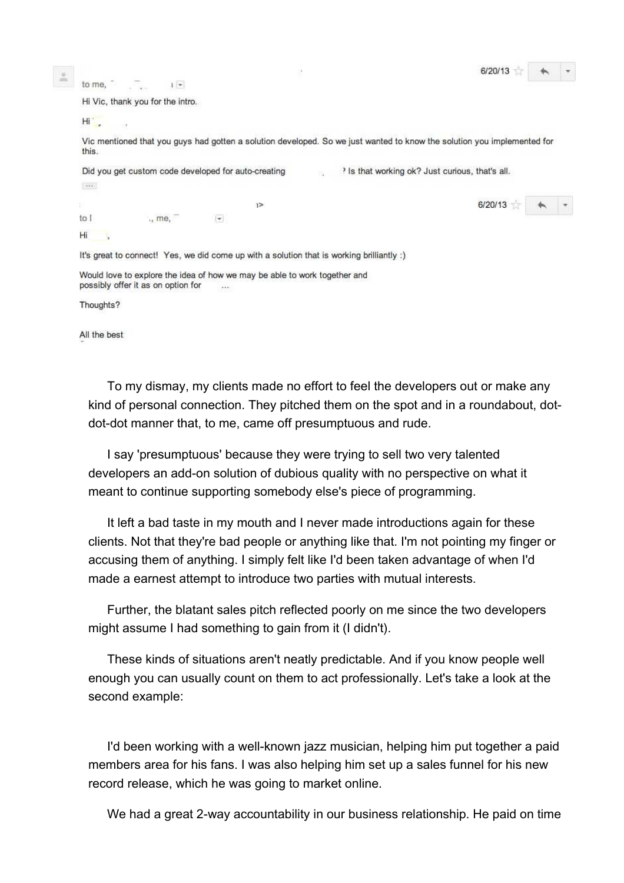to me,

6/20/13

Hi Vic, thank you for the intro.

Hi ,

Vic mentioned that you guys had gotten a solution developed. So we just wanted to know the solution you implemented for this.

Did you get custom code developed for auto-creating ? Is that working ok? Just curious, that's all.

...

to ., me,

6/20/13

Hi ,

It's great to connect! Yes, we did come up with a solution that is working brilliantly :)

Would love to explore the idea of how we may be able to work together and possibly offer it as on option for ...

Thoughts?

All the best

To my dismay, my clients made no effort to feel the developers out or make any kind of personal connection. They pitched them on the spot and in a roundabout, dot-dot-dot manner that, to me, came off presumptuous and rude.

I say 'presumptuous' because they were trying to sell two very talented developers an add-on solution of dubious quality with no perspective on what it meant to continue supporting somebody else's piece of programming.

It left a bad taste in my mouth and I never made introductions again for these clients. Not that they're bad people or anything like that. I'm not pointing my finger or accusing them of anything. I simply felt like I'd been taken advantage of when I'd made a earnest attempt to introduce two parties with mutual interests.

Further, the blatant sales pitch reflected poorly on me since the two developers might assume I had something to gain from it (I didn't).

These kinds of situations aren't neatly predictable. And if you know people well enough you can usually count on them to act professionally. Let's take a look at the second example:

I'd been working with a well-known jazz musician, helping him put together a paid members area for his fans. I was also helping him set up a sales funnel for his new record release, which he was going to market online.

We had a great 2-way accountability in our business relationship. He paid on time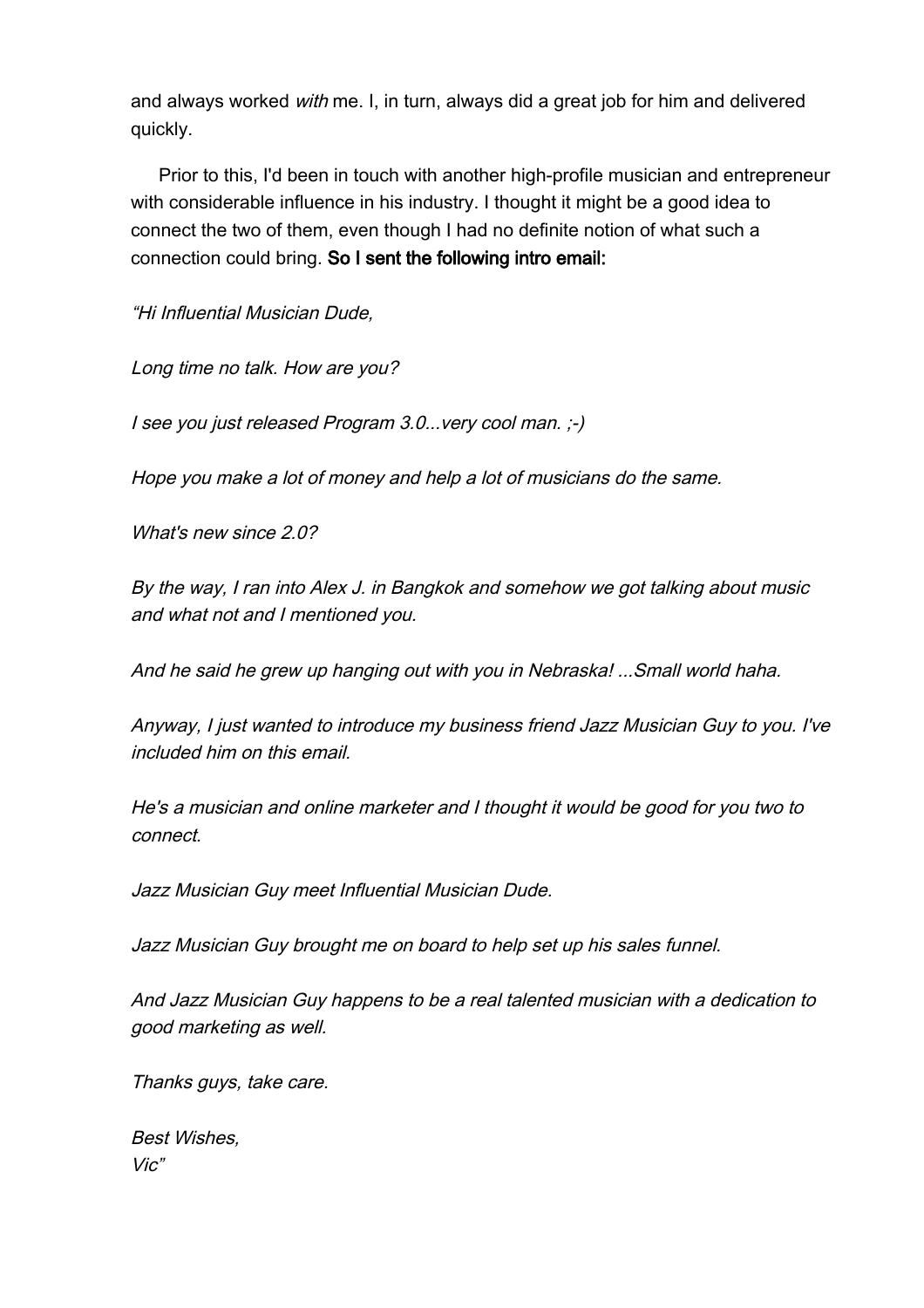and always worked *with* me. I, in turn, always did a great job for him and delivered quickly.

Prior to this, I'd been in touch with another high-profile musician and entrepreneur with considerable influence in his industry. I thought it might be a good idea to connect the two of them, even though I had no definite notion of what such a connection could bring. **So I sent the following intro email:**

*"Hi Influential Musician Dude,*

*Long time no talk. How are you?*

*I see you just released Program 3.0...very cool man. ;-)*

*Hope you make a lot of money and help a lot of musicians do the same.*

*What's new since 2.0?*

*By the way, I ran into Alex J. in Bangkok and somehow we got talking about music and what not and I mentioned you.*

*And he said he grew up hanging out with you in Nebraska! ...Small world haha.*

*Anyway, I just wanted to introduce my business friend Jazz Musician Guy to you. I've included him on this email.*

*He's a musician and online marketer and I thought it would be good for you two to connect.*

*Jazz Musician Guy meet Influential Musician Dude.*

*Jazz Musician Guy brought me on board to help set up his sales funnel.*

*And Jazz Musician Guy happens to be a real talented musician with a dedication to good marketing as well.*

*Thanks guys, take care.*

*Best Wishes,*
*Vic"*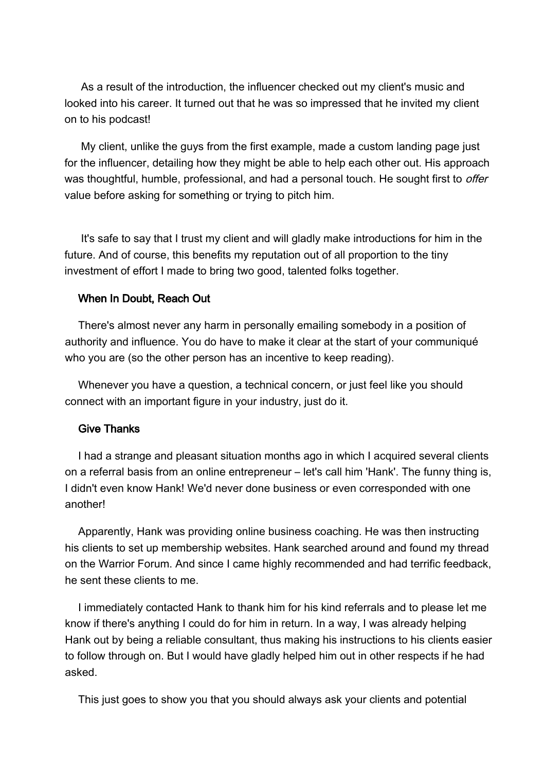As a result of the introduction, the influencer checked out my client's music and looked into his career. It turned out that he was so impressed that he invited my client on to his podcast!

My client, unlike the guys from the first example, made a custom landing page just for the influencer, detailing how they might be able to help each other out. His approach was thoughtful, humble, professional, and had a personal touch. He sought first to *offer* value before asking for something or trying to pitch him.

It's safe to say that I trust my client and will gladly make introductions for him in the future. And of course, this benefits my reputation out of all proportion to the tiny investment of effort I made to bring two good, talented folks together.

### When In Doubt, Reach Out

There's almost never any harm in personally emailing somebody in a position of authority and influence. You do have to make it clear at the start of your communiqué who you are (so the other person has an incentive to keep reading).

Whenever you have a question, a technical concern, or just feel like you should connect with an important figure in your industry, just do it.

### Give Thanks

I had a strange and pleasant situation months ago in which I acquired several clients on a referral basis from an online entrepreneur – let's call him 'Hank'. The funny thing is, I didn't even know Hank! We'd never done business or even corresponded with one another!

Apparently, Hank was providing online business coaching. He was then instructing his clients to set up membership websites. Hank searched around and found my thread on the Warrior Forum. And since I came highly recommended and had terrific feedback, he sent these clients to me.

I immediately contacted Hank to thank him for his kind referrals and to please let me know if there's anything I could do for him in return. In a way, I was already helping Hank out by being a reliable consultant, thus making his instructions to his clients easier to follow through on. But I would have gladly helped him out in other respects if he had asked.

This just goes to show you that you should always ask your clients and potential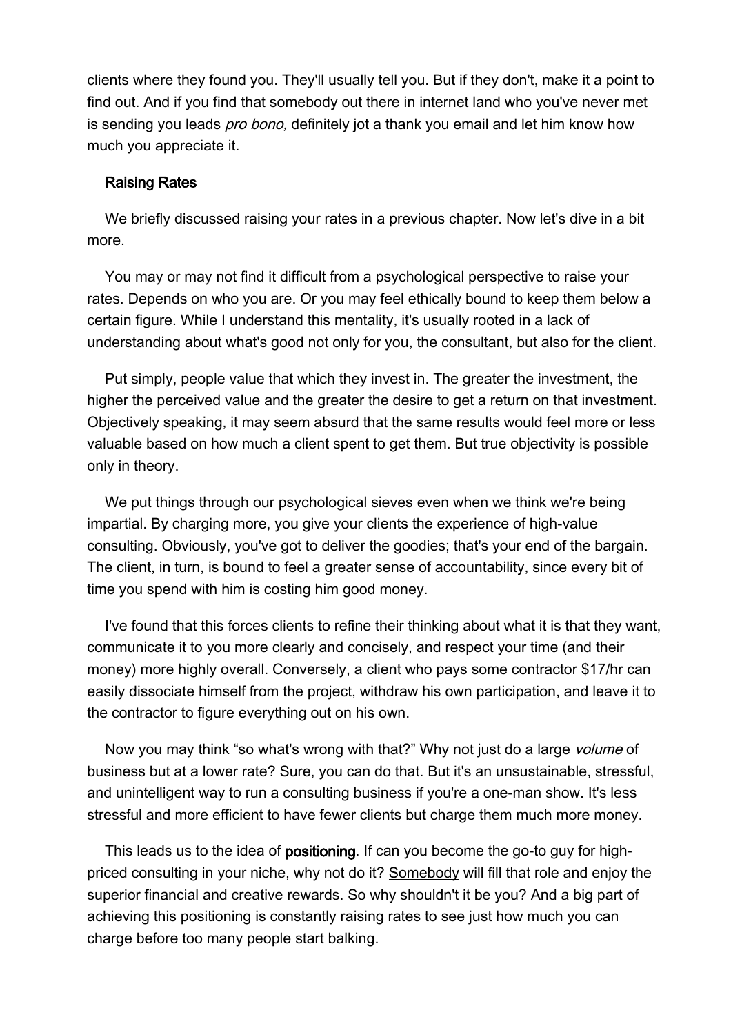clients where they found you. They'll usually tell you. But if they don't, make it a point to find out. And if you find that somebody out there in internet land who you've never met is sending you leads *pro bono,* definitely jot a thank you email and let him know how much you appreciate it.

## Raising Rates

We briefly discussed raising your rates in a previous chapter. Now let's dive in a bit more.

You may or may not find it difficult from a psychological perspective to raise your rates. Depends on who you are. Or you may feel ethically bound to keep them below a certain figure. While I understand this mentality, it's usually rooted in a lack of understanding about what's good not only for you, the consultant, but also for the client.

Put simply, people value that which they invest in. The greater the investment, the higher the perceived value and the greater the desire to get a return on that investment. Objectively speaking, it may seem absurd that the same results would feel more or less valuable based on how much a client spent to get them. But true objectivity is possible only in theory.

We put things through our psychological sieves even when we think we're being impartial. By charging more, you give your clients the experience of high-value consulting. Obviously, you've got to deliver the goodies; that's your end of the bargain. The client, in turn, is bound to feel a greater sense of accountability, since every bit of time you spend with him is costing him good money.

I've found that this forces clients to refine their thinking about what it is that they want, communicate it to you more clearly and concisely, and respect your time (and their money) more highly overall. Conversely, a client who pays some contractor $17/hr can easily dissociate himself from the project, withdraw his own participation, and leave it to the contractor to figure everything out on his own.

Now you may think "so what's wrong with that?" Why not just do a large *volume* of business but at a lower rate? Sure, you can do that. But it's an unsustainable, stressful, and unintelligent way to run a consulting business if you're a one-man show. It's less stressful and more efficient to have fewer clients but charge them much more money.

This leads us to the idea of **positioning**. If can you become the go-to guy for high-priced consulting in your niche, why not do it? <u>Somebody</u> will fill that role and enjoy the superior financial and creative rewards. So why shouldn't it be you? And a big part of achieving this positioning is constantly raising rates to see just how much you can charge before too many people start balking.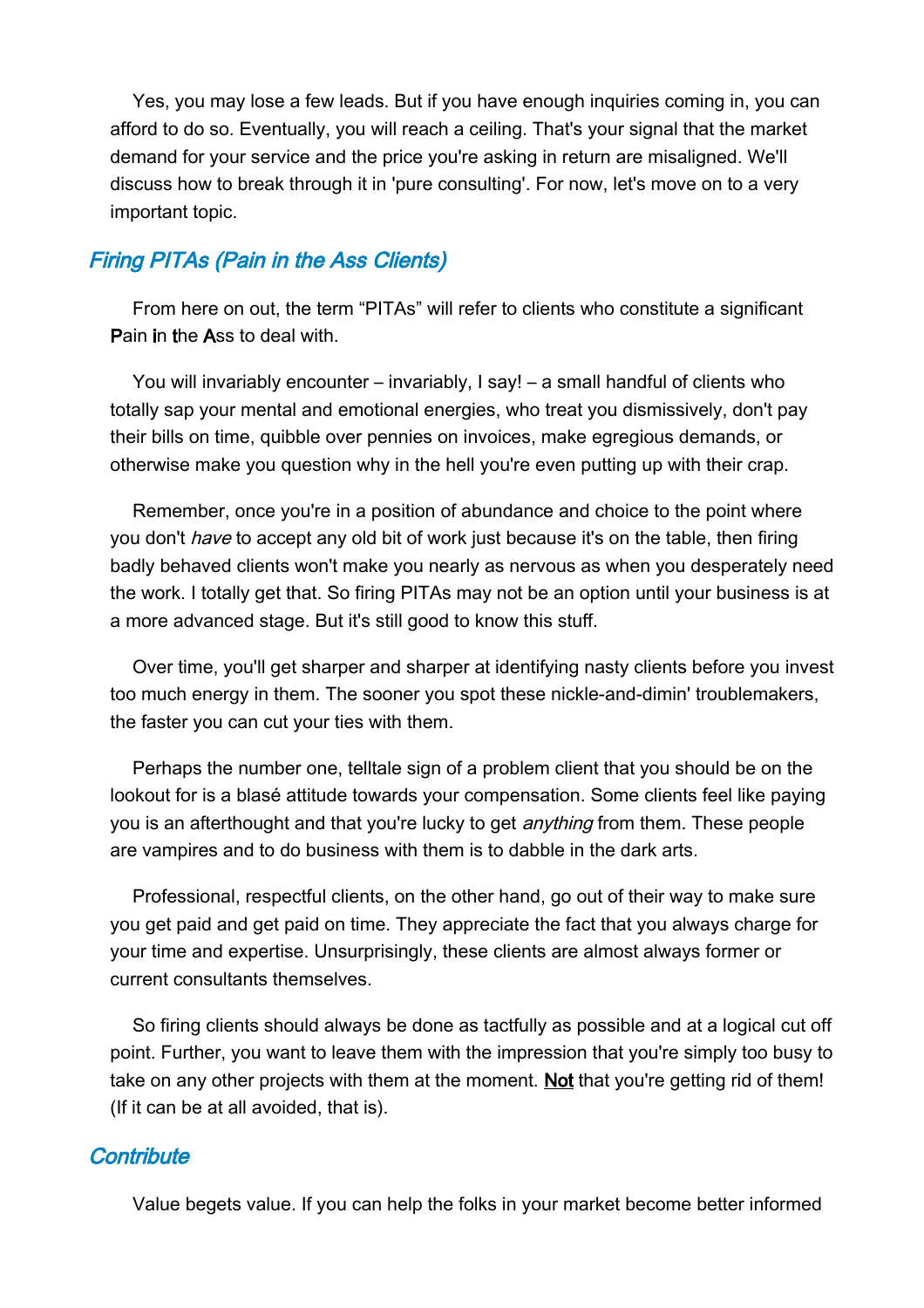Yes, you may lose a few leads. But if you have enough inquiries coming in, you can afford to do so. Eventually, you will reach a ceiling. That's your signal that the market demand for your service and the price you're asking in return are misaligned. We'll discuss how to break through it in 'pure consulting'. For now, let's move on to a very important topic.

## *Firing PITAs (Pain in the Ass Clients)*

From here on out, the term "PITAs" will refer to clients who constitute a significant **P**ain **i**n **t**he **A**ss to deal with.

You will invariably encounter – invariably, I say! – a small handful of clients who totally sap your mental and emotional energies, who treat you dismissively, don't pay their bills on time, quibble over pennies on invoices, make egregious demands, or otherwise make you question why in the hell you're even putting up with their crap.

Remember, once you're in a position of abundance and choice to the point where you don't *have* to accept any old bit of work just because it's on the table, then firing badly behaved clients won't make you nearly as nervous as when you desperately need the work. I totally get that. So firing PITAs may not be an option until your business is at a more advanced stage. But it's still good to know this stuff.

Over time, you'll get sharper and sharper at identifying nasty clients before you invest too much energy in them. The sooner you spot these nickle-and-dimin' troublemakers, the faster you can cut your ties with them.

Perhaps the number one, telltale sign of a problem client that you should be on the lookout for is a blasé attitude towards your compensation. Some clients feel like paying you is an afterthought and that you're lucky to get *anything* from them. These people are vampires and to do business with them is to dabble in the dark arts.

Professional, respectful clients, on the other hand, go out of their way to make sure you get paid and get paid on time. They appreciate the fact that you always charge for your time and expertise. Unsurprisingly, these clients are almost always former or current consultants themselves.

So firing clients should always be done as tactfully as possible and at a logical cut off point. Further, you want to leave them with the impression that you're simply too busy to take on any other projects with them at the moment. **Not** that you're getting rid of them! (If it can be at all avoided, that is).

## *Contribute*

Value begets value. If you can help the folks in your market become better informed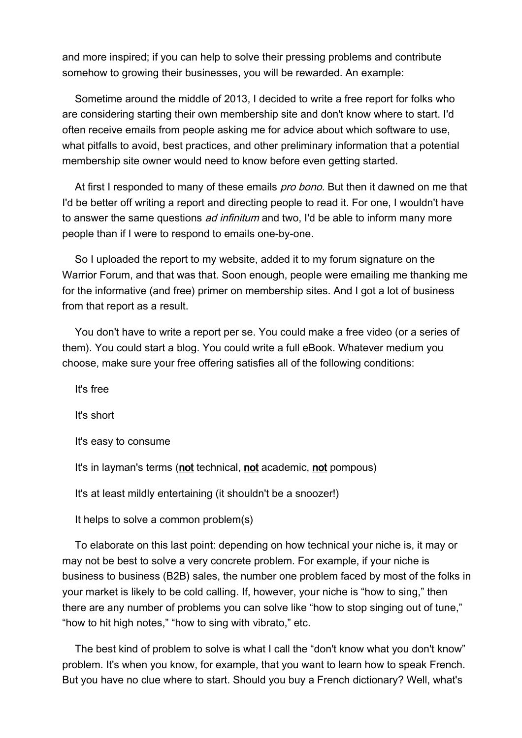and more inspired; if you can help to solve their pressing problems and contribute somehow to growing their businesses, you will be rewarded. An example:

Sometime around the middle of 2013, I decided to write a free report for folks who are considering starting their own membership site and don't know where to start. I'd often receive emails from people asking me for advice about which software to use, what pitfalls to avoid, best practices, and other preliminary information that a potential membership site owner would need to know before even getting started.

At first I responded to many of these emails *pro bono*. But then it dawned on me that I'd be better off writing a report and directing people to read it. For one, I wouldn't have to answer the same questions *ad infinitum* and two, I'd be able to inform many more people than if I were to respond to emails one-by-one.

So I uploaded the report to my website, added it to my forum signature on the Warrior Forum, and that was that. Soon enough, people were emailing me thanking me for the informative (and free) primer on membership sites. And I got a lot of business from that report as a result.

You don't have to write a report per se. You could make a free video (or a series of them). You could start a blog. You could write a full eBook. Whatever medium you choose, make sure your free offering satisfies all of the following conditions:

It's free

It's short

It's easy to consume

It's in layman's terms (<u>**not**</u> technical, <u>**not**</u> academic, <u>**not**</u> pompous)

It's at least mildly entertaining (it shouldn't be a snoozer!)

It helps to solve a common problem(s)

To elaborate on this last point: depending on how technical your niche is, it may or may not be best to solve a very concrete problem. For example, if your niche is business to business (B2B) sales, the number one problem faced by most of the folks in your market is likely to be cold calling. If, however, your niche is "how to sing," then there are any number of problems you can solve like "how to stop singing out of tune," "how to hit high notes," "how to sing with vibrato," etc.

The best kind of problem to solve is what I call the "don't know what you don't know" problem. It's when you know, for example, that you want to learn how to speak French. But you have no clue where to start. Should you buy a French dictionary? Well, what's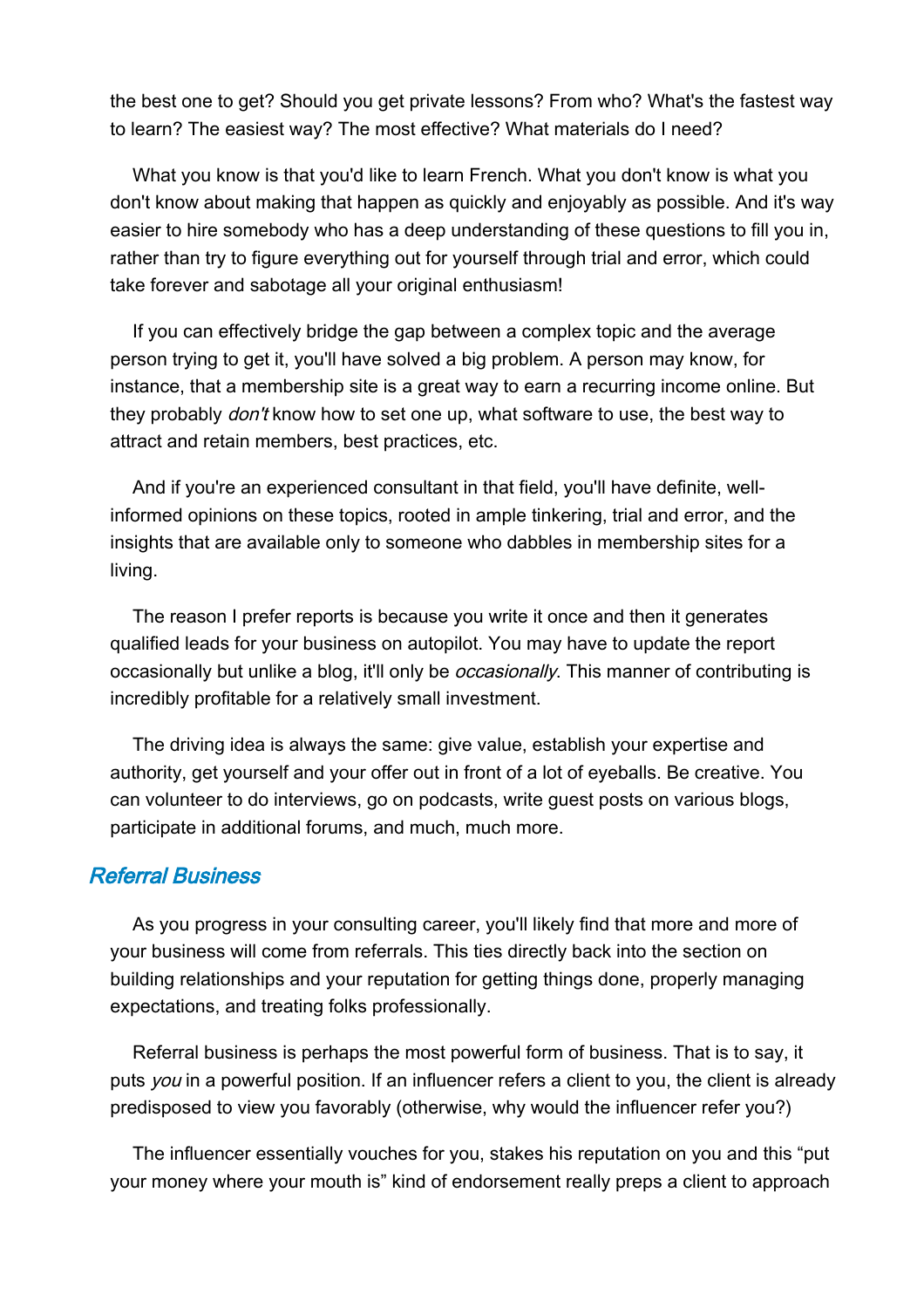the best one to get? Should you get private lessons? From who? What's the fastest way to learn? The easiest way? The most effective? What materials do I need?

What you know is that you'd like to learn French. What you don't know is what you don't know about making that happen as quickly and enjoyably as possible. And it's way easier to hire somebody who has a deep understanding of these questions to fill you in, rather than try to figure everything out for yourself through trial and error, which could take forever and sabotage all your original enthusiasm!

If you can effectively bridge the gap between a complex topic and the average person trying to get it, you'll have solved a big problem. A person may know, for instance, that a membership site is a great way to earn a recurring income online. But they probably *don't* know how to set one up, what software to use, the best way to attract and retain members, best practices, etc.

And if you're an experienced consultant in that field, you'll have definite, well-informed opinions on these topics, rooted in ample tinkering, trial and error, and the insights that are available only to someone who dabbles in membership sites for a living.

The reason I prefer reports is because you write it once and then it generates qualified leads for your business on autopilot. You may have to update the report occasionally but unlike a blog, it'll only be *occasionally*. This manner of contributing is incredibly profitable for a relatively small investment.

The driving idea is always the same: give value, establish your expertise and authority, get yourself and your offer out in front of a lot of eyeballs. Be creative. You can volunteer to do interviews, go on podcasts, write guest posts on various blogs, participate in additional forums, and much, much more.

## Referral Business

As you progress in your consulting career, you'll likely find that more and more of your business will come from referrals. This ties directly back into the section on building relationships and your reputation for getting things done, properly managing expectations, and treating folks professionally.

Referral business is perhaps the most powerful form of business. That is to say, it puts *you* in a powerful position. If an influencer refers a client to you, the client is already predisposed to view you favorably (otherwise, why would the influencer refer you?)

The influencer essentially vouches for you, stakes his reputation on you and this "put your money where your mouth is" kind of endorsement really preps a client to approach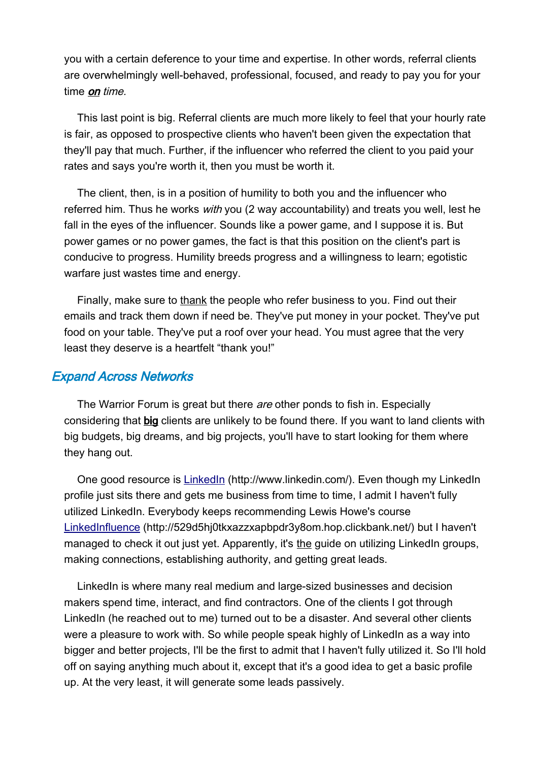you with a certain deference to your time and expertise. In other words, referral clients are overwhelmingly well-behaved, professional, focused, and ready to pay you for your time ***on*** *time.*

This last point is big. Referral clients are much more likely to feel that your hourly rate is fair, as opposed to prospective clients who haven't been given the expectation that they'll pay that much. Further, if the influencer who referred the client to you paid your rates and says you're worth it, then you must be worth it.

The client, then, is in a position of humility to both you and the influencer who referred him. Thus he works *with* you (2 way accountability) and treats you well, lest he fall in the eyes of the influencer. Sounds like a power game, and I suppose it is. But power games or no power games, the fact is that this position on the client's part is conducive to progress. Humility breeds progress and a willingness to learn; egotistic warfare just wastes time and energy.

Finally, make sure to thank the people who refer business to you. Find out their emails and track them down if need be. They've put money in your pocket. They've put food on your table. They've put a roof over your head. You must agree that the very least they deserve is a heartfelt "thank you!"

## *Expand Across Networks*

The Warrior Forum is great but there *are* other ponds to fish in. Especially considering that **big** clients are unlikely to be found there. If you want to land clients with big budgets, big dreams, and big projects, you'll have to start looking for them where they hang out.

One good resource is [LinkedIn](http://www.linkedin.com/) (http://www.linkedin.com/). Even though my LinkedIn profile just sits there and gets me business from time to time, I admit I haven't fully utilized LinkedIn. Everybody keeps recommending Lewis Howe's course [LinkedInfluence](http://529d5hj0tkxazzxapbpdr3y8om.hop.clickbank.net/) (http://529d5hj0tkxazzxapbpdr3y8om.hop.clickbank.net/) but I haven't managed to check it out just yet. Apparently, it's the guide on utilizing LinkedIn groups, making connections, establishing authority, and getting great leads.

LinkedIn is where many real medium and large-sized businesses and decision makers spend time, interact, and find contractors. One of the clients I got through LinkedIn (he reached out to me) turned out to be a disaster. And several other clients were a pleasure to work with. So while people speak highly of LinkedIn as a way into bigger and better projects, I'll be the first to admit that I haven't fully utilized it. So I'll hold off on saying anything much about it, except that it's a good idea to get a basic profile up. At the very least, it will generate some leads passively.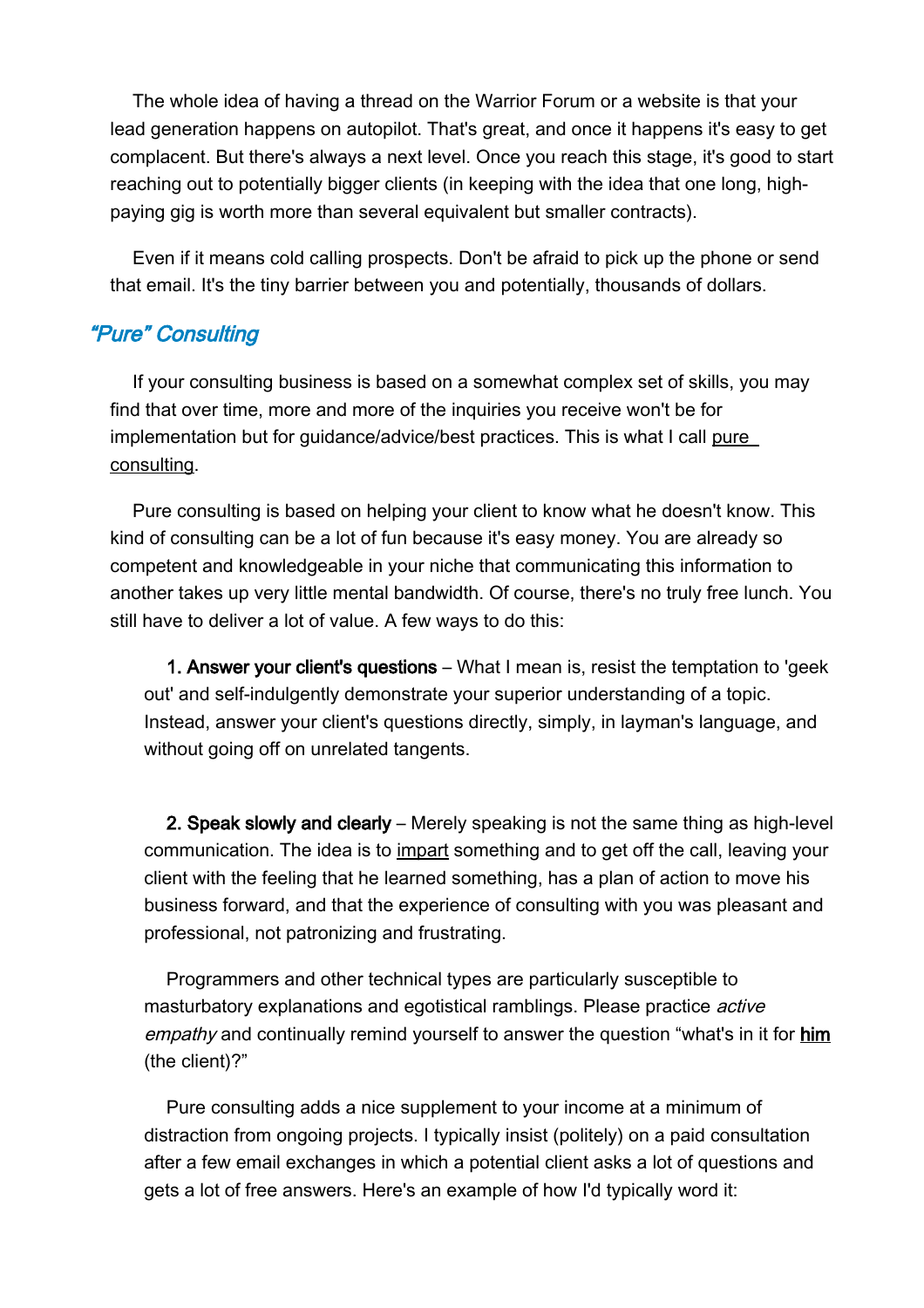The whole idea of having a thread on the Warrior Forum or a website is that your lead generation happens on autopilot. That's great, and once it happens it's easy to get complacent. But there's always a next level. Once you reach this stage, it's good to start reaching out to potentially bigger clients (in keeping with the idea that one long, high-paying gig is worth more than several equivalent but smaller contracts).

Even if it means cold calling prospects. Don't be afraid to pick up the phone or send that email. It's the tiny barrier between you and potentially, thousands of dollars.

## *"Pure" Consulting*

If your consulting business is based on a somewhat complex set of skills, you may find that over time, more and more of the inquiries you receive won't be for implementation but for guidance/advice/best practices. This is what I call <u>pure consulting</u>.

Pure consulting is based on helping your client to know what he doesn't know. This kind of consulting can be a lot of fun because it's easy money. You are already so competent and knowledgeable in your niche that communicating this information to another takes up very little mental bandwidth. Of course, there's no truly free lunch. You still have to deliver a lot of value. A few ways to do this:

1. **Answer your client's questions** – What I mean is, resist the temptation to 'geek out' and self-indulgently demonstrate your superior understanding of a topic. Instead, answer your client's questions directly, simply, in layman's language, and without going off on unrelated tangents.

2. **Speak slowly and clearly** – Merely speaking is not the same thing as high-level communication. The idea is to <u>impart</u> something and to get off the call, leaving your client with the feeling that he learned something, has a plan of action to move his business forward, and that the experience of consulting with you was pleasant and professional, not patronizing and frustrating.

   Programmers and other technical types are particularly susceptible to masturbatory explanations and egotistical ramblings. Please practice *active empathy* and continually remind yourself to answer the question "what's in it for **<u>him</u>** (the client)?"

   Pure consulting adds a nice supplement to your income at a minimum of distraction from ongoing projects. I typically insist (politely) on a paid consultation after a few email exchanges in which a potential client asks a lot of questions and gets a lot of free answers. Here's an example of how I'd typically word it: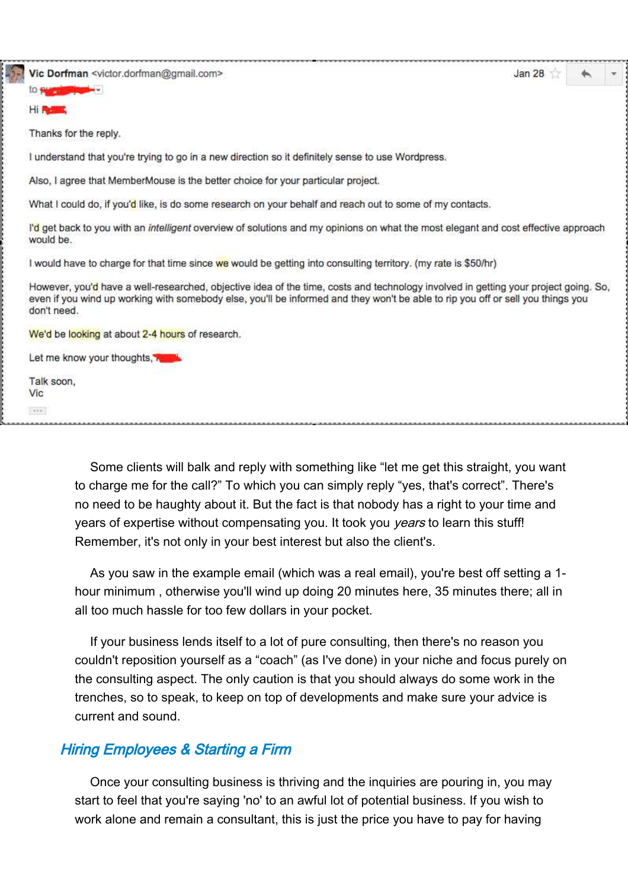Vic Dorfman <victor.dorfman@gmail.com> Jan 28

to

Hi

Thanks for the reply.

I understand that you're trying to go in a new direction so it definitely sense to use Wordpress.

Also, I agree that MemberMouse is the better choice for your particular project.

What I could do, if you'd like, is do some research on your behalf and reach out to some of my contacts.

I'd get back to you with an *intelligent* overview of solutions and my opinions on what the most elegant and cost effective approach would be.

I would have to charge for that time since we would be getting into consulting territory. (my rate is $50/hr)

However, you'd have a well-researched, objective idea of the time, costs and technology involved in getting your project going. So, even if you wind up working with somebody else, you'll be informed and they won't be able to rip you off or sell you things you don't need.

We'd be looking at about 2-4 hours of research.

Let me know your thoughts,

Talk soon,
Vic

Some clients will balk and reply with something like “let me get this straight, you want to charge me for the call?” To which you can simply reply “yes, that's correct”. There's no need to be haughty about it. But the fact is that nobody has a right to your time and years of expertise without compensating you. It took you *years* to learn this stuff! Remember, it's not only in your best interest but also the client's.

As you saw in the example email (which was a real email), you're best off setting a 1-hour minimum , otherwise you'll wind up doing 20 minutes here, 35 minutes there; all in all too much hassle for too few dollars in your pocket.

If your business lends itself to a lot of pure consulting, then there's no reason you couldn't reposition yourself as a “coach” (as I've done) in your niche and focus purely on the consulting aspect. The only caution is that you should always do some work in the trenches, so to speak, to keep on top of developments and make sure your advice is current and sound.

## Hiring Employees & Starting a Firm

Once your consulting business is thriving and the inquiries are pouring in, you may start to feel that you're saying 'no' to an awful lot of potential business. If you wish to work alone and remain a consultant, this is just the price you have to pay for having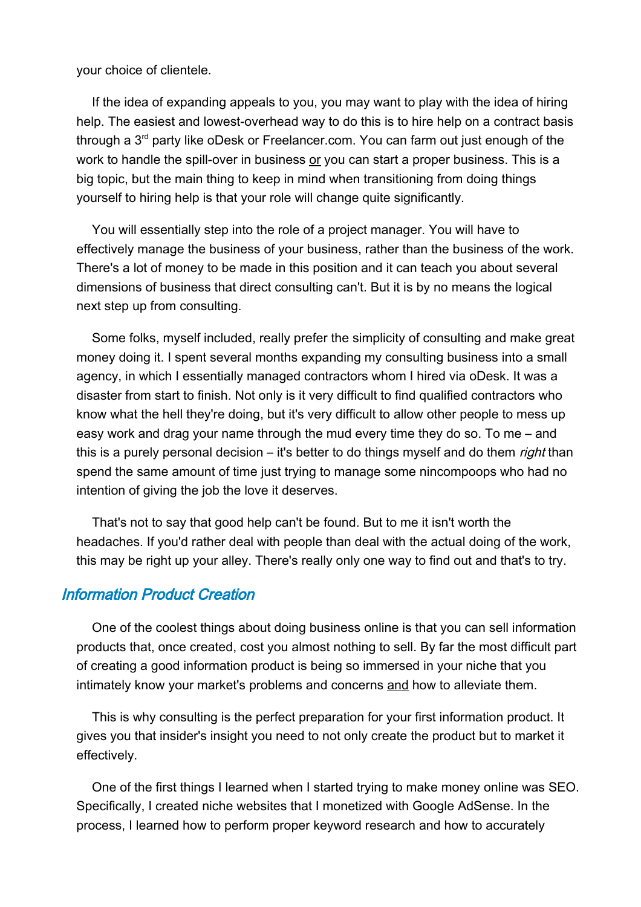your choice of clientele.

If the idea of expanding appeals to you, you may want to play with the idea of hiring help. The easiest and lowest-overhead way to do this is to hire help on a contract basis through a 3rd party like oDesk or Freelancer.com. You can farm out just enough of the work to handle the spill-over in business <u>or</u> you can start a proper business. This is a big topic, but the main thing to keep in mind when transitioning from doing things yourself to hiring help is that your role will change quite significantly.

You will essentially step into the role of a project manager. You will have to effectively manage the business of your business, rather than the business of the work. There's a lot of money to be made in this position and it can teach you about several dimensions of business that direct consulting can't. But it is by no means the logical next step up from consulting.

Some folks, myself included, really prefer the simplicity of consulting and make great money doing it. I spent several months expanding my consulting business into a small agency, in which I essentially managed contractors whom I hired via oDesk. It was a disaster from start to finish. Not only is it very difficult to find qualified contractors who know what the hell they're doing, but it's very difficult to allow other people to mess up easy work and drag your name through the mud every time they do so. To me – and this is a purely personal decision – it's better to do things myself and do them *right* than spend the same amount of time just trying to manage some nincompoops who had no intention of giving the job the love it deserves.

That's not to say that good help can't be found. But to me it isn't worth the headaches. If you'd rather deal with people than deal with the actual doing of the work, this may be right up your alley. There's really only one way to find out and that's to try.

## *Information Product Creation*

One of the coolest things about doing business online is that you can sell information products that, once created, cost you almost nothing to sell. By far the most difficult part of creating a good information product is being so immersed in your niche that you intimately know your market's problems and concerns <u>and</u> how to alleviate them.

This is why consulting is the perfect preparation for your first information product. It gives you that insider's insight you need to not only create the product but to market it effectively.

One of the first things I learned when I started trying to make money online was SEO. Specifically, I created niche websites that I monetized with Google AdSense. In the process, I learned how to perform proper keyword research and how to accurately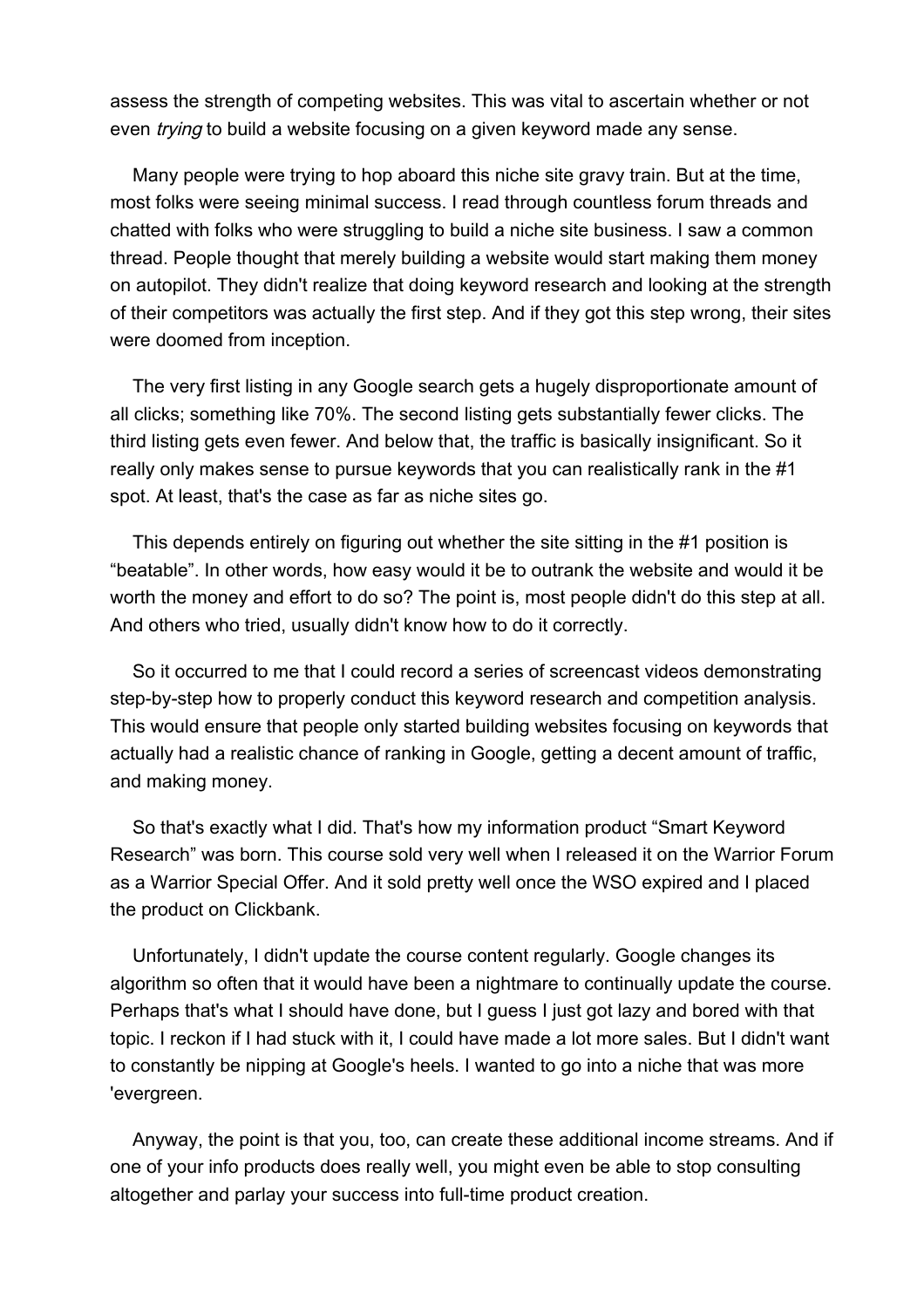assess the strength of competing websites. This was vital to ascertain whether or not even *trying* to build a website focusing on a given keyword made any sense.

Many people were trying to hop aboard this niche site gravy train. But at the time, most folks were seeing minimal success. I read through countless forum threads and chatted with folks who were struggling to build a niche site business. I saw a common thread. People thought that merely building a website would start making them money on autopilot. They didn't realize that doing keyword research and looking at the strength of their competitors was actually the first step. And if they got this step wrong, their sites were doomed from inception.

The very first listing in any Google search gets a hugely disproportionate amount of all clicks; something like 70%. The second listing gets substantially fewer clicks. The third listing gets even fewer. And below that, the traffic is basically insignificant. So it really only makes sense to pursue keywords that you can realistically rank in the #1 spot. At least, that's the case as far as niche sites go.

This depends entirely on figuring out whether the site sitting in the #1 position is "beatable". In other words, how easy would it be to outrank the website and would it be worth the money and effort to do so? The point is, most people didn't do this step at all. And others who tried, usually didn't know how to do it correctly.

So it occurred to me that I could record a series of screencast videos demonstrating step-by-step how to properly conduct this keyword research and competition analysis. This would ensure that people only started building websites focusing on keywords that actually had a realistic chance of ranking in Google, getting a decent amount of traffic, and making money.

So that's exactly what I did. That's how my information product "Smart Keyword Research" was born. This course sold very well when I released it on the Warrior Forum as a Warrior Special Offer. And it sold pretty well once the WSO expired and I placed the product on Clickbank.

Unfortunately, I didn't update the course content regularly. Google changes its algorithm so often that it would have been a nightmare to continually update the course. Perhaps that's what I should have done, but I guess I just got lazy and bored with that topic. I reckon if I had stuck with it, I could have made a lot more sales. But I didn't want to constantly be nipping at Google's heels. I wanted to go into a niche that was more 'evergreen.

Anyway, the point is that you, too, can create these additional income streams. And if one of your info products does really well, you might even be able to stop consulting altogether and parlay your success into full-time product creation.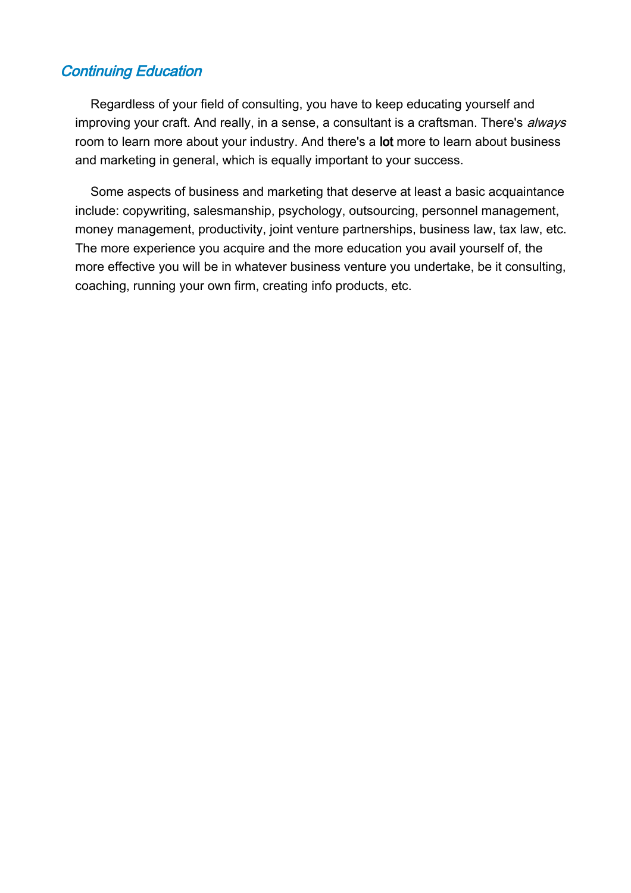## *Continuing Education*

Regardless of your field of consulting, you have to keep educating yourself and improving your craft. And really, in a sense, a consultant is a craftsman. There's *always* room to learn more about your industry. And there's a **lot** more to learn about business and marketing in general, which is equally important to your success.

Some aspects of business and marketing that deserve at least a basic acquaintance include: copywriting, salesmanship, psychology, outsourcing, personnel management, money management, productivity, joint venture partnerships, business law, tax law, etc. The more experience you acquire and the more education you avail yourself of, the more effective you will be in whatever business venture you undertake, be it consulting, coaching, running your own firm, creating info products, etc.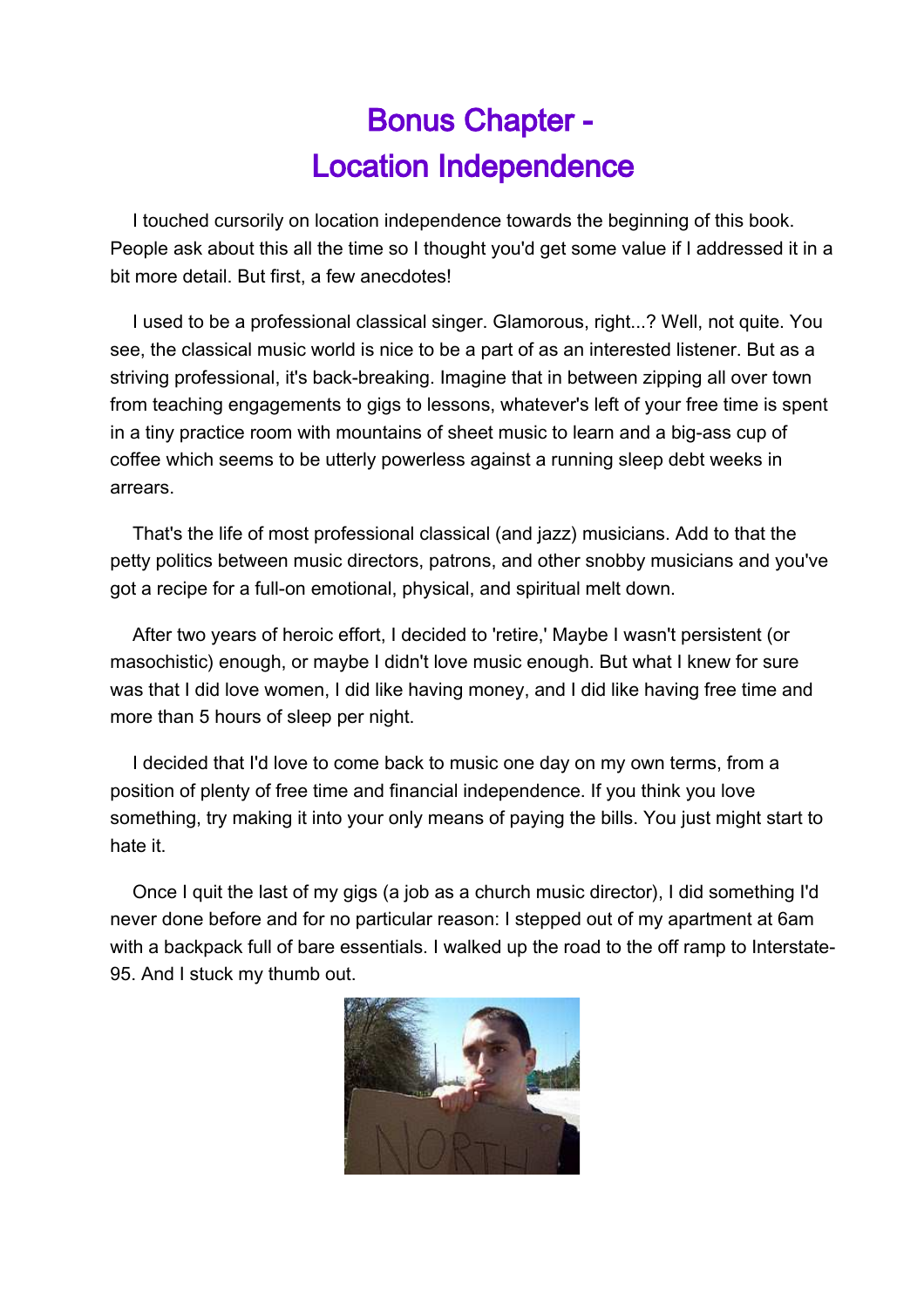# Bonus Chapter - Location Independence

I touched cursorily on location independence towards the beginning of this book. People ask about this all the time so I thought you'd get some value if I addressed it in a bit more detail. But first, a few anecdotes!

I used to be a professional classical singer. Glamorous, right...? Well, not quite. You see, the classical music world is nice to be a part of as an interested listener. But as a striving professional, it's back-breaking. Imagine that in between zipping all over town from teaching engagements to gigs to lessons, whatever's left of your free time is spent in a tiny practice room with mountains of sheet music to learn and a big-ass cup of coffee which seems to be utterly powerless against a running sleep debt weeks in arrears.

That's the life of most professional classical (and jazz) musicians. Add to that the petty politics between music directors, patrons, and other snobby musicians and you've got a recipe for a full-on emotional, physical, and spiritual melt down.

After two years of heroic effort, I decided to 'retire,' Maybe I wasn't persistent (or masochistic) enough, or maybe I didn't love music enough. But what I knew for sure was that I did love women, I did like having money, and I did like having free time and more than 5 hours of sleep per night.

I decided that I'd love to come back to music one day on my own terms, from a position of plenty of free time and financial independence. If you think you love something, try making it into your only means of paying the bills. You just might start to hate it.

Once I quit the last of my gigs (a job as a church music director), I did something I'd never done before and for no particular reason: I stepped out of my apartment at 6am with a backpack full of bare essentials. I walked up the road to the off ramp to Interstate-95. And I stuck my thumb out.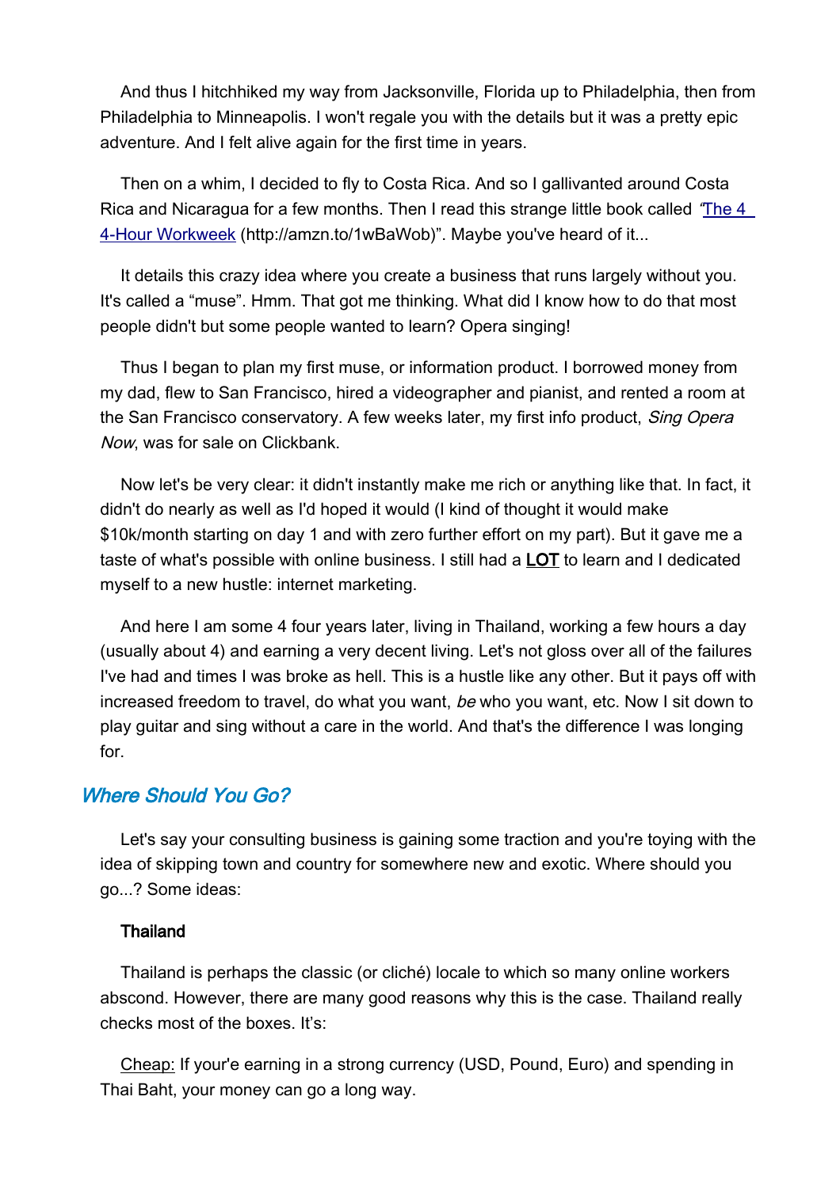And thus I hitchhiked my way from Jacksonville, Florida up to Philadelphia, then from Philadelphia to Minneapolis. I won't regale you with the details but it was a pretty epic adventure. And I felt alive again for the first time in years.

Then on a whim, I decided to fly to Costa Rica. And so I gallivanted around Costa Rica and Nicaragua for a few months. Then I read this strange little book called "[The 4 4-Hour Workweek](http://amzn.to/1wBaWob) (http://amzn.to/1wBaWob)". Maybe you've heard of it...

It details this crazy idea where you create a business that runs largely without you. It's called a "muse". Hmm. That got me thinking. What did I know how to do that most people didn't but some people wanted to learn? Opera singing!

Thus I began to plan my first muse, or information product. I borrowed money from my dad, flew to San Francisco, hired a videographer and pianist, and rented a room at the San Francisco conservatory. A few weeks later, my first info product, *Sing Opera Now*, was for sale on Clickbank.

Now let's be very clear: it didn't instantly make me rich or anything like that. In fact, it didn't do nearly as well as I'd hoped it would (I kind of thought it would make $10k/month starting on day 1 and with zero further effort on my part). But it gave me a taste of what's possible with online business. I still had a **LOT** to learn and I dedicated myself to a new hustle: internet marketing.

And here I am some 4 four years later, living in Thailand, working a few hours a day (usually about 4) and earning a very decent living. Let's not gloss over all of the failures I've had and times I was broke as hell. This is a hustle like any other. But it pays off with increased freedom to travel, do what you want, *be* who you want, etc. Now I sit down to play guitar and sing without a care in the world. And that's the difference I was longing for.

## *Where Should You Go?*

Let's say your consulting business is gaining some traction and you're toying with the idea of skipping town and country for somewhere new and exotic. Where should you go...? Some ideas:

### Thailand

Thailand is perhaps the classic (or cliché) locale to which so many online workers abscond. However, there are many good reasons why this is the case. Thailand really checks most of the boxes. It's:

Cheap: If your'e earning in a strong currency (USD, Pound, Euro) and spending in Thai Baht, your money can go a long way.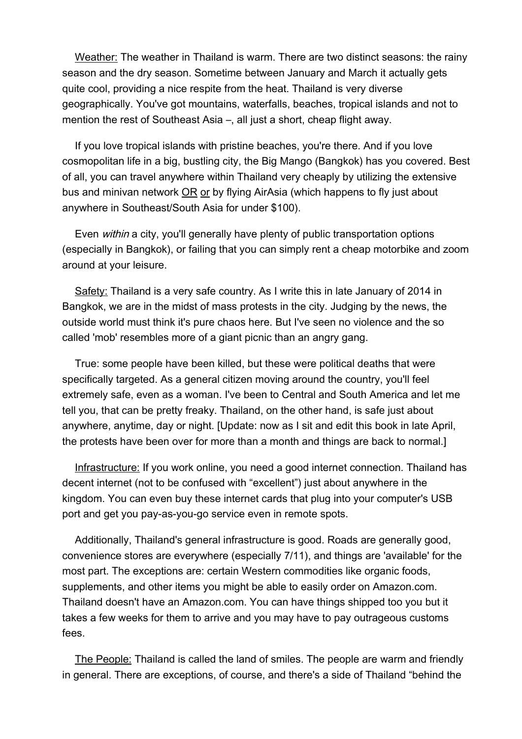Weather: The weather in Thailand is warm. There are two distinct seasons: the rainy season and the dry season. Sometime between January and March it actually gets quite cool, providing a nice respite from the heat. Thailand is very diverse geographically. You've got mountains, waterfalls, beaches, tropical islands and not to mention the rest of Southeast Asia –, all just a short, cheap flight away.

If you love tropical islands with pristine beaches, you're there. And if you love cosmopolitan life in a big, bustling city, the Big Mango (Bangkok) has you covered. Best of all, you can travel anywhere within Thailand very cheaply by utilizing the extensive bus and minivan network OR or by flying AirAsia (which happens to fly just about anywhere in Southeast/South Asia for under $100).

Even *within* a city, you'll generally have plenty of public transportation options (especially in Bangkok), or failing that you can simply rent a cheap motorbike and zoom around at your leisure.

Safety: Thailand is a very safe country. As I write this in late January of 2014 in Bangkok, we are in the midst of mass protests in the city. Judging by the news, the outside world must think it's pure chaos here. But I've seen no violence and the so called 'mob' resembles more of a giant picnic than an angry gang.

True: some people have been killed, but these were political deaths that were specifically targeted. As a general citizen moving around the country, you'll feel extremely safe, even as a woman. I've been to Central and South America and let me tell you, that can be pretty freaky. Thailand, on the other hand, is safe just about anywhere, anytime, day or night. [Update: now as I sit and edit this book in late April, the protests have been over for more than a month and things are back to normal.]

Infrastructure: If you work online, you need a good internet connection. Thailand has decent internet (not to be confused with "excellent") just about anywhere in the kingdom. You can even buy these internet cards that plug into your computer's USB port and get you pay-as-you-go service even in remote spots.

Additionally, Thailand's general infrastructure is good. Roads are generally good, convenience stores are everywhere (especially 7/11), and things are 'available' for the most part. The exceptions are: certain Western commodities like organic foods, supplements, and other items you might be able to easily order on Amazon.com. Thailand doesn't have an Amazon.com. You can have things shipped too you but it takes a few weeks for them to arrive and you may have to pay outrageous customs fees.

The People: Thailand is called the land of smiles. The people are warm and friendly in general. There are exceptions, of course, and there's a side of Thailand "behind the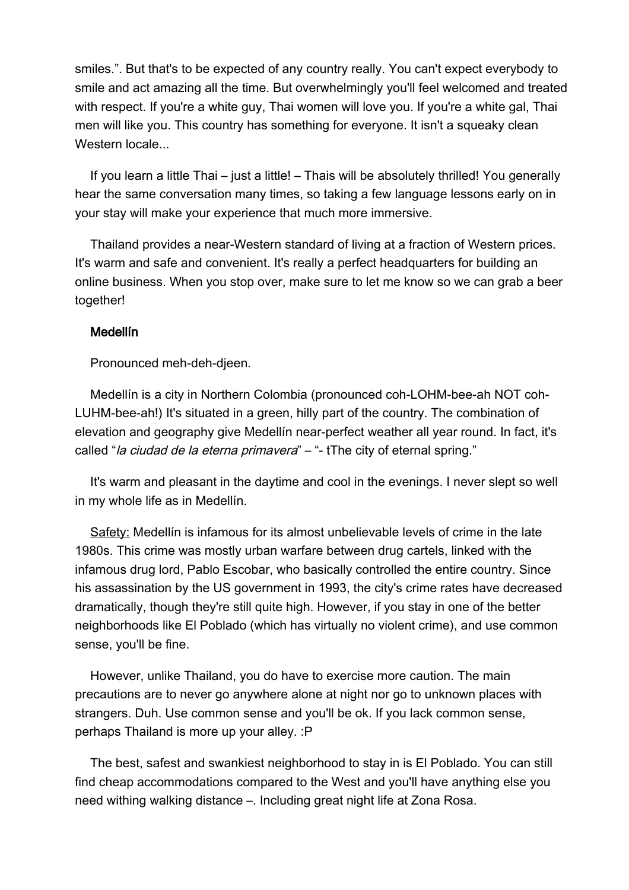smiles.". But that's to be expected of any country really. You can't expect everybody to smile and act amazing all the time. But overwhelmingly you'll feel welcomed and treated with respect. If you're a white guy, Thai women will love you. If you're a white gal, Thai men will like you. This country has something for everyone. It isn't a squeaky clean Western locale...

If you learn a little Thai – just a little! – Thais will be absolutely thrilled! You generally hear the same conversation many times, so taking a few language lessons early on in your stay will make your experience that much more immersive.

Thailand provides a near-Western standard of living at a fraction of Western prices. It's warm and safe and convenient. It's really a perfect headquarters for building an online business. When you stop over, make sure to let me know so we can grab a beer together!

### Medellín

Pronounced meh-deh-djeen.

Medellín is a city in Northern Colombia (pronounced coh-LOHM-bee-ah NOT coh-LUHM-bee-ah!) It's situated in a green, hilly part of the country. The combination of elevation and geography give Medellín near-perfect weather all year round. In fact, it's called "*la ciudad de la eterna primavera*" – "- tThe city of eternal spring."

It's warm and pleasant in the daytime and cool in the evenings. I never slept so well in my whole life as in Medellín.

<u>Safety:</u> Medellín is infamous for its almost unbelievable levels of crime in the late 1980s. This crime was mostly urban warfare between drug cartels, linked with the infamous drug lord, Pablo Escobar, who basically controlled the entire country. Since his assassination by the US government in 1993, the city's crime rates have decreased dramatically, though they're still quite high. However, if you stay in one of the better neighborhoods like El Poblado (which has virtually no violent crime), and use common sense, you'll be fine.

However, unlike Thailand, you do have to exercise more caution. The main precautions are to never go anywhere alone at night nor go to unknown places with strangers. Duh. Use common sense and you'll be ok. If you lack common sense, perhaps Thailand is more up your alley. :P

The best, safest and swankiest neighborhood to stay in is El Poblado. You can still find cheap accommodations compared to the West and you'll have anything else you need withing walking distance –. Including great night life at Zona Rosa.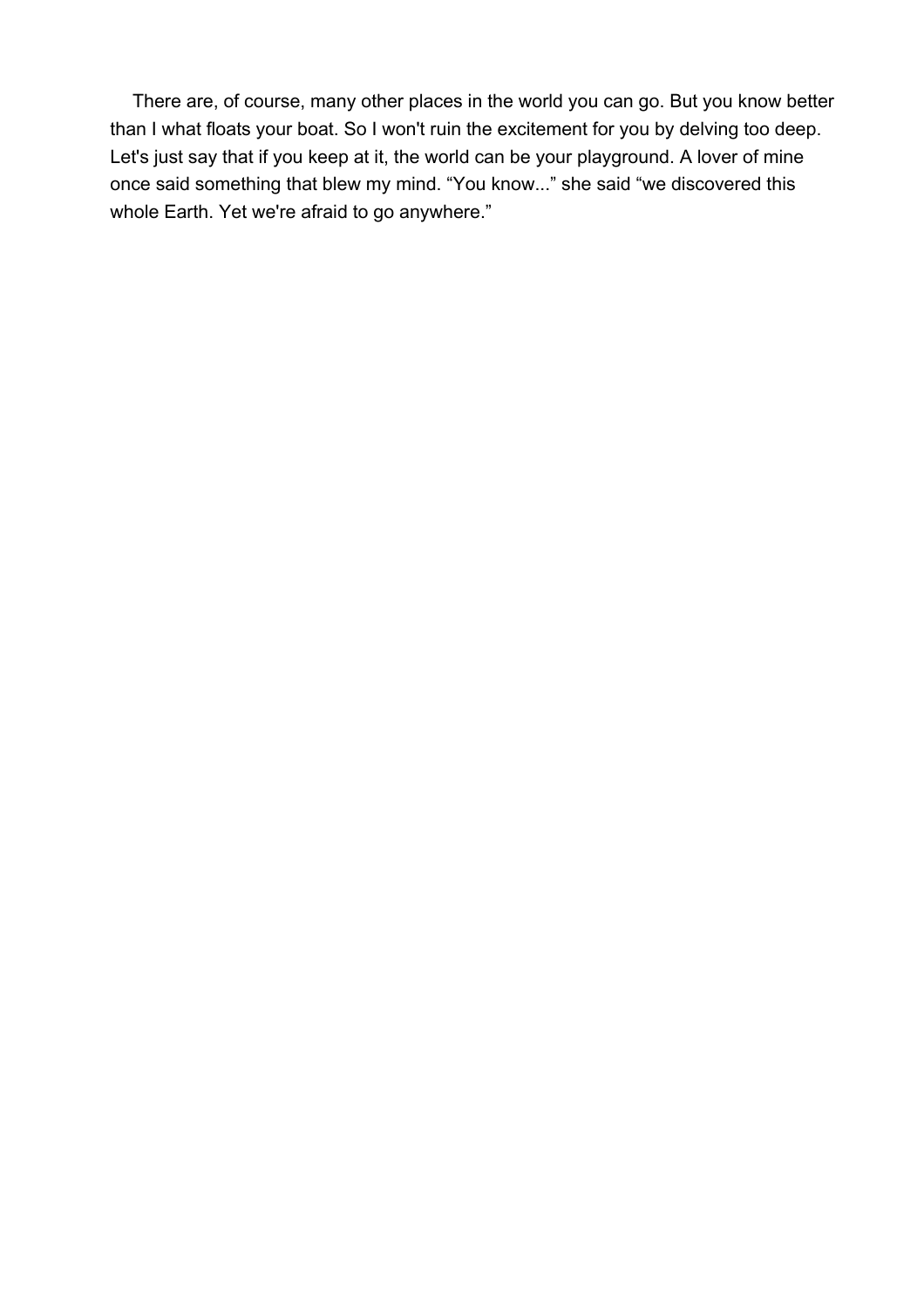There are, of course, many other places in the world you can go. But you know better than I what floats your boat. So I won't ruin the excitement for you by delving too deep. Let's just say that if you keep at it, the world can be your playground. A lover of mine once said something that blew my mind. “You know...” she said “we discovered this whole Earth. Yet we're afraid to go anywhere.”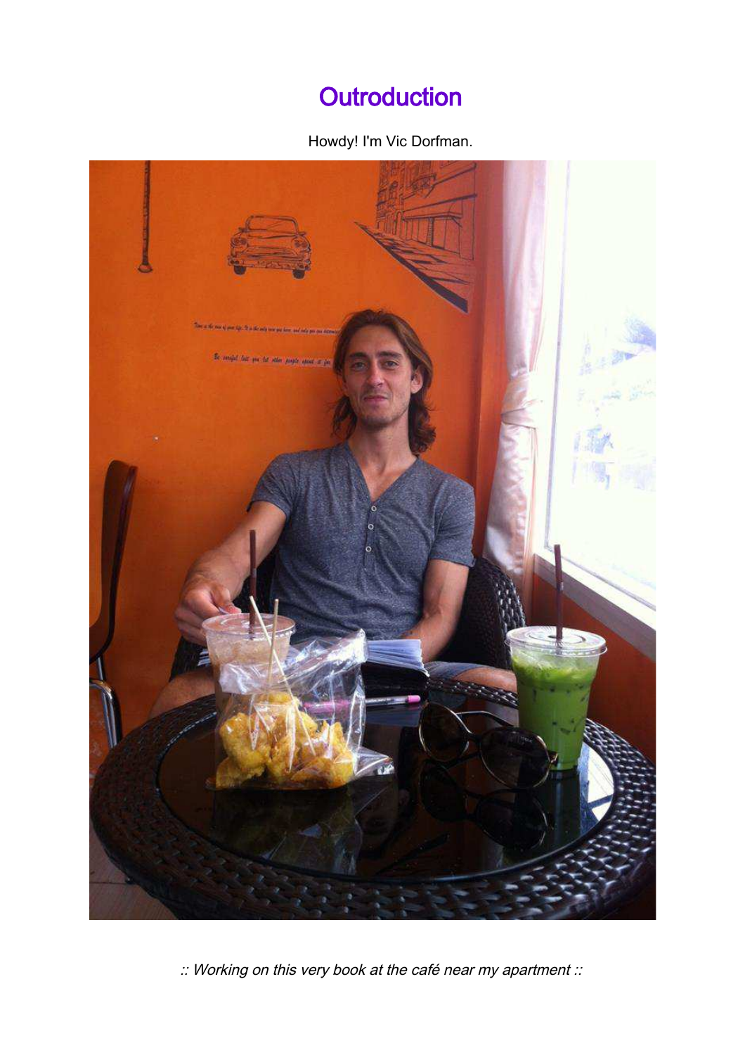# Outroduction

Howdy! I'm Vic Dorfman.

*:: Working on this very book at the café near my apartment ::*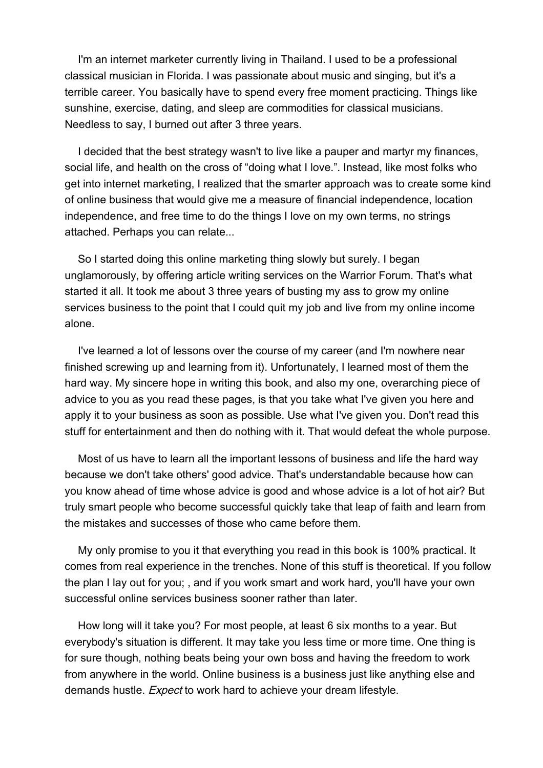I'm an internet marketer currently living in Thailand. I used to be a professional classical musician in Florida. I was passionate about music and singing, but it's a terrible career. You basically have to spend every free moment practicing. Things like sunshine, exercise, dating, and sleep are commodities for classical musicians. Needless to say, I burned out after 3 three years.

I decided that the best strategy wasn't to live like a pauper and martyr my finances, social life, and health on the cross of "doing what I love.". Instead, like most folks who get into internet marketing, I realized that the smarter approach was to create some kind of online business that would give me a measure of financial independence, location independence, and free time to do the things I love on my own terms, no strings attached. Perhaps you can relate...

So I started doing this online marketing thing slowly but surely. I began unglamorously, by offering article writing services on the Warrior Forum. That's what started it all. It took me about 3 three years of busting my ass to grow my online services business to the point that I could quit my job and live from my online income alone.

I've learned a lot of lessons over the course of my career (and I'm nowhere near finished screwing up and learning from it). Unfortunately, I learned most of them the hard way. My sincere hope in writing this book, and also my one, overarching piece of advice to you as you read these pages, is that you take what I've given you here and apply it to your business as soon as possible. Use what I've given you. Don't read this stuff for entertainment and then do nothing with it. That would defeat the whole purpose.

Most of us have to learn all the important lessons of business and life the hard way because we don't take others' good advice. That's understandable because how can you know ahead of time whose advice is good and whose advice is a lot of hot air? But truly smart people who become successful quickly take that leap of faith and learn from the mistakes and successes of those who came before them.

My only promise to you it that everything you read in this book is 100% practical. It comes from real experience in the trenches. None of this stuff is theoretical. If you follow the plan I lay out for you; , and if you work smart and work hard, you'll have your own successful online services business sooner rather than later.

How long will it take you? For most people, at least 6 six months to a year. But everybody's situation is different. It may take you less time or more time. One thing is for sure though, nothing beats being your own boss and having the freedom to work from anywhere in the world. Online business is a business just like anything else and demands hustle. *Expect* to work hard to achieve your dream lifestyle.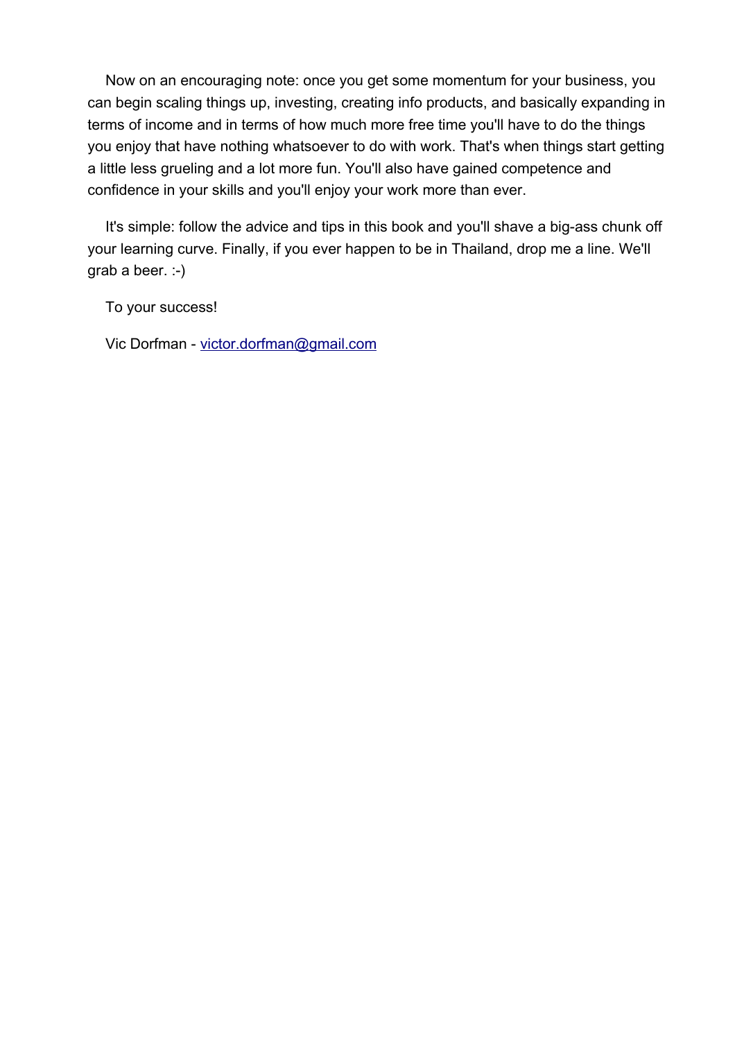Now on an encouraging note: once you get some momentum for your business, you can begin scaling things up, investing, creating info products, and basically expanding in terms of income and in terms of how much more free time you'll have to do the things you enjoy that have nothing whatsoever to do with work. That's when things start getting a little less grueling and a lot more fun. You'll also have gained competence and confidence in your skills and you'll enjoy your work more than ever.

It's simple: follow the advice and tips in this book and you'll shave a big-ass chunk off your learning curve. Finally, if you ever happen to be in Thailand, drop me a line. We'll grab a beer. :-)

To your success!

Vic Dorfman - victor.dorfman@gmail.com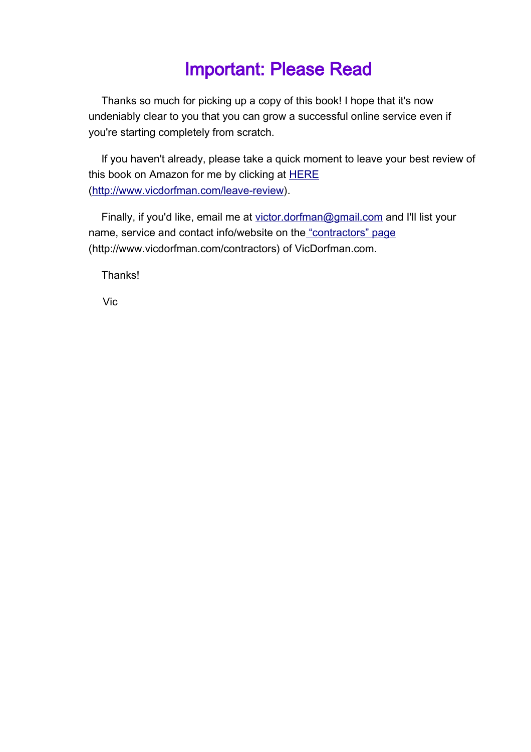# Important: Please Read

Thanks so much for picking up a copy of this book! I hope that it's now undeniably clear to you that you can grow a successful online service even if you're starting completely from scratch.

If you haven't already, please take a quick moment to leave your best review of this book on Amazon for me by clicking at HERE (http://www.vicdorfman.com/leave-review).

Finally, if you'd like, email me at victor.dorfman@gmail.com and I'll list your name, service and contact info/website on the "contractors" page (http://www.vicdorfman.com/contractors) of VicDorfman.com.

Thanks!

Vic